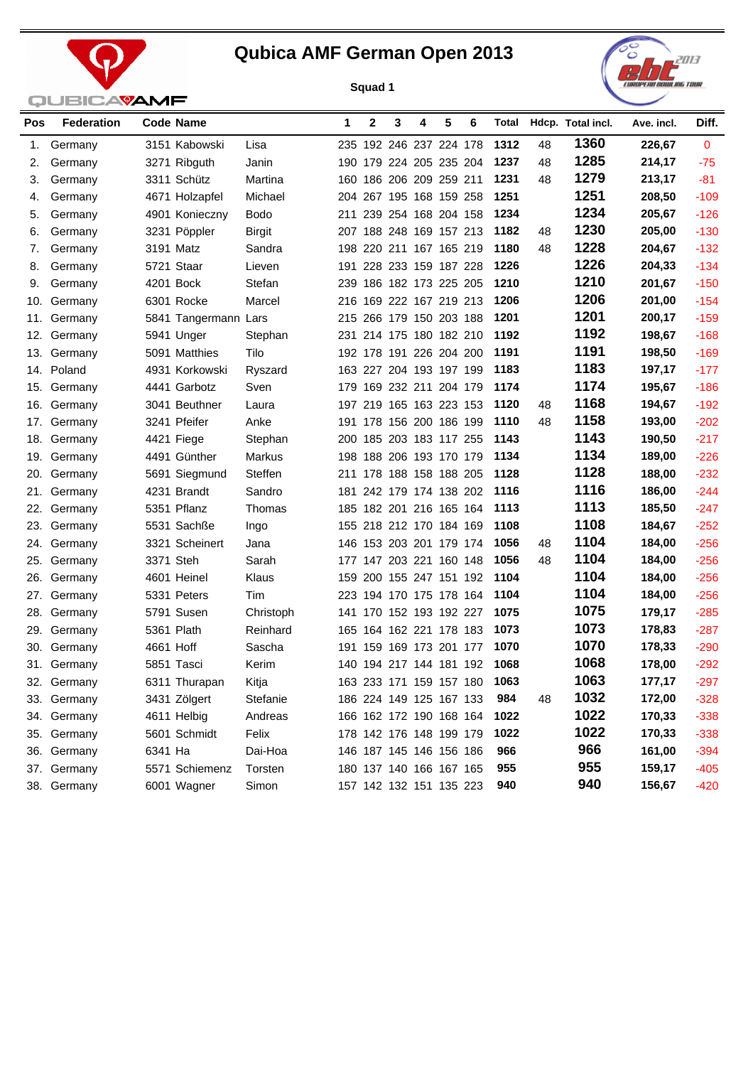# Qubica AMF German Open 2013

**Squad 1**

| Pos | Federation | Code | Name | | 1 | 2 | 3 | 4 | 5 | 6 | Total | Hdcp. | Total incl. | Ave. incl. | Diff. |
|---|---|---|---|---|---|---|---|---|---|---|---|---|---|---|---|
| 1. | Germany | 3151 | Kabowski | Lisa | 235 | 192 | 246 | 237 | 224 | 178 | **1312** | 48 | **1360** | **226,67** | 0 |
| 2. | Germany | 3271 | Ribguth | Janin | 190 | 179 | 224 | 205 | 235 | 204 | **1237** | 48 | **1285** | **214,17** | -75 |
| 3. | Germany | 3311 | Schütz | Martina | 160 | 186 | 206 | 209 | 259 | 211 | **1231** | 48 | **1279** | **213,17** | -81 |
| 4. | Germany | 4671 | Holzapfel | Michael | 204 | 267 | 195 | 168 | 159 | 258 | **1251** | | **1251** | **208,50** | -109 |
| 5. | Germany | 4901 | Konieczny | Bodo | 211 | 239 | 254 | 168 | 204 | 158 | **1234** | | **1234** | **205,67** | -126 |
| 6. | Germany | 3231 | Pöppler | Birgit | 207 | 188 | 248 | 169 | 157 | 213 | **1182** | 48 | **1230** | **205,00** | -130 |
| 7. | Germany | 3191 | Matz | Sandra | 198 | 220 | 211 | 167 | 165 | 219 | **1180** | 48 | **1228** | **204,67** | -132 |
| 8. | Germany | 5721 | Staar | Lieven | 191 | 228 | 233 | 159 | 187 | 228 | **1226** | | **1226** | **204,33** | -134 |
| 9. | Germany | 4201 | Bock | Stefan | 239 | 186 | 182 | 173 | 225 | 205 | **1210** | | **1210** | **201,67** | -150 |
| 10. | Germany | 6301 | Rocke | Marcel | 216 | 169 | 222 | 167 | 219 | 213 | **1206** | | **1206** | **201,00** | -154 |
| 11. | Germany | 5841 | Tangermann | Lars | 215 | 266 | 179 | 150 | 203 | 188 | **1201** | | **1201** | **200,17** | -159 |
| 12. | Germany | 5941 | Unger | Stephan | 231 | 214 | 175 | 180 | 182 | 210 | **1192** | | **1192** | **198,67** | -168 |
| 13. | Germany | 5091 | Matthies | Tilo | 192 | 178 | 191 | 226 | 204 | 200 | **1191** | | **1191** | **198,50** | -169 |
| 14. | Poland | 4931 | Korkowski | Ryszard | 163 | 227 | 204 | 193 | 197 | 199 | **1183** | | **1183** | **197,17** | -177 |
| 15. | Germany | 4441 | Garbotz | Sven | 179 | 169 | 232 | 211 | 204 | 179 | **1174** | | **1174** | **195,67** | -186 |
| 16. | Germany | 3041 | Beuthner | Laura | 197 | 219 | 165 | 163 | 223 | 153 | **1120** | 48 | **1168** | **194,67** | -192 |
| 17. | Germany | 3241 | Pfeifer | Anke | 191 | 178 | 156 | 200 | 186 | 199 | **1110** | 48 | **1158** | **193,00** | -202 |
| 18. | Germany | 4421 | Fiege | Stephan | 200 | 185 | 203 | 183 | 117 | 255 | **1143** | | **1143** | **190,50** | -217 |
| 19. | Germany | 4491 | Günther | Markus | 198 | 188 | 206 | 193 | 170 | 179 | **1134** | | **1134** | **189,00** | -226 |
| 20. | Germany | 5691 | Siegmund | Steffen | 211 | 178 | 188 | 158 | 188 | 205 | **1128** | | **1128** | **188,00** | -232 |
| 21. | Germany | 4231 | Brandt | Sandro | 181 | 242 | 179 | 174 | 138 | 202 | **1116** | | **1116** | **186,00** | -244 |
| 22. | Germany | 5351 | Pflanz | Thomas | 185 | 182 | 201 | 216 | 165 | 164 | **1113** | | **1113** | **185,50** | -247 |
| 23. | Germany | 5531 | Sachße | Ingo | 155 | 218 | 212 | 170 | 184 | 169 | **1108** | | **1108** | **184,67** | -252 |
| 24. | Germany | 3321 | Scheinert | Jana | 146 | 153 | 203 | 201 | 179 | 174 | **1056** | 48 | **1104** | **184,00** | -256 |
| 25. | Germany | 3371 | Steh | Sarah | 177 | 147 | 203 | 221 | 160 | 148 | **1056** | 48 | **1104** | **184,00** | -256 |
| 26. | Germany | 4601 | Heinel | Klaus | 159 | 200 | 155 | 247 | 151 | 192 | **1104** | | **1104** | **184,00** | -256 |
| 27. | Germany | 5331 | Peters | Tim | 223 | 194 | 170 | 175 | 178 | 164 | **1104** | | **1104** | **184,00** | -256 |
| 28. | Germany | 5791 | Susen | Christoph | 141 | 170 | 152 | 193 | 192 | 227 | **1075** | | **1075** | **179,17** | -285 |
| 29. | Germany | 5361 | Plath | Reinhard | 165 | 164 | 162 | 221 | 178 | 183 | **1073** | | **1073** | **178,83** | -287 |
| 30. | Germany | 4661 | Hoff | Sascha | 191 | 159 | 169 | 173 | 201 | 177 | **1070** | | **1070** | **178,33** | -290 |
| 31. | Germany | 5851 | Tasci | Kerim | 140 | 194 | 217 | 144 | 181 | 192 | **1068** | | **1068** | **178,00** | -292 |
| 32. | Germany | 6311 | Thurapan | Kitja | 163 | 233 | 171 | 159 | 157 | 180 | **1063** | | **1063** | **177,17** | -297 |
| 33. | Germany | 3431 | Zölgert | Stefanie | 186 | 224 | 149 | 125 | 167 | 133 | **984** | 48 | **1032** | **172,00** | -328 |
| 34. | Germany | 4611 | Helbig | Andreas | 166 | 162 | 172 | 190 | 168 | 164 | **1022** | | **1022** | **170,33** | -338 |
| 35. | Germany | 5601 | Schmidt | Felix | 178 | 142 | 176 | 148 | 199 | 179 | **1022** | | **1022** | **170,33** | -338 |
| 36. | Germany | 6341 | Ha | Dai-Hoa | 146 | 187 | 145 | 146 | 156 | 186 | **966** | | **966** | **161,00** | -394 |
| 37. | Germany | 5571 | Schiemenz | Torsten | 180 | 137 | 140 | 166 | 167 | 165 | **955** | | **955** | **159,17** | -405 |
| 38. | Germany | 6001 | Wagner | Simon | 157 | 142 | 132 | 151 | 135 | 223 | **940** | | **940** | **156,67** | -420 |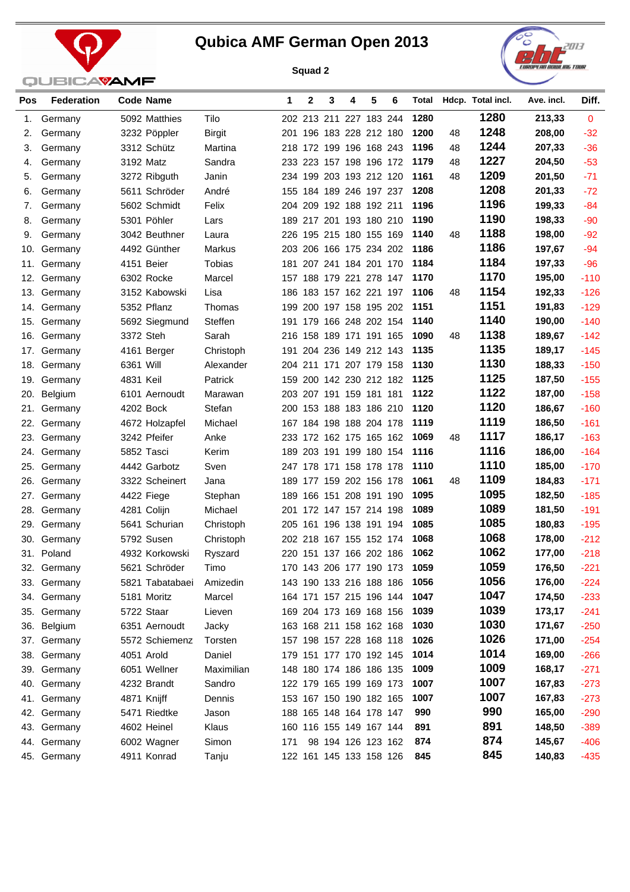# Qubica AMF German Open 2013

**Squad 2**

| Pos | Federation | Code | Name | | 1 | 2 | 3 | 4 | 5 | 6 | Total | Hdcp. | Total incl. | Ave. incl. | Diff. |
|---|---|---|---|---|---|---|---|---|---|---|---|---|---|---|---|
| 1. | Germany | 5092 | Matthies | Tilo | 202 | 213 | 211 | 227 | 183 | 244 | **1280** | | **1280** | **213,33** | 0 |
| 2. | Germany | 3232 | Pöppler | Birgit | 201 | 196 | 183 | 228 | 212 | 180 | **1200** | 48 | **1248** | **208,00** | -32 |
| 3. | Germany | 3312 | Schütz | Martina | 218 | 172 | 199 | 196 | 168 | 243 | **1196** | 48 | **1244** | **207,33** | -36 |
| 4. | Germany | 3192 | Matz | Sandra | 233 | 223 | 157 | 198 | 196 | 172 | **1179** | 48 | **1227** | **204,50** | -53 |
| 5. | Germany | 3272 | Ribguth | Janin | 234 | 199 | 203 | 193 | 212 | 120 | **1161** | 48 | **1209** | **201,50** | -71 |
| 6. | Germany | 5611 | Schröder | André | 155 | 184 | 189 | 246 | 197 | 237 | **1208** | | **1208** | **201,33** | -72 |
| 7. | Germany | 5602 | Schmidt | Felix | 204 | 209 | 192 | 188 | 192 | 211 | **1196** | | **1196** | **199,33** | -84 |
| 8. | Germany | 5301 | Pöhler | Lars | 189 | 217 | 201 | 193 | 180 | 210 | **1190** | | **1190** | **198,33** | -90 |
| 9. | Germany | 3042 | Beuthner | Laura | 226 | 195 | 215 | 180 | 155 | 169 | **1140** | 48 | **1188** | **198,00** | -92 |
| 10. | Germany | 4492 | Günther | Markus | 203 | 206 | 166 | 175 | 234 | 202 | **1186** | | **1186** | **197,67** | -94 |
| 11. | Germany | 4151 | Beier | Tobias | 181 | 207 | 241 | 184 | 201 | 170 | **1184** | | **1184** | **197,33** | -96 |
| 12. | Germany | 6302 | Rocke | Marcel | 157 | 188 | 179 | 221 | 278 | 147 | **1170** | | **1170** | **195,00** | -110 |
| 13. | Germany | 3152 | Kabowski | Lisa | 186 | 183 | 157 | 162 | 221 | 197 | **1106** | 48 | **1154** | **192,33** | -126 |
| 14. | Germany | 5352 | Pflanz | Thomas | 199 | 200 | 197 | 158 | 195 | 202 | **1151** | | **1151** | **191,83** | -129 |
| 15. | Germany | 5692 | Siegmund | Steffen | 191 | 179 | 166 | 248 | 202 | 154 | **1140** | | **1140** | **190,00** | -140 |
| 16. | Germany | 3372 | Steh | Sarah | 216 | 158 | 189 | 171 | 191 | 165 | **1090** | 48 | **1138** | **189,67** | -142 |
| 17. | Germany | 4161 | Berger | Christoph | 191 | 204 | 236 | 149 | 212 | 143 | **1135** | | **1135** | **189,17** | -145 |
| 18. | Germany | 6361 | Will | Alexander | 204 | 211 | 171 | 207 | 179 | 158 | **1130** | | **1130** | **188,33** | -150 |
| 19. | Germany | 4831 | Keil | Patrick | 159 | 200 | 142 | 230 | 212 | 182 | **1125** | | **1125** | **187,50** | -155 |
| 20. | Belgium | 6101 | Aernoudt | Marawan | 203 | 207 | 191 | 159 | 181 | 181 | **1122** | | **1122** | **187,00** | -158 |
| 21. | Germany | 4202 | Bock | Stefan | 200 | 153 | 188 | 183 | 186 | 210 | **1120** | | **1120** | **186,67** | -160 |
| 22. | Germany | 4672 | Holzapfel | Michael | 167 | 184 | 198 | 188 | 204 | 178 | **1119** | | **1119** | **186,50** | -161 |
| 23. | Germany | 3242 | Pfeifer | Anke | 233 | 172 | 162 | 175 | 165 | 162 | **1069** | 48 | **1117** | **186,17** | -163 |
| 24. | Germany | 5852 | Tasci | Kerim | 189 | 203 | 191 | 199 | 180 | 154 | **1116** | | **1116** | **186,00** | -164 |
| 25. | Germany | 4442 | Garbotz | Sven | 247 | 178 | 171 | 158 | 178 | 178 | **1110** | | **1110** | **185,00** | -170 |
| 26. | Germany | 3322 | Scheinert | Jana | 189 | 177 | 159 | 202 | 156 | 178 | **1061** | 48 | **1109** | **184,83** | -171 |
| 27. | Germany | 4422 | Fiege | Stephan | 189 | 166 | 151 | 208 | 191 | 190 | **1095** | | **1095** | **182,50** | -185 |
| 28. | Germany | 4281 | Colijn | Michael | 201 | 172 | 147 | 157 | 214 | 198 | **1089** | | **1089** | **181,50** | -191 |
| 29. | Germany | 5641 | Schurian | Christoph | 205 | 161 | 196 | 138 | 191 | 194 | **1085** | | **1085** | **180,83** | -195 |
| 30. | Germany | 5792 | Susen | Christoph | 202 | 218 | 167 | 155 | 152 | 174 | **1068** | | **1068** | **178,00** | -212 |
| 31. | Poland | 4932 | Korkowski | Ryszard | 220 | 151 | 137 | 166 | 202 | 186 | **1062** | | **1062** | **177,00** | -218 |
| 32. | Germany | 5621 | Schröder | Timo | 170 | 143 | 206 | 177 | 190 | 173 | **1059** | | **1059** | **176,50** | -221 |
| 33. | Germany | 5821 | Tabatabaei | Amizedin | 143 | 190 | 133 | 216 | 188 | 186 | **1056** | | **1056** | **176,00** | -224 |
| 34. | Germany | 5181 | Moritz | Marcel | 164 | 171 | 157 | 215 | 196 | 144 | **1047** | | **1047** | **174,50** | -233 |
| 35. | Germany | 5722 | Staar | Lieven | 169 | 204 | 173 | 169 | 168 | 156 | **1039** | | **1039** | **173,17** | -241 |
| 36. | Belgium | 6351 | Aernoudt | Jacky | 163 | 168 | 211 | 158 | 162 | 168 | **1030** | | **1030** | **171,67** | -250 |
| 37. | Germany | 5572 | Schiemenz | Torsten | 157 | 198 | 157 | 228 | 168 | 118 | **1026** | | **1026** | **171,00** | -254 |
| 38. | Germany | 4051 | Arold | Daniel | 179 | 151 | 177 | 170 | 192 | 145 | **1014** | | **1014** | **169,00** | -266 |
| 39. | Germany | 6051 | Wellner | Maximilian | 148 | 180 | 174 | 186 | 186 | 135 | **1009** | | **1009** | **168,17** | -271 |
| 40. | Germany | 4232 | Brandt | Sandro | 122 | 179 | 165 | 199 | 169 | 173 | **1007** | | **1007** | **167,83** | -273 |
| 41. | Germany | 4871 | Knijff | Dennis | 153 | 167 | 150 | 190 | 182 | 165 | **1007** | | **1007** | **167,83** | -273 |
| 42. | Germany | 5471 | Riedtke | Jason | 188 | 165 | 148 | 164 | 178 | 147 | **990** | | **990** | **165,00** | -290 |
| 43. | Germany | 4602 | Heinel | Klaus | 160 | 116 | 155 | 149 | 167 | 144 | **891** | | **891** | **148,50** | -389 |
| 44. | Germany | 6002 | Wagner | Simon | 171 | 98 | 194 | 126 | 123 | 162 | **874** | | **874** | **145,67** | -406 |
| 45. | Germany | 4911 | Konrad | Tanju | 122 | 161 | 145 | 133 | 158 | 126 | **845** | | **845** | **140,83** | -435 |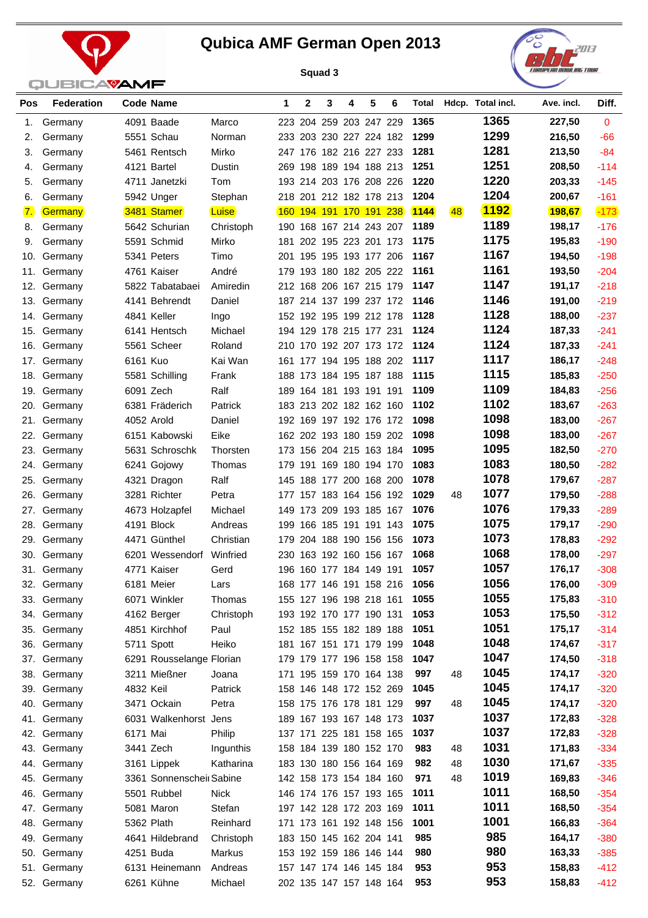# Qubica AMF German Open 2013

**Squad 3**

| Pos | Federation | Code | Name | | 1 | 2 | 3 | 4 | 5 | 6 | Total | Hdcp. | Total incl. | Ave. incl. | Diff. |
|---|---|---|---|---|---|---|---|---|---|---|---|---|---|---|---|
| 1. | Germany | 4091 | Baade | Marco | 223 | 204 | 259 | 203 | 247 | 229 | **1365** | | **1365** | **227,50** | 0 |
| 2. | Germany | 5551 | Schau | Norman | 233 | 203 | 230 | 227 | 224 | 182 | **1299** | | **1299** | **216,50** | -66 |
| 3. | Germany | 5461 | Rentsch | Mirko | 247 | 176 | 182 | 216 | 227 | 233 | **1281** | | **1281** | **213,50** | -84 |
| 4. | Germany | 4121 | Bartel | Dustin | 269 | 198 | 189 | 194 | 188 | 213 | **1251** | | **1251** | **208,50** | -114 |
| 5. | Germany | 4711 | Janetzki | Tom | 193 | 214 | 203 | 176 | 208 | 226 | **1220** | | **1220** | **203,33** | -145 |
| 6. | Germany | 5942 | Unger | Stephan | 218 | 201 | 212 | 182 | 178 | 213 | **1204** | | **1204** | **200,67** | -161 |
| 7. | Germany | 3481 | Stamer | Luise | 160 | 194 | 191 | 170 | 191 | 238 | **1144** | 48 | **1192** | **198,67** | -173 |
| 8. | Germany | 5642 | Schurian | Christoph | 190 | 168 | 167 | 214 | 243 | 207 | **1189** | | **1189** | **198,17** | -176 |
| 9. | Germany | 5591 | Schmid | Mirko | 181 | 202 | 195 | 223 | 201 | 173 | **1175** | | **1175** | **195,83** | -190 |
| 10. | Germany | 5341 | Peters | Timo | 201 | 195 | 195 | 193 | 177 | 206 | **1167** | | **1167** | **194,50** | -198 |
| 11. | Germany | 4761 | Kaiser | André | 179 | 193 | 180 | 182 | 205 | 222 | **1161** | | **1161** | **193,50** | -204 |
| 12. | Germany | 5822 | Tabatabaei | Amiredin | 212 | 168 | 206 | 167 | 215 | 179 | **1147** | | **1147** | **191,17** | -218 |
| 13. | Germany | 4141 | Behrendt | Daniel | 187 | 214 | 137 | 199 | 237 | 172 | **1146** | | **1146** | **191,00** | -219 |
| 14. | Germany | 4841 | Keller | Ingo | 152 | 192 | 195 | 199 | 212 | 178 | **1128** | | **1128** | **188,00** | -237 |
| 15. | Germany | 6141 | Hentsch | Michael | 194 | 129 | 178 | 215 | 177 | 231 | **1124** | | **1124** | **187,33** | -241 |
| 16. | Germany | 5561 | Scheer | Roland | 210 | 170 | 192 | 207 | 173 | 172 | **1124** | | **1124** | **187,33** | -241 |
| 17. | Germany | 6161 | Kuo | Kai Wan | 161 | 177 | 194 | 195 | 188 | 202 | **1117** | | **1117** | **186,17** | -248 |
| 18. | Germany | 5581 | Schilling | Frank | 188 | 173 | 184 | 195 | 187 | 188 | **1115** | | **1115** | **185,83** | -250 |
| 19. | Germany | 6091 | Zech | Ralf | 189 | 164 | 181 | 193 | 191 | 191 | **1109** | | **1109** | **184,83** | -256 |
| 20. | Germany | 6381 | Fräderich | Patrick | 183 | 213 | 202 | 182 | 162 | 160 | **1102** | | **1102** | **183,67** | -263 |
| 21. | Germany | 4052 | Arold | Daniel | 192 | 169 | 197 | 192 | 176 | 172 | **1098** | | **1098** | **183,00** | -267 |
| 22. | Germany | 6151 | Kabowski | Eike | 162 | 202 | 193 | 180 | 159 | 202 | **1098** | | **1098** | **183,00** | -267 |
| 23. | Germany | 5631 | Schroschk | Thorsten | 173 | 156 | 204 | 215 | 163 | 184 | **1095** | | **1095** | **182,50** | -270 |
| 24. | Germany | 6241 | Gojowy | Thomas | 179 | 191 | 169 | 180 | 194 | 170 | **1083** | | **1083** | **180,50** | -282 |
| 25. | Germany | 4321 | Dragon | Ralf | 145 | 188 | 177 | 200 | 168 | 200 | **1078** | | **1078** | **179,67** | -287 |
| 26. | Germany | 3281 | Richter | Petra | 177 | 157 | 183 | 164 | 156 | 192 | **1029** | 48 | **1077** | **179,50** | -288 |
| 27. | Germany | 4673 | Holzapfel | Michael | 149 | 173 | 209 | 193 | 185 | 167 | **1076** | | **1076** | **179,33** | -289 |
| 28. | Germany | 4191 | Block | Andreas | 199 | 166 | 185 | 191 | 191 | 143 | **1075** | | **1075** | **179,17** | -290 |
| 29. | Germany | 4471 | Günthel | Christian | 179 | 204 | 188 | 190 | 156 | 156 | **1073** | | **1073** | **178,83** | -292 |
| 30. | Germany | 6201 | Wessendorf | Winfried | 230 | 163 | 192 | 160 | 156 | 167 | **1068** | | **1068** | **178,00** | -297 |
| 31. | Germany | 4771 | Kaiser | Gerd | 196 | 160 | 177 | 184 | 149 | 191 | **1057** | | **1057** | **176,17** | -308 |
| 32. | Germany | 6181 | Meier | Lars | 168 | 177 | 146 | 191 | 158 | 216 | **1056** | | **1056** | **176,00** | -309 |
| 33. | Germany | 6071 | Winkler | Thomas | 155 | 127 | 196 | 198 | 218 | 161 | **1055** | | **1055** | **175,83** | -310 |
| 34. | Germany | 4162 | Berger | Christoph | 193 | 192 | 170 | 177 | 190 | 131 | **1053** | | **1053** | **175,50** | -312 |
| 35. | Germany | 4851 | Kirchhof | Paul | 152 | 185 | 155 | 182 | 189 | 188 | **1051** | | **1051** | **175,17** | -314 |
| 36. | Germany | 5711 | Spott | Heiko | 181 | 167 | 151 | 171 | 179 | 199 | **1048** | | **1048** | **174,67** | -317 |
| 37. | Germany | 6291 | Rousselange | Florian | 179 | 179 | 177 | 196 | 158 | 158 | **1047** | | **1047** | **174,50** | -318 |
| 38. | Germany | 3211 | Mießner | Joana | 171 | 195 | 159 | 170 | 164 | 138 | **997** | 48 | **1045** | **174,17** | -320 |
| 39. | Germany | 4832 | Keil | Patrick | 158 | 146 | 148 | 172 | 152 | 269 | **1045** | | **1045** | **174,17** | -320 |
| 40. | Germany | 3471 | Ockain | Petra | 158 | 175 | 176 | 178 | 181 | 129 | **997** | 48 | **1045** | **174,17** | -320 |
| 41. | Germany | 6031 | Walkenhorst | Jens | 189 | 167 | 193 | 167 | 148 | 173 | **1037** | | **1037** | **172,83** | -328 |
| 42. | Germany | 6171 | Mai | Philip | 137 | 171 | 225 | 181 | 158 | 165 | **1037** | | **1037** | **172,83** | -328 |
| 43. | Germany | 3441 | Zech | Ingunthis | 158 | 184 | 139 | 180 | 152 | 170 | **983** | 48 | **1031** | **171,83** | -334 |
| 44. | Germany | 3161 | Lippek | Katharina | 183 | 130 | 180 | 156 | 164 | 169 | **982** | 48 | **1030** | **171,67** | -335 |
| 45. | Germany | 3361 | Sonnenschein | Sabine | 142 | 158 | 173 | 154 | 184 | 160 | **971** | 48 | **1019** | **169,83** | -346 |
| 46. | Germany | 5501 | Rubbel | Nick | 146 | 174 | 176 | 157 | 193 | 165 | **1011** | | **1011** | **168,50** | -354 |
| 47. | Germany | 5081 | Maron | Stefan | 197 | 142 | 128 | 172 | 203 | 169 | **1011** | | **1011** | **168,50** | -354 |
| 48. | Germany | 5362 | Plath | Reinhard | 171 | 173 | 161 | 192 | 148 | 156 | **1001** | | **1001** | **166,83** | -364 |
| 49. | Germany | 4641 | Hildebrand | Christoph | 183 | 150 | 145 | 162 | 204 | 141 | **985** | | **985** | **164,17** | -380 |
| 50. | Germany | 4251 | Buda | Markus | 153 | 192 | 159 | 186 | 146 | 144 | **980** | | **980** | **163,33** | -385 |
| 51. | Germany | 6131 | Heinemann | Andreas | 157 | 147 | 174 | 146 | 145 | 184 | **953** | | **953** | **158,83** | -412 |
| 52. | Germany | 6261 | Kühne | Michael | 202 | 135 | 147 | 157 | 148 | 164 | **953** | | **953** | **158,83** | -412 |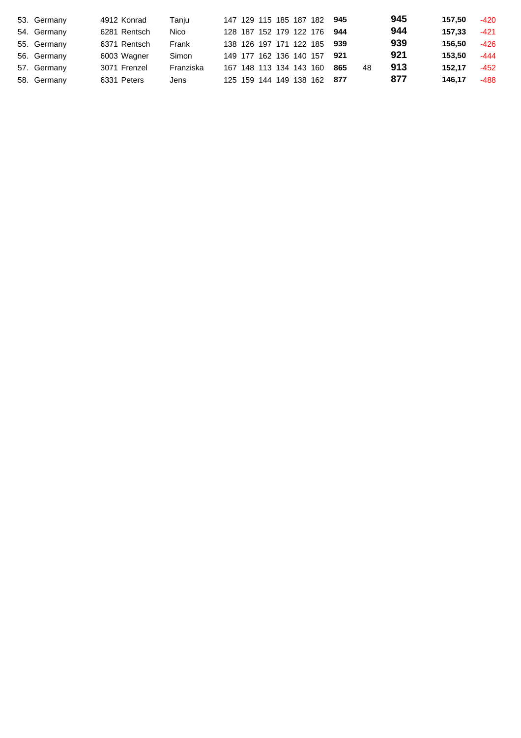| | | | | | | | | | | | | | | | | |
|---|---|---|---|---|---|---|---|---|---|---|---|---|---|---|---|---|
| 53. | Germany | 4912 | Konrad | Tanju | 147 | 129 | 115 | 185 | 187 | 182 | **945** | | **945** | **157,50** | -420 |
| 54. | Germany | 6281 | Rentsch | Nico | 128 | 187 | 152 | 179 | 122 | 176 | **944** | | **944** | **157,33** | -421 |
| 55. | Germany | 6371 | Rentsch | Frank | 138 | 126 | 197 | 171 | 122 | 185 | **939** | | **939** | **156,50** | -426 |
| 56. | Germany | 6003 | Wagner | Simon | 149 | 177 | 162 | 136 | 140 | 157 | **921** | | **921** | **153,50** | -444 |
| 57. | Germany | 3071 | Frenzel | Franziska | 167 | 148 | 113 | 134 | 143 | 160 | **865** | 48 | **913** | **152,17** | -452 |
| 58. | Germany | 6331 | Peters | Jens | 125 | 159 | 144 | 149 | 138 | 162 | **877** | | **877** | **146,17** | -488 |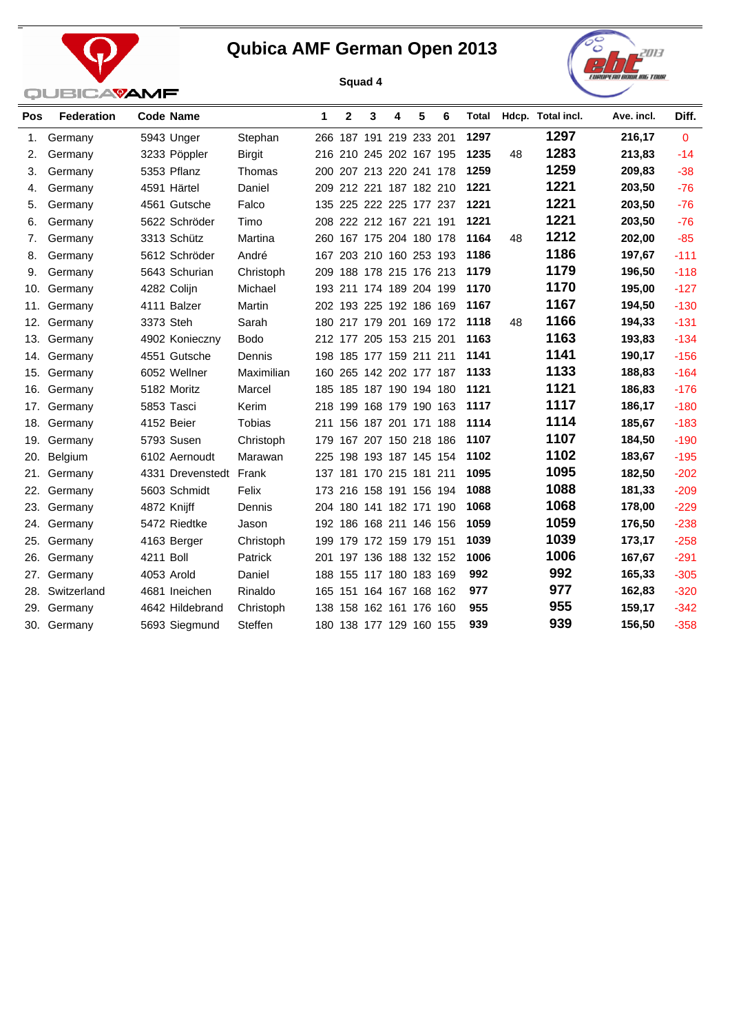# Qubica AMF German Open 2013

**Squad 4**

| Pos | Federation | Code | Name | | 1 | 2 | 3 | 4 | 5 | 6 | Total | Hdcp. | Total incl. | Ave. incl. | Diff. |
|---|---|---|---|---|---|---|---|---|---|---|---|---|---|---|---|
| 1. | Germany | 5943 | Unger | Stephan | 266 | 187 | 191 | 219 | 233 | 201 | **1297** | | **1297** | **216,17** | 0 |
| 2. | Germany | 3233 | Pöppler | Birgit | 216 | 210 | 245 | 202 | 167 | 195 | **1235** | 48 | **1283** | **213,83** | -14 |
| 3. | Germany | 5353 | Pflanz | Thomas | 200 | 207 | 213 | 220 | 241 | 178 | **1259** | | **1259** | **209,83** | -38 |
| 4. | Germany | 4591 | Härtel | Daniel | 209 | 212 | 221 | 187 | 182 | 210 | **1221** | | **1221** | **203,50** | -76 |
| 5. | Germany | 4561 | Gutsche | Falco | 135 | 225 | 222 | 225 | 177 | 237 | **1221** | | **1221** | **203,50** | -76 |
| 6. | Germany | 5622 | Schröder | Timo | 208 | 222 | 212 | 167 | 221 | 191 | **1221** | | **1221** | **203,50** | -76 |
| 7. | Germany | 3313 | Schütz | Martina | 260 | 167 | 175 | 204 | 180 | 178 | **1164** | 48 | **1212** | **202,00** | -85 |
| 8. | Germany | 5612 | Schröder | André | 167 | 203 | 210 | 160 | 253 | 193 | **1186** | | **1186** | **197,67** | -111 |
| 9. | Germany | 5643 | Schurian | Christoph | 209 | 188 | 178 | 215 | 176 | 213 | **1179** | | **1179** | **196,50** | -118 |
| 10. | Germany | 4282 | Colijn | Michael | 193 | 211 | 174 | 189 | 204 | 199 | **1170** | | **1170** | **195,00** | -127 |
| 11. | Germany | 4111 | Balzer | Martin | 202 | 193 | 225 | 192 | 186 | 169 | **1167** | | **1167** | **194,50** | -130 |
| 12. | Germany | 3373 | Steh | Sarah | 180 | 217 | 179 | 201 | 169 | 172 | **1118** | 48 | **1166** | **194,33** | -131 |
| 13. | Germany | 4902 | Konieczny | Bodo | 212 | 177 | 205 | 153 | 215 | 201 | **1163** | | **1163** | **193,83** | -134 |
| 14. | Germany | 4551 | Gutsche | Dennis | 198 | 185 | 177 | 159 | 211 | 211 | **1141** | | **1141** | **190,17** | -156 |
| 15. | Germany | 6052 | Wellner | Maximilian | 160 | 265 | 142 | 202 | 177 | 187 | **1133** | | **1133** | **188,83** | -164 |
| 16. | Germany | 5182 | Moritz | Marcel | 185 | 185 | 187 | 190 | 194 | 180 | **1121** | | **1121** | **186,83** | -176 |
| 17. | Germany | 5853 | Tasci | Kerim | 218 | 199 | 168 | 179 | 190 | 163 | **1117** | | **1117** | **186,17** | -180 |
| 18. | Germany | 4152 | Beier | Tobias | 211 | 156 | 187 | 201 | 171 | 188 | **1114** | | **1114** | **185,67** | -183 |
| 19. | Germany | 5793 | Susen | Christoph | 179 | 167 | 207 | 150 | 218 | 186 | **1107** | | **1107** | **184,50** | -190 |
| 20. | Belgium | 6102 | Aernoudt | Marawan | 225 | 198 | 193 | 187 | 145 | 154 | **1102** | | **1102** | **183,67** | -195 |
| 21. | Germany | 4331 | Drevenstedt | Frank | 137 | 181 | 170 | 215 | 181 | 211 | **1095** | | **1095** | **182,50** | -202 |
| 22. | Germany | 5603 | Schmidt | Felix | 173 | 216 | 158 | 191 | 156 | 194 | **1088** | | **1088** | **181,33** | -209 |
| 23. | Germany | 4872 | Knijff | Dennis | 204 | 180 | 141 | 182 | 171 | 190 | **1068** | | **1068** | **178,00** | -229 |
| 24. | Germany | 5472 | Riedtke | Jason | 192 | 186 | 168 | 211 | 146 | 156 | **1059** | | **1059** | **176,50** | -238 |
| 25. | Germany | 4163 | Berger | Christoph | 199 | 179 | 172 | 159 | 179 | 151 | **1039** | | **1039** | **173,17** | -258 |
| 26. | Germany | 4211 | Boll | Patrick | 201 | 197 | 136 | 188 | 132 | 152 | **1006** | | **1006** | **167,67** | -291 |
| 27. | Germany | 4053 | Arold | Daniel | 188 | 155 | 117 | 180 | 183 | 169 | **992** | | **992** | **165,33** | -305 |
| 28. | Switzerland | 4681 | Ineichen | Rinaldo | 165 | 151 | 164 | 167 | 168 | 162 | **977** | | **977** | **162,83** | -320 |
| 29. | Germany | 4642 | Hildebrand | Christoph | 138 | 158 | 162 | 161 | 176 | 160 | **955** | | **955** | **159,17** | -342 |
| 30. | Germany | 5693 | Siegmund | Steffen | 180 | 138 | 177 | 129 | 160 | 155 | **939** | | **939** | **156,50** | -358 |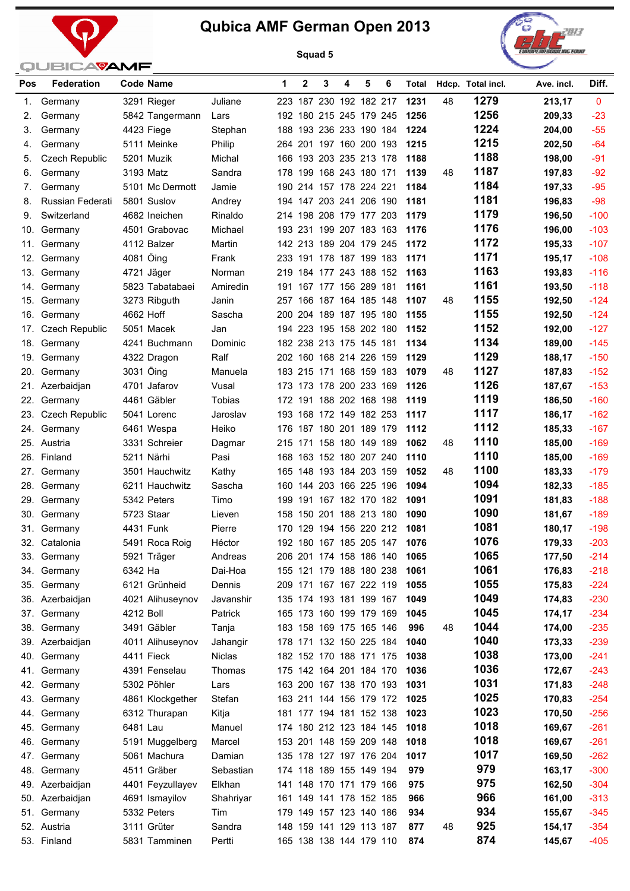# Qubica AMF German Open 2013

**Squad 5**

| Pos | Federation | Code | Name | | 1 | 2 | 3 | 4 | 5 | 6 | Total | Hdcp. | Total incl. | Ave. incl. | Diff. |
|---|---|---|---|---|---|---|---|---|---|---|---|---|---|---|---|
| 1. | Germany | 3291 | Rieger | Juliane | 223 | 187 | 230 | 192 | 182 | 217 | **1231** | 48 | **1279** | **213,17** | 0 |
| 2. | Germany | 5842 | Tangermann | Lars | 192 | 180 | 215 | 245 | 179 | 245 | **1256** | | **1256** | **209,33** | -23 |
| 3. | Germany | 4423 | Fiege | Stephan | 188 | 193 | 236 | 233 | 190 | 184 | **1224** | | **1224** | **204,00** | -55 |
| 4. | Germany | 5111 | Meinke | Philip | 264 | 201 | 197 | 160 | 200 | 193 | **1215** | | **1215** | **202,50** | -64 |
| 5. | Czech Republic | 5201 | Muzik | Michal | 166 | 193 | 203 | 235 | 213 | 178 | **1188** | | **1188** | **198,00** | -91 |
| 6. | Germany | 3193 | Matz | Sandra | 178 | 199 | 168 | 243 | 180 | 171 | **1139** | 48 | **1187** | **197,83** | -92 |
| 7. | Germany | 5101 | Mc Dermott | Jamie | 190 | 214 | 157 | 178 | 224 | 221 | **1184** | | **1184** | **197,33** | -95 |
| 8. | Russian Federati | 5801 | Suslov | Andrey | 194 | 147 | 203 | 241 | 206 | 190 | **1181** | | **1181** | **196,83** | -98 |
| 9. | Switzerland | 4682 | Ineichen | Rinaldo | 214 | 198 | 208 | 179 | 177 | 203 | **1179** | | **1179** | **196,50** | -100 |
| 10. | Germany | 4501 | Grabovac | Michael | 193 | 231 | 199 | 207 | 183 | 163 | **1176** | | **1176** | **196,00** | -103 |
| 11. | Germany | 4112 | Balzer | Martin | 142 | 213 | 189 | 204 | 179 | 245 | **1172** | | **1172** | **195,33** | -107 |
| 12. | Germany | 4081 | Öing | Frank | 233 | 191 | 178 | 187 | 199 | 183 | **1171** | | **1171** | **195,17** | -108 |
| 13. | Germany | 4721 | Jäger | Norman | 219 | 184 | 177 | 243 | 188 | 152 | **1163** | | **1163** | **193,83** | -116 |
| 14. | Germany | 5823 | Tabatabaei | Amiredin | 191 | 167 | 177 | 156 | 289 | 181 | **1161** | | **1161** | **193,50** | -118 |
| 15. | Germany | 3273 | Ribguth | Janin | 257 | 166 | 187 | 164 | 185 | 148 | **1107** | 48 | **1155** | **192,50** | -124 |
| 16. | Germany | 4662 | Hoff | Sascha | 200 | 204 | 189 | 187 | 195 | 180 | **1155** | | **1155** | **192,50** | -124 |
| 17. | Czech Republic | 5051 | Macek | Jan | 194 | 223 | 195 | 158 | 202 | 180 | **1152** | | **1152** | **192,00** | -127 |
| 18. | Germany | 4241 | Buchmann | Dominic | 182 | 238 | 213 | 175 | 145 | 181 | **1134** | | **1134** | **189,00** | -145 |
| 19. | Germany | 4322 | Dragon | Ralf | 202 | 160 | 168 | 214 | 226 | 159 | **1129** | | **1129** | **188,17** | -150 |
| 20. | Germany | 3031 | Öing | Manuela | 183 | 215 | 171 | 168 | 159 | 183 | **1079** | 48 | **1127** | **187,83** | -152 |
| 21. | Azerbaidjan | 4701 | Jafarov | Vusal | 173 | 173 | 178 | 200 | 233 | 169 | **1126** | | **1126** | **187,67** | -153 |
| 22. | Germany | 4461 | Gäbler | Tobias | 172 | 191 | 188 | 202 | 168 | 198 | **1119** | | **1119** | **186,50** | -160 |
| 23. | Czech Republic | 5041 | Lorenc | Jaroslav | 193 | 168 | 172 | 149 | 182 | 253 | **1117** | | **1117** | **186,17** | -162 |
| 24. | Germany | 6461 | Wespa | Heiko | 176 | 187 | 180 | 201 | 189 | 179 | **1112** | | **1112** | **185,33** | -167 |
| 25. | Austria | 3331 | Schreier | Dagmar | 215 | 171 | 158 | 180 | 149 | 189 | **1062** | 48 | **1110** | **185,00** | -169 |
| 26. | Finland | 5211 | Närhi | Pasi | 168 | 163 | 152 | 180 | 207 | 240 | **1110** | | **1110** | **185,00** | -169 |
| 27. | Germany | 3501 | Hauchwitz | Kathy | 165 | 148 | 193 | 184 | 203 | 159 | **1052** | 48 | **1100** | **183,33** | -179 |
| 28. | Germany | 6211 | Hauchwitz | Sascha | 160 | 144 | 203 | 166 | 225 | 196 | **1094** | | **1094** | **182,33** | -185 |
| 29. | Germany | 5342 | Peters | Timo | 199 | 191 | 167 | 182 | 170 | 182 | **1091** | | **1091** | **181,83** | -188 |
| 30. | Germany | 5723 | Staar | Lieven | 158 | 150 | 201 | 188 | 213 | 180 | **1090** | | **1090** | **181,67** | -189 |
| 31. | Germany | 4431 | Funk | Pierre | 170 | 129 | 194 | 156 | 220 | 212 | **1081** | | **1081** | **180,17** | -198 |
| 32. | Catalonia | 5491 | Roca Roig | Héctor | 192 | 180 | 167 | 185 | 205 | 147 | **1076** | | **1076** | **179,33** | -203 |
| 33. | Germany | 5921 | Träger | Andreas | 206 | 201 | 174 | 158 | 186 | 140 | **1065** | | **1065** | **177,50** | -214 |
| 34. | Germany | 6342 | Ha | Dai-Hoa | 155 | 121 | 179 | 188 | 180 | 238 | **1061** | | **1061** | **176,83** | -218 |
| 35. | Germany | 6121 | Grünheid | Dennis | 209 | 171 | 167 | 167 | 222 | 119 | **1055** | | **1055** | **175,83** | -224 |
| 36. | Azerbaidjan | 4021 | Alihuseynov | Javanshir | 135 | 174 | 193 | 181 | 199 | 167 | **1049** | | **1049** | **174,83** | -230 |
| 37. | Germany | 4212 | Boll | Patrick | 165 | 173 | 160 | 199 | 179 | 169 | **1045** | | **1045** | **174,17** | -234 |
| 38. | Germany | 3491 | Gäbler | Tanja | 183 | 158 | 169 | 175 | 165 | 146 | **996** | 48 | **1044** | **174,00** | -235 |
| 39. | Azerbaidjan | 4011 | Alihuseynov | Jahangir | 178 | 171 | 132 | 150 | 225 | 184 | **1040** | | **1040** | **173,33** | -239 |
| 40. | Germany | 4411 | Fieck | Niclas | 182 | 152 | 170 | 188 | 171 | 175 | **1038** | | **1038** | **173,00** | -241 |
| 41. | Germany | 4391 | Fenselau | Thomas | 175 | 142 | 164 | 201 | 184 | 170 | **1036** | | **1036** | **172,67** | -243 |
| 42. | Germany | 5302 | Pöhler | Lars | 163 | 200 | 167 | 138 | 170 | 193 | **1031** | | **1031** | **171,83** | -248 |
| 43. | Germany | 4861 | Klockgether | Stefan | 163 | 211 | 144 | 156 | 179 | 172 | **1025** | | **1025** | **170,83** | -254 |
| 44. | Germany | 6312 | Thurapan | Kitja | 181 | 177 | 194 | 181 | 152 | 138 | **1023** | | **1023** | **170,50** | -256 |
| 45. | Germany | 6481 | Lau | Manuel | 174 | 180 | 212 | 123 | 184 | 145 | **1018** | | **1018** | **169,67** | -261 |
| 46. | Germany | 5191 | Muggelberg | Marcel | 153 | 201 | 148 | 159 | 209 | 148 | **1018** | | **1018** | **169,67** | -261 |
| 47. | Germany | 5061 | Machura | Damian | 135 | 178 | 127 | 197 | 176 | 204 | **1017** | | **1017** | **169,50** | -262 |
| 48. | Germany | 4511 | Gräber | Sebastian | 174 | 118 | 189 | 155 | 149 | 194 | **979** | | **979** | **163,17** | -300 |
| 49. | Azerbaidjan | 4401 | Feyzullayev | Elkhan | 141 | 148 | 170 | 171 | 179 | 166 | **975** | | **975** | **162,50** | -304 |
| 50. | Azerbaidjan | 4691 | Ismayilov | Shahriyar | 161 | 149 | 141 | 178 | 152 | 185 | **966** | | **966** | **161,00** | -313 |
| 51. | Germany | 5332 | Peters | Tim | 179 | 149 | 157 | 123 | 140 | 186 | **934** | | **934** | **155,67** | -345 |
| 52. | Austria | 3111 | Grüter | Sandra | 148 | 159 | 141 | 129 | 113 | 187 | **877** | 48 | **925** | **154,17** | -354 |
| 53. | Finland | 5831 | Tamminen | Pertti | 165 | 138 | 138 | 144 | 179 | 110 | **874** | | **874** | **145,67** | -405 |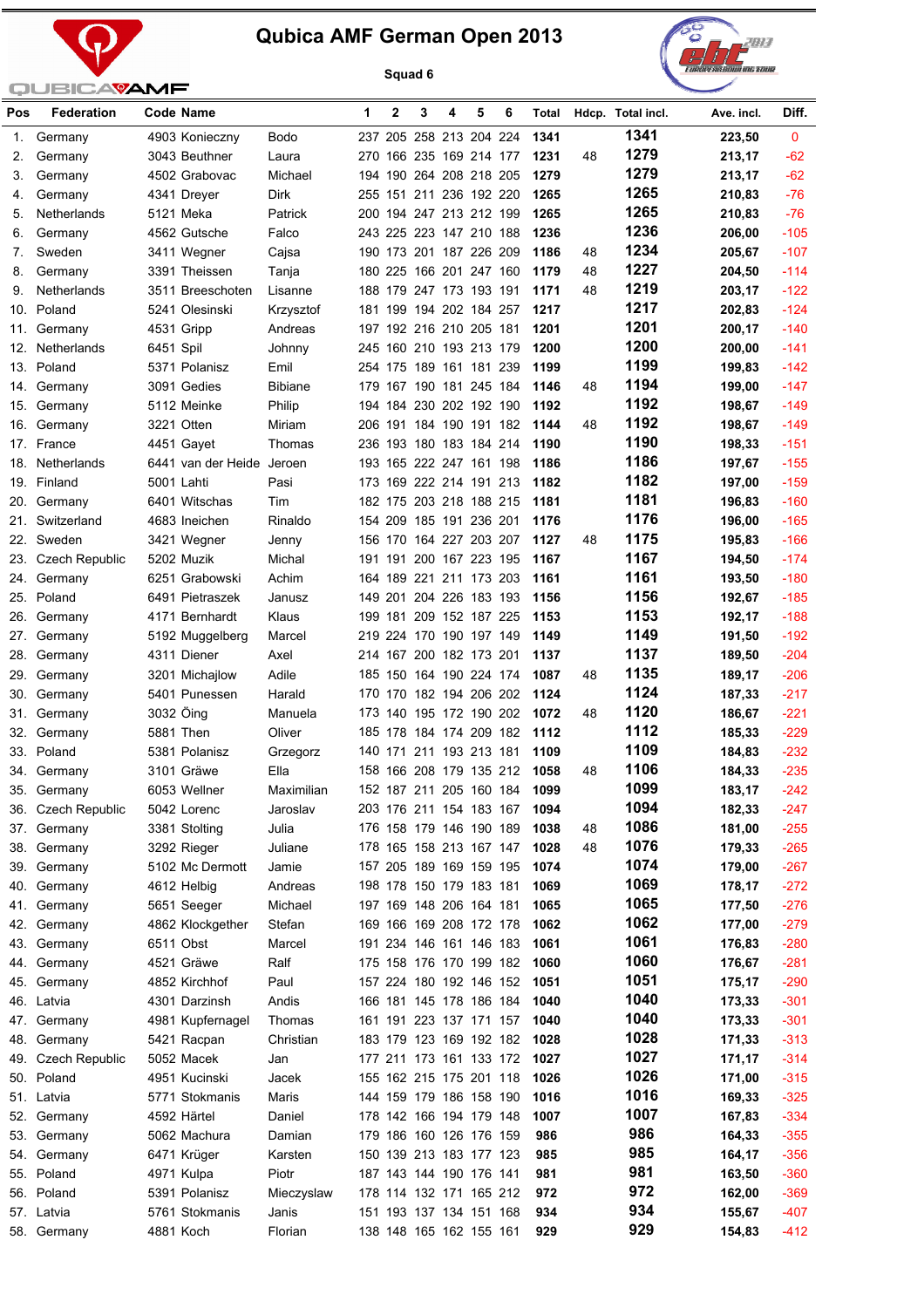# Qubica AMF German Open 2013

Squad 6

| Pos | Federation | Code | Name | | 1 | 2 | 3 | 4 | 5 | 6 | Total | Hdcp. | Total incl. | Ave. incl. | Diff. |
|---|---|---|---|---|---|---|---|---|---|---|---|---|---|---|---|
| 1. | Germany | 4903 | Konieczny | Bodo | 237 | 205 | 258 | 213 | 204 | 224 | 1341 | | 1341 | 223,50 | 0 |
| 2. | Germany | 3043 | Beuthner | Laura | 270 | 166 | 235 | 169 | 214 | 177 | 1231 | 48 | 1279 | 213,17 | -62 |
| 3. | Germany | 4502 | Grabovac | Michael | 194 | 190 | 264 | 208 | 218 | 205 | 1279 | | 1279 | 213,17 | -62 |
| 4. | Germany | 4341 | Dreyer | Dirk | 255 | 151 | 211 | 236 | 192 | 220 | 1265 | | 1265 | 210,83 | -76 |
| 5. | Netherlands | 5121 | Meka | Patrick | 200 | 194 | 247 | 213 | 212 | 199 | 1265 | | 1265 | 210,83 | -76 |
| 6. | Germany | 4562 | Gutsche | Falco | 243 | 225 | 223 | 147 | 210 | 188 | 1236 | | 1236 | 206,00 | -105 |
| 7. | Sweden | 3411 | Wegner | Cajsa | 190 | 173 | 201 | 187 | 226 | 209 | 1186 | 48 | 1234 | 205,67 | -107 |
| 8. | Germany | 3391 | Theissen | Tanja | 180 | 225 | 166 | 201 | 247 | 160 | 1179 | 48 | 1227 | 204,50 | -114 |
| 9. | Netherlands | 3511 | Breeschoten | Lisanne | 188 | 179 | 247 | 173 | 193 | 191 | 1171 | 48 | 1219 | 203,17 | -122 |
| 10. | Poland | 5241 | Olesinski | Krzysztof | 181 | 199 | 194 | 202 | 184 | 257 | 1217 | | 1217 | 202,83 | -124 |
| 11. | Germany | 4531 | Gripp | Andreas | 197 | 192 | 216 | 210 | 205 | 181 | 1201 | | 1201 | 200,17 | -140 |
| 12. | Netherlands | 6451 | Spil | Johnny | 245 | 160 | 210 | 193 | 213 | 179 | 1200 | | 1200 | 200,00 | -141 |
| 13. | Poland | 5371 | Polanisz | Emil | 254 | 175 | 189 | 161 | 181 | 239 | 1199 | | 1199 | 199,83 | -142 |
| 14. | Germany | 3091 | Gedies | Bibiane | 179 | 167 | 190 | 181 | 245 | 184 | 1146 | 48 | 1194 | 199,00 | -147 |
| 15. | Germany | 5112 | Meinke | Philip | 194 | 184 | 230 | 202 | 192 | 190 | 1192 | | 1192 | 198,67 | -149 |
| 16. | Germany | 3221 | Otten | Miriam | 206 | 191 | 184 | 190 | 191 | 182 | 1144 | 48 | 1192 | 198,67 | -149 |
| 17. | France | 4451 | Gayet | Thomas | 236 | 193 | 180 | 183 | 184 | 214 | 1190 | | 1190 | 198,33 | -151 |
| 18. | Netherlands | 6441 | van der Heide | Jeroen | 193 | 165 | 222 | 247 | 161 | 198 | 1186 | | 1186 | 197,67 | -155 |
| 19. | Finland | 5001 | Lahti | Pasi | 173 | 169 | 222 | 214 | 191 | 213 | 1182 | | 1182 | 197,00 | -159 |
| 20. | Germany | 6401 | Witschas | Tim | 182 | 175 | 203 | 218 | 188 | 215 | 1181 | | 1181 | 196,83 | -160 |
| 21. | Switzerland | 4683 | Ineichen | Rinaldo | 154 | 209 | 185 | 191 | 236 | 201 | 1176 | | 1176 | 196,00 | -165 |
| 22. | Sweden | 3421 | Wegner | Jenny | 156 | 170 | 164 | 227 | 203 | 207 | 1127 | 48 | 1175 | 195,83 | -166 |
| 23. | Czech Republic | 5202 | Muzik | Michal | 191 | 191 | 200 | 167 | 223 | 195 | 1167 | | 1167 | 194,50 | -174 |
| 24. | Germany | 6251 | Grabowski | Achim | 164 | 189 | 221 | 211 | 173 | 203 | 1161 | | 1161 | 193,50 | -180 |
| 25. | Poland | 6491 | Pietraszek | Janusz | 149 | 201 | 204 | 226 | 183 | 193 | 1156 | | 1156 | 192,67 | -185 |
| 26. | Germany | 4171 | Bernhardt | Klaus | 199 | 181 | 209 | 152 | 187 | 225 | 1153 | | 1153 | 192,17 | -188 |
| 27. | Germany | 5192 | Muggelberg | Marcel | 219 | 224 | 170 | 190 | 197 | 149 | 1149 | | 1149 | 191,50 | -192 |
| 28. | Germany | 4311 | Diener | Axel | 214 | 167 | 200 | 182 | 173 | 201 | 1137 | | 1137 | 189,50 | -204 |
| 29. | Germany | 3201 | Michajlow | Adile | 185 | 150 | 164 | 190 | 224 | 174 | 1087 | 48 | 1135 | 189,17 | -206 |
| 30. | Germany | 5401 | Punessen | Harald | 170 | 170 | 182 | 194 | 206 | 202 | 1124 | | 1124 | 187,33 | -217 |
| 31. | Germany | 3032 | Öing | Manuela | 173 | 140 | 195 | 172 | 190 | 202 | 1072 | 48 | 1120 | 186,67 | -221 |
| 32. | Germany | 5881 | Then | Oliver | 185 | 178 | 184 | 174 | 209 | 182 | 1112 | | 1112 | 185,33 | -229 |
| 33. | Poland | 5381 | Polanisz | Grzegorz | 140 | 171 | 211 | 193 | 213 | 181 | 1109 | | 1109 | 184,83 | -232 |
| 34. | Germany | 3101 | Gräwe | Ella | 158 | 166 | 208 | 179 | 135 | 212 | 1058 | 48 | 1106 | 184,33 | -235 |
| 35. | Germany | 6053 | Wellner | Maximilian | 152 | 187 | 211 | 205 | 160 | 184 | 1099 | | 1099 | 183,17 | -242 |
| 36. | Czech Republic | 5042 | Lorenc | Jaroslav | 203 | 176 | 211 | 154 | 183 | 167 | 1094 | | 1094 | 182,33 | -247 |
| 37. | Germany | 3381 | Stolting | Julia | 176 | 158 | 179 | 146 | 190 | 189 | 1038 | 48 | 1086 | 181,00 | -255 |
| 38. | Germany | 3292 | Rieger | Juliane | 178 | 165 | 158 | 213 | 167 | 147 | 1028 | 48 | 1076 | 179,33 | -265 |
| 39. | Germany | 5102 | Mc Dermott | Jamie | 157 | 205 | 189 | 169 | 159 | 195 | 1074 | | 1074 | 179,00 | -267 |
| 40. | Germany | 4612 | Helbig | Andreas | 198 | 178 | 150 | 179 | 183 | 181 | 1069 | | 1069 | 178,17 | -272 |
| 41. | Germany | 5651 | Seeger | Michael | 197 | 169 | 148 | 206 | 164 | 181 | 1065 | | 1065 | 177,50 | -276 |
| 42. | Germany | 4862 | Klockgether | Stefan | 169 | 166 | 169 | 208 | 172 | 178 | 1062 | | 1062 | 177,00 | -279 |
| 43. | Germany | 6511 | Obst | Marcel | 191 | 234 | 146 | 161 | 146 | 183 | 1061 | | 1061 | 176,83 | -280 |
| 44. | Germany | 4521 | Gräwe | Ralf | 175 | 158 | 176 | 170 | 199 | 182 | 1060 | | 1060 | 176,67 | -281 |
| 45. | Germany | 4852 | Kirchhof | Paul | 157 | 224 | 180 | 192 | 146 | 152 | 1051 | | 1051 | 175,17 | -290 |
| 46. | Latvia | 4301 | Darzinsh | Andis | 166 | 181 | 145 | 178 | 186 | 184 | 1040 | | 1040 | 173,33 | -301 |
| 47. | Germany | 4981 | Kupfernagel | Thomas | 161 | 191 | 223 | 137 | 171 | 157 | 1040 | | 1040 | 173,33 | -301 |
| 48. | Germany | 5421 | Racpan | Christian | 183 | 179 | 123 | 169 | 192 | 182 | 1028 | | 1028 | 171,33 | -313 |
| 49. | Czech Republic | 5052 | Macek | Jan | 177 | 211 | 173 | 161 | 133 | 172 | 1027 | | 1027 | 171,17 | -314 |
| 50. | Poland | 4951 | Kucinski | Jacek | 155 | 162 | 215 | 175 | 201 | 118 | 1026 | | 1026 | 171,00 | -315 |
| 51. | Latvia | 5771 | Stokmanis | Maris | 144 | 159 | 179 | 186 | 158 | 190 | 1016 | | 1016 | 169,33 | -325 |
| 52. | Germany | 4592 | Härtel | Daniel | 178 | 142 | 166 | 194 | 179 | 148 | 1007 | | 1007 | 167,83 | -334 |
| 53. | Germany | 5062 | Machura | Damian | 179 | 186 | 160 | 126 | 176 | 159 | 986 | | 986 | 164,33 | -355 |
| 54. | Germany | 6471 | Krüger | Karsten | 150 | 139 | 213 | 183 | 177 | 123 | 985 | | 985 | 164,17 | -356 |
| 55. | Poland | 4971 | Kulpa | Piotr | 187 | 143 | 144 | 190 | 176 | 141 | 981 | | 981 | 163,50 | -360 |
| 56. | Poland | 5391 | Polanisz | Mieczyslaw | 178 | 114 | 132 | 171 | 165 | 212 | 972 | | 972 | 162,00 | -369 |
| 57. | Latvia | 5761 | Stokmanis | Janis | 151 | 193 | 137 | 134 | 151 | 168 | 934 | | 934 | 155,67 | -407 |
| 58. | Germany | 4881 | Koch | Florian | 138 | 148 | 165 | 162 | 155 | 161 | 929 | | 929 | 154,83 | -412 |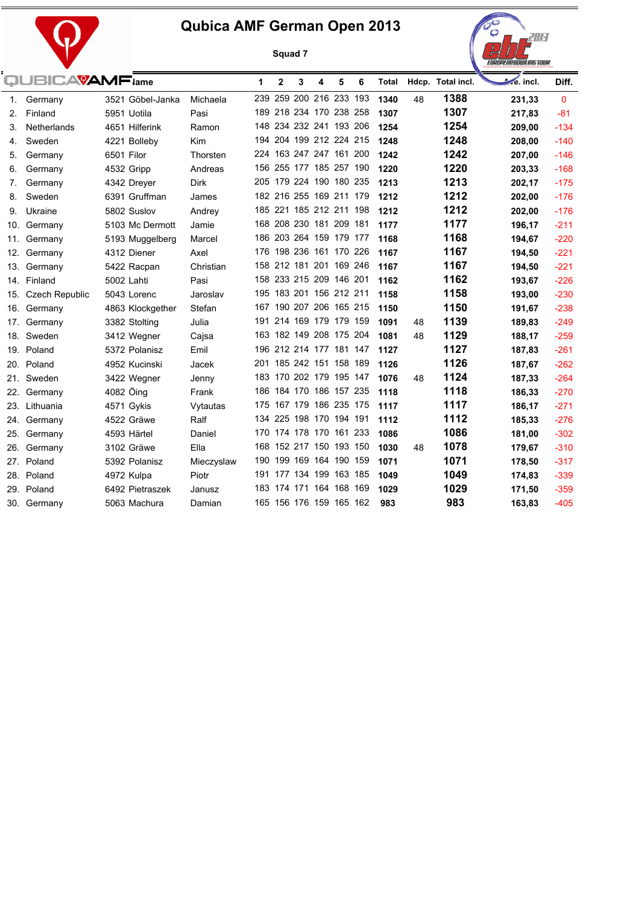# Qubica AMF German Open 2013

### Squad 7

| | | Name | | 1 | 2 | 3 | 4 | 5 | 6 | Total | Hdcp. | Total incl. | Ave. incl. | Diff. |
|---|---|---|---|---|---|---|---|---|---|---|---|---|---|---|
| 1. | Germany | 3521 Göbel-Janka | Michaela | 239 | 259 | 200 | 216 | 233 | 193 | 1340 | 48 | 1388 | 231,33 | 0 |
| 2. | Finland | 5951 Uotila | Pasi | 189 | 218 | 234 | 170 | 238 | 258 | 1307 | | 1307 | 217,83 | -81 |
| 3. | Netherlands | 4651 Hilferink | Ramon | 148 | 234 | 232 | 241 | 193 | 206 | 1254 | | 1254 | 209,00 | -134 |
| 4. | Sweden | 4221 Bolleby | Kim | 194 | 204 | 199 | 212 | 224 | 215 | 1248 | | 1248 | 208,00 | -140 |
| 5. | Germany | 6501 Filor | Thorsten | 224 | 163 | 247 | 247 | 161 | 200 | 1242 | | 1242 | 207,00 | -146 |
| 6. | Germany | 4532 Gripp | Andreas | 156 | 255 | 177 | 185 | 257 | 190 | 1220 | | 1220 | 203,33 | -168 |
| 7. | Germany | 4342 Dreyer | Dirk | 205 | 179 | 224 | 190 | 180 | 235 | 1213 | | 1213 | 202,17 | -175 |
| 8. | Sweden | 6391 Gruffman | James | 182 | 216 | 255 | 169 | 211 | 179 | 1212 | | 1212 | 202,00 | -176 |
| 9. | Ukraine | 5802 Suslov | Andrey | 185 | 221 | 185 | 212 | 211 | 198 | 1212 | | 1212 | 202,00 | -176 |
| 10. | Germany | 5103 Mc Dermott | Jamie | 168 | 208 | 230 | 181 | 209 | 181 | 1177 | | 1177 | 196,17 | -211 |
| 11. | Germany | 5193 Muggelberg | Marcel | 186 | 203 | 264 | 159 | 179 | 177 | 1168 | | 1168 | 194,67 | -220 |
| 12. | Germany | 4312 Diener | Axel | 176 | 198 | 236 | 161 | 170 | 226 | 1167 | | 1167 | 194,50 | -221 |
| 13. | Germany | 5422 Racpan | Christian | 158 | 212 | 181 | 201 | 169 | 246 | 1167 | | 1167 | 194,50 | -221 |
| 14. | Finland | 5002 Lahti | Pasi | 158 | 233 | 215 | 209 | 146 | 201 | 1162 | | 1162 | 193,67 | -226 |
| 15. | Czech Republic | 5043 Lorenc | Jaroslav | 195 | 183 | 201 | 156 | 212 | 211 | 1158 | | 1158 | 193,00 | -230 |
| 16. | Germany | 4863 Klockgether | Stefan | 167 | 190 | 207 | 206 | 165 | 215 | 1150 | | 1150 | 191,67 | -238 |
| 17. | Germany | 3382 Stolting | Julia | 191 | 214 | 169 | 179 | 179 | 159 | 1091 | 48 | 1139 | 189,83 | -249 |
| 18. | Sweden | 3412 Wegner | Cajsa | 163 | 182 | 149 | 208 | 175 | 204 | 1081 | 48 | 1129 | 188,17 | -259 |
| 19. | Poland | 5372 Polanisz | Emil | 196 | 212 | 214 | 177 | 181 | 147 | 1127 | | 1127 | 187,83 | -261 |
| 20. | Poland | 4952 Kucinski | Jacek | 201 | 185 | 242 | 151 | 158 | 189 | 1126 | | 1126 | 187,67 | -262 |
| 21. | Sweden | 3422 Wegner | Jenny | 183 | 170 | 202 | 179 | 195 | 147 | 1076 | 48 | 1124 | 187,33 | -264 |
| 22. | Germany | 4082 Öing | Frank | 186 | 184 | 170 | 186 | 157 | 235 | 1118 | | 1118 | 186,33 | -270 |
| 23. | Lithuania | 4571 Gykis | Vytautas | 175 | 167 | 179 | 186 | 235 | 175 | 1117 | | 1117 | 186,17 | -271 |
| 24. | Germany | 4522 Gräwe | Ralf | 134 | 225 | 198 | 170 | 194 | 191 | 1112 | | 1112 | 185,33 | -276 |
| 25. | Germany | 4593 Härtel | Daniel | 170 | 174 | 178 | 170 | 161 | 233 | 1086 | | 1086 | 181,00 | -302 |
| 26. | Germany | 3102 Gräwe | Ella | 168 | 152 | 217 | 150 | 193 | 150 | 1030 | 48 | 1078 | 179,67 | -310 |
| 27. | Poland | 5392 Polanisz | Mieczyslaw | 190 | 199 | 169 | 164 | 190 | 159 | 1071 | | 1071 | 178,50 | -317 |
| 28. | Poland | 4972 Kulpa | Piotr | 191 | 177 | 134 | 199 | 163 | 185 | 1049 | | 1049 | 174,83 | -339 |
| 29. | Poland | 6492 Pietraszek | Janusz | 183 | 174 | 171 | 164 | 168 | 169 | 1029 | | 1029 | 171,50 | -359 |
| 30. | Germany | 5063 Machura | Damian | 165 | 156 | 176 | 159 | 165 | 162 | 983 | | 983 | 163,83 | -405 |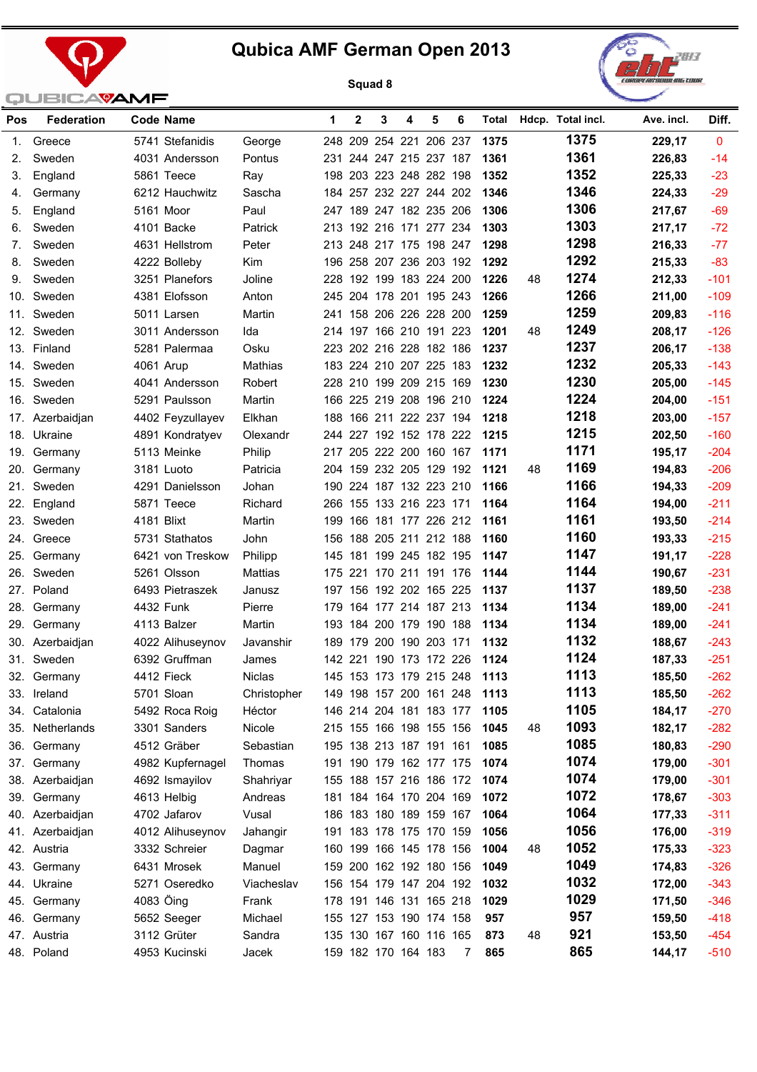# Qubica AMF German Open 2013

**Squad 8**

| Pos | Federation | Code | Name | | 1 | 2 | 3 | 4 | 5 | 6 | Total | Hdcp. | Total incl. | Ave. incl. | Diff. |
|---|---|---|---|---|---|---|---|---|---|---|---|---|---|---|---|
| 1. | Greece | 5741 | Stefanidis | George | 248 | 209 | 254 | 221 | 206 | 237 | **1375** | | **1375** | **229,17** | 0 |
| 2. | Sweden | 4031 | Andersson | Pontus | 231 | 244 | 247 | 215 | 237 | 187 | **1361** | | **1361** | **226,83** | -14 |
| 3. | England | 5861 | Teece | Ray | 198 | 203 | 223 | 248 | 282 | 198 | **1352** | | **1352** | **225,33** | -23 |
| 4. | Germany | 6212 | Hauchwitz | Sascha | 184 | 257 | 232 | 227 | 244 | 202 | **1346** | | **1346** | **224,33** | -29 |
| 5. | England | 5161 | Moor | Paul | 247 | 189 | 247 | 182 | 235 | 206 | **1306** | | **1306** | **217,67** | -69 |
| 6. | Sweden | 4101 | Backe | Patrick | 213 | 192 | 216 | 171 | 277 | 234 | **1303** | | **1303** | **217,17** | -72 |
| 7. | Sweden | 4631 | Hellstrom | Peter | 213 | 248 | 217 | 175 | 198 | 247 | **1298** | | **1298** | **216,33** | -77 |
| 8. | Sweden | 4222 | Bolleby | Kim | 196 | 258 | 207 | 236 | 203 | 192 | **1292** | | **1292** | **215,33** | -83 |
| 9. | Sweden | 3251 | Planefors | Joline | 228 | 192 | 199 | 183 | 224 | 200 | **1226** | 48 | **1274** | **212,33** | -101 |
| 10. | Sweden | 4381 | Elofsson | Anton | 245 | 204 | 178 | 201 | 195 | 243 | **1266** | | **1266** | **211,00** | -109 |
| 11. | Sweden | 5011 | Larsen | Martin | 241 | 158 | 206 | 226 | 228 | 200 | **1259** | | **1259** | **209,83** | -116 |
| 12. | Sweden | 3011 | Andersson | Ida | 214 | 197 | 166 | 210 | 191 | 223 | **1201** | 48 | **1249** | **208,17** | -126 |
| 13. | Finland | 5281 | Palermaa | Osku | 223 | 202 | 216 | 228 | 182 | 186 | **1237** | | **1237** | **206,17** | -138 |
| 14. | Sweden | 4061 | Arup | Mathias | 183 | 224 | 210 | 207 | 225 | 183 | **1232** | | **1232** | **205,33** | -143 |
| 15. | Sweden | 4041 | Andersson | Robert | 228 | 210 | 199 | 209 | 215 | 169 | **1230** | | **1230** | **205,00** | -145 |
| 16. | Sweden | 5291 | Paulsson | Martin | 166 | 225 | 219 | 208 | 196 | 210 | **1224** | | **1224** | **204,00** | -151 |
| 17. | Azerbaidjan | 4402 | Feyzullayev | Elkhan | 188 | 166 | 211 | 222 | 237 | 194 | **1218** | | **1218** | **203,00** | -157 |
| 18. | Ukraine | 4891 | Kondratyev | Olexandr | 244 | 227 | 192 | 152 | 178 | 222 | **1215** | | **1215** | **202,50** | -160 |
| 19. | Germany | 5113 | Meinke | Philip | 217 | 205 | 222 | 200 | 160 | 167 | **1171** | | **1171** | **195,17** | -204 |
| 20. | Germany | 3181 | Luoto | Patricia | 204 | 159 | 232 | 205 | 129 | 192 | **1121** | 48 | **1169** | **194,83** | -206 |
| 21. | Sweden | 4291 | Danielsson | Johan | 190 | 224 | 187 | 132 | 223 | 210 | **1166** | | **1166** | **194,33** | -209 |
| 22. | England | 5871 | Teece | Richard | 266 | 155 | 133 | 216 | 223 | 171 | **1164** | | **1164** | **194,00** | -211 |
| 23. | Sweden | 4181 | Blixt | Martin | 199 | 166 | 181 | 177 | 226 | 212 | **1161** | | **1161** | **193,50** | -214 |
| 24. | Greece | 5731 | Stathatos | John | 156 | 188 | 205 | 211 | 212 | 188 | **1160** | | **1160** | **193,33** | -215 |
| 25. | Germany | 6421 | von Treskow | Philipp | 145 | 181 | 199 | 245 | 182 | 195 | **1147** | | **1147** | **191,17** | -228 |
| 26. | Sweden | 5261 | Olsson | Mattias | 175 | 221 | 170 | 211 | 191 | 176 | **1144** | | **1144** | **190,67** | -231 |
| 27. | Poland | 6493 | Pietraszek | Janusz | 197 | 156 | 192 | 202 | 165 | 225 | **1137** | | **1137** | **189,50** | -238 |
| 28. | Germany | 4432 | Funk | Pierre | 179 | 164 | 177 | 214 | 187 | 213 | **1134** | | **1134** | **189,00** | -241 |
| 29. | Germany | 4113 | Balzer | Martin | 193 | 184 | 200 | 179 | 190 | 188 | **1134** | | **1134** | **189,00** | -241 |
| 30. | Azerbaidjan | 4022 | Alihuseynov | Javanshir | 189 | 179 | 200 | 190 | 203 | 171 | **1132** | | **1132** | **188,67** | -243 |
| 31. | Sweden | 6392 | Gruffman | James | 142 | 221 | 190 | 173 | 172 | 226 | **1124** | | **1124** | **187,33** | -251 |
| 32. | Germany | 4412 | Fieck | Niclas | 145 | 153 | 173 | 179 | 215 | 248 | **1113** | | **1113** | **185,50** | -262 |
| 33. | Ireland | 5701 | Sloan | Christopher | 149 | 198 | 157 | 200 | 161 | 248 | **1113** | | **1113** | **185,50** | -262 |
| 34. | Catalonia | 5492 | Roca Roig | Héctor | 146 | 214 | 204 | 181 | 183 | 177 | **1105** | | **1105** | **184,17** | -270 |
| 35. | Netherlands | 3301 | Sanders | Nicole | 215 | 155 | 166 | 198 | 155 | 156 | **1045** | 48 | **1093** | **182,17** | -282 |
| 36. | Germany | 4512 | Gräber | Sebastian | 195 | 138 | 213 | 187 | 191 | 161 | **1085** | | **1085** | **180,83** | -290 |
| 37. | Germany | 4982 | Kupfernagel | Thomas | 191 | 190 | 179 | 162 | 177 | 175 | **1074** | | **1074** | **179,00** | -301 |
| 38. | Azerbaidjan | 4692 | Ismayilov | Shahriyar | 155 | 188 | 157 | 216 | 186 | 172 | **1074** | | **1074** | **179,00** | -301 |
| 39. | Germany | 4613 | Helbig | Andreas | 181 | 184 | 164 | 170 | 204 | 169 | **1072** | | **1072** | **178,67** | -303 |
| 40. | Azerbaidjan | 4702 | Jafarov | Vusal | 186 | 183 | 180 | 189 | 159 | 167 | **1064** | | **1064** | **177,33** | -311 |
| 41. | Azerbaidjan | 4012 | Alihuseynov | Jahangir | 191 | 183 | 178 | 175 | 170 | 159 | **1056** | | **1056** | **176,00** | -319 |
| 42. | Austria | 3332 | Schreier | Dagmar | 160 | 199 | 166 | 145 | 178 | 156 | **1004** | 48 | **1052** | **175,33** | -323 |
| 43. | Germany | 6431 | Mrosek | Manuel | 159 | 200 | 162 | 192 | 180 | 156 | **1049** | | **1049** | **174,83** | -326 |
| 44. | Ukraine | 5271 | Oseredko | Viacheslav | 156 | 154 | 179 | 147 | 204 | 192 | **1032** | | **1032** | **172,00** | -343 |
| 45. | Germany | 4083 | Öing | Frank | 178 | 191 | 146 | 131 | 165 | 218 | **1029** | | **1029** | **171,50** | -346 |
| 46. | Germany | 5652 | Seeger | Michael | 155 | 127 | 153 | 190 | 174 | 158 | **957** | | **957** | **159,50** | -418 |
| 47. | Austria | 3112 | Grüter | Sandra | 135 | 130 | 167 | 160 | 116 | 165 | **873** | 48 | **921** | **153,50** | -454 |
| 48. | Poland | 4953 | Kucinski | Jacek | 159 | 182 | 170 | 164 | 183 | 7 | **865** | | **865** | **144,17** | -510 |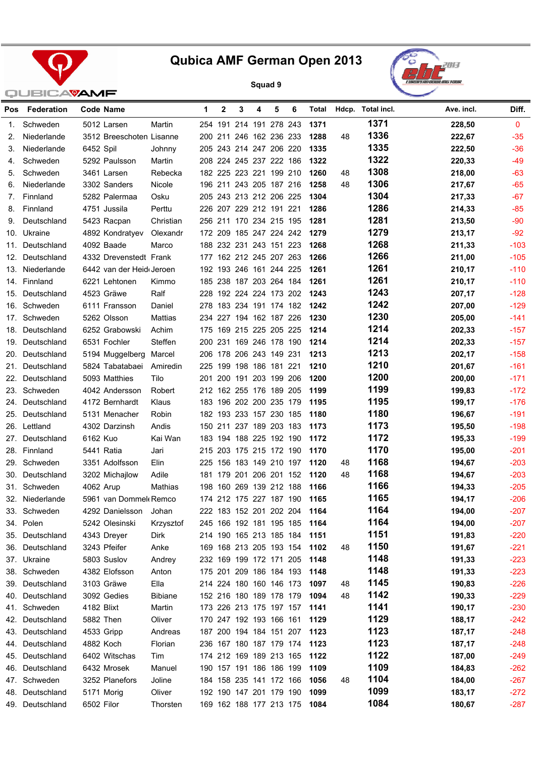# Qubica AMF German Open 2013

**Squad 9**

| Pos | Federation | Code | Name | | 1 | 2 | 3 | 4 | 5 | 6 | Total | Hdcp. | Total incl. | Ave. incl. | Diff. |
|---|---|---|---|---|---|---|---|---|---|---|---|---|---|---|---|
| 1. | Schweden | 5012 | Larsen | Martin | 254 | 191 | 214 | 191 | 278 | 243 | 1371 | | 1371 | 228,50 | 0 |
| 2. | Niederlande | 3512 | Breeschoten | Lisanne | 200 | 211 | 246 | 162 | 236 | 233 | 1288 | 48 | 1336 | 222,67 | -35 |
| 3. | Niederlande | 6452 | Spil | Johnny | 205 | 243 | 214 | 247 | 206 | 220 | 1335 | | 1335 | 222,50 | -36 |
| 4. | Schweden | 5292 | Paulsson | Martin | 208 | 224 | 245 | 237 | 222 | 186 | 1322 | | 1322 | 220,33 | -49 |
| 5. | Schweden | 3461 | Larsen | Rebecka | 182 | 225 | 223 | 221 | 199 | 210 | 1260 | 48 | 1308 | 218,00 | -63 |
| 6. | Niederlande | 3302 | Sanders | Nicole | 196 | 211 | 243 | 205 | 187 | 216 | 1258 | 48 | 1306 | 217,67 | -65 |
| 7. | Finnland | 5282 | Palermaa | Osku | 205 | 243 | 213 | 212 | 206 | 225 | 1304 | | 1304 | 217,33 | -67 |
| 8. | Finnland | 4751 | Jussila | Perttu | 226 | 207 | 229 | 212 | 191 | 221 | 1286 | | 1286 | 214,33 | -85 |
| 9. | Deutschland | 5423 | Racpan | Christian | 256 | 211 | 170 | 234 | 215 | 195 | 1281 | | 1281 | 213,50 | -90 |
| 10. | Ukraine | 4892 | Kondratyev | Olexandr | 172 | 209 | 185 | 247 | 224 | 242 | 1279 | | 1279 | 213,17 | -92 |
| 11. | Deutschland | 4092 | Baade | Marco | 188 | 232 | 231 | 243 | 151 | 223 | 1268 | | 1268 | 211,33 | -103 |
| 12. | Deutschland | 4332 | Drevenstedt | Frank | 177 | 162 | 212 | 245 | 207 | 263 | 1266 | | 1266 | 211,00 | -105 |
| 13. | Niederlande | 6442 | van der Heid | Jeroen | 192 | 193 | 246 | 161 | 244 | 225 | 1261 | | 1261 | 210,17 | -110 |
| 14. | Finnland | 6221 | Lehtonen | Kimmo | 185 | 238 | 187 | 203 | 264 | 184 | 1261 | | 1261 | 210,17 | -110 |
| 15. | Deutschland | 4523 | Gräwe | Ralf | 228 | 192 | 224 | 224 | 173 | 202 | 1243 | | 1243 | 207,17 | -128 |
| 16. | Schweden | 6111 | Fransson | Daniel | 278 | 183 | 234 | 191 | 174 | 182 | 1242 | | 1242 | 207,00 | -129 |
| 17. | Schweden | 5262 | Olsson | Mattias | 234 | 227 | 194 | 162 | 187 | 226 | 1230 | | 1230 | 205,00 | -141 |
| 18. | Deutschland | 6252 | Grabowski | Achim | 175 | 169 | 215 | 225 | 205 | 225 | 1214 | | 1214 | 202,33 | -157 |
| 19. | Deutschland | 6531 | Fochler | Steffen | 200 | 231 | 169 | 246 | 178 | 190 | 1214 | | 1214 | 202,33 | -157 |
| 20. | Deutschland | 5194 | Muggelberg | Marcel | 206 | 178 | 206 | 243 | 149 | 231 | 1213 | | 1213 | 202,17 | -158 |
| 21. | Deutschland | 5824 | Tabatabaei | Amiredin | 225 | 199 | 198 | 186 | 181 | 221 | 1210 | | 1210 | 201,67 | -161 |
| 22. | Deutschland | 5093 | Matthies | Tilo | 201 | 200 | 191 | 203 | 199 | 206 | 1200 | | 1200 | 200,00 | -171 |
| 23. | Schweden | 4042 | Andersson | Robert | 212 | 162 | 255 | 176 | 189 | 205 | 1199 | | 1199 | 199,83 | -172 |
| 24. | Deutschland | 4172 | Bernhardt | Klaus | 183 | 196 | 202 | 200 | 235 | 179 | 1195 | | 1195 | 199,17 | -176 |
| 25. | Deutschland | 5131 | Menacher | Robin | 182 | 193 | 233 | 157 | 230 | 185 | 1180 | | 1180 | 196,67 | -191 |
| 26. | Lettland | 4302 | Darzinsh | Andis | 150 | 211 | 237 | 189 | 203 | 183 | 1173 | | 1173 | 195,50 | -198 |
| 27. | Deutschland | 6162 | Kuo | Kai Wan | 183 | 194 | 188 | 225 | 192 | 190 | 1172 | | 1172 | 195,33 | -199 |
| 28. | Finnland | 5441 | Ratia | Jari | 215 | 203 | 175 | 215 | 172 | 190 | 1170 | | 1170 | 195,00 | -201 |
| 29. | Schweden | 3351 | Adolfsson | Elin | 225 | 156 | 183 | 149 | 210 | 197 | 1120 | 48 | 1168 | 194,67 | -203 |
| 30. | Deutschland | 3202 | Michajlow | Adile | 181 | 179 | 201 | 206 | 201 | 152 | 1120 | 48 | 1168 | 194,67 | -203 |
| 31. | Schweden | 4062 | Arup | Mathias | 198 | 160 | 269 | 139 | 212 | 188 | 1166 | | 1166 | 194,33 | -205 |
| 32. | Niederlande | 5961 | van Dommele | Remco | 174 | 212 | 175 | 227 | 187 | 190 | 1165 | | 1165 | 194,17 | -206 |
| 33. | Schweden | 4292 | Danielsson | Johan | 222 | 183 | 152 | 201 | 202 | 204 | 1164 | | 1164 | 194,00 | -207 |
| 34. | Polen | 5242 | Olesinski | Krzysztof | 245 | 166 | 192 | 181 | 195 | 185 | 1164 | | 1164 | 194,00 | -207 |
| 35. | Deutschland | 4343 | Dreyer | Dirk | 214 | 190 | 165 | 213 | 185 | 184 | 1151 | | 1151 | 191,83 | -220 |
| 36. | Deutschland | 3243 | Pfeifer | Anke | 169 | 168 | 213 | 205 | 193 | 154 | 1102 | 48 | 1150 | 191,67 | -221 |
| 37. | Ukraine | 5803 | Suslov | Andrey | 232 | 169 | 199 | 172 | 171 | 205 | 1148 | | 1148 | 191,33 | -223 |
| 38. | Schweden | 4382 | Elofsson | Anton | 175 | 201 | 209 | 186 | 184 | 193 | 1148 | | 1148 | 191,33 | -223 |
| 39. | Deutschland | 3103 | Gräwe | Ella | 214 | 224 | 180 | 160 | 146 | 173 | 1097 | 48 | 1145 | 190,83 | -226 |
| 40. | Deutschland | 3092 | Gedies | Bibiane | 152 | 216 | 180 | 189 | 178 | 179 | 1094 | 48 | 1142 | 190,33 | -229 |
| 41. | Schweden | 4182 | Blixt | Martin | 173 | 226 | 213 | 175 | 197 | 157 | 1141 | | 1141 | 190,17 | -230 |
| 42. | Deutschland | 5882 | Then | Oliver | 170 | 247 | 192 | 193 | 166 | 161 | 1129 | | 1129 | 188,17 | -242 |
| 43. | Deutschland | 4533 | Gripp | Andreas | 187 | 200 | 194 | 184 | 151 | 207 | 1123 | | 1123 | 187,17 | -248 |
| 44. | Deutschland | 4882 | Koch | Florian | 236 | 167 | 180 | 187 | 179 | 174 | 1123 | | 1123 | 187,17 | -248 |
| 45. | Deutschland | 6402 | Witschas | Tim | 174 | 212 | 169 | 189 | 213 | 165 | 1122 | | 1122 | 187,00 | -249 |
| 46. | Deutschland | 6432 | Mrosek | Manuel | 190 | 157 | 191 | 186 | 186 | 199 | 1109 | | 1109 | 184,83 | -262 |
| 47. | Schweden | 3252 | Planefors | Joline | 184 | 158 | 235 | 141 | 172 | 166 | 1056 | 48 | 1104 | 184,00 | -267 |
| 48. | Deutschland | 5171 | Morig | Oliver | 192 | 190 | 147 | 201 | 179 | 190 | 1099 | | 1099 | 183,17 | -272 |
| 49. | Deutschland | 6502 | Filor | Thorsten | 169 | 162 | 188 | 177 | 213 | 175 | 1084 | | 1084 | 180,67 | -287 |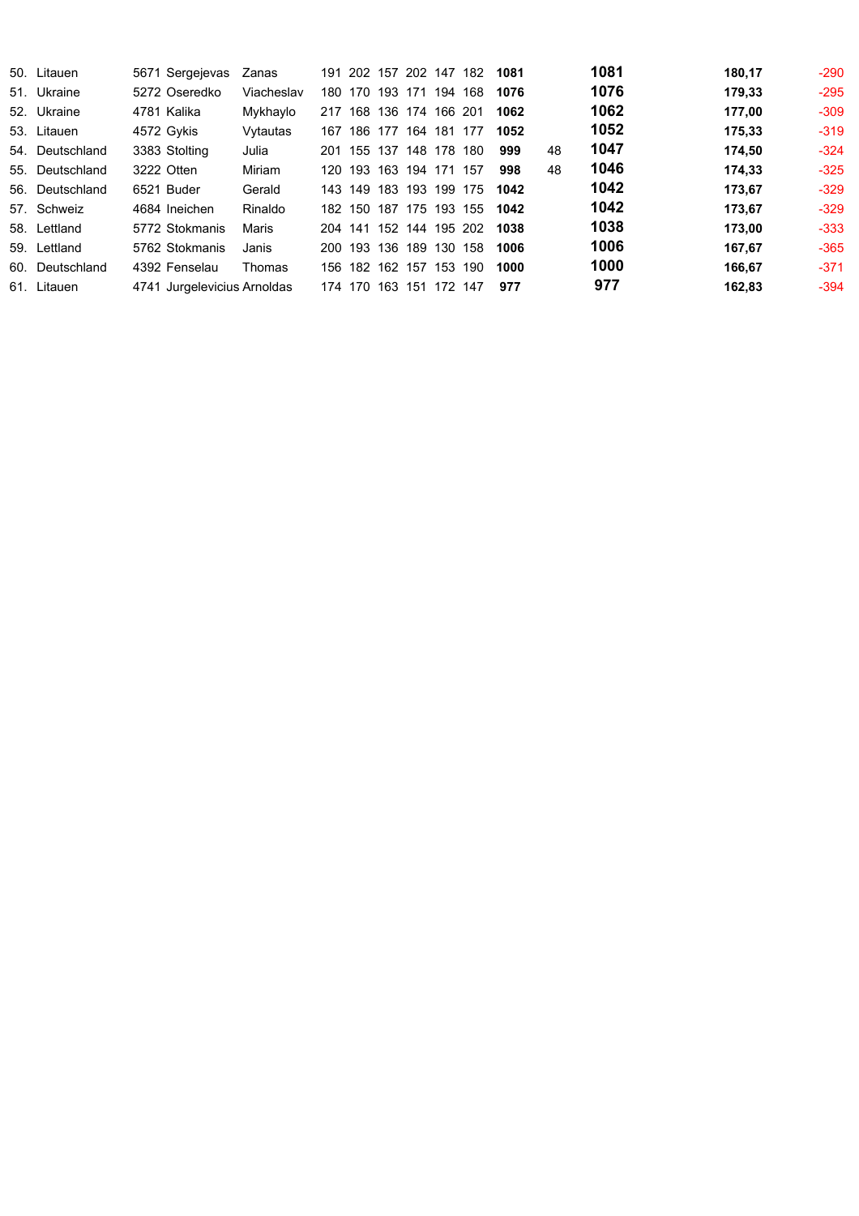| | | | | | | | | | | | | | | | | |
|---|---|---|---|---|---|---|---|---|---|---|---|---|---|---|---|---|
| 50. | Litauen | 5671 | Sergejevas | Zanas | 191 | 202 | 157 | 202 | 147 | 182 | **1081** | | **1081** | **180,17** | -290 |
| 51. | Ukraine | 5272 | Oseredko | Viacheslav | 180 | 170 | 193 | 171 | 194 | 168 | **1076** | | **1076** | **179,33** | -295 |
| 52. | Ukraine | 4781 | Kalika | Mykhaylo | 217 | 168 | 136 | 174 | 166 | 201 | **1062** | | **1062** | **177,00** | -309 |
| 53. | Litauen | 4572 | Gykis | Vytautas | 167 | 186 | 177 | 164 | 181 | 177 | **1052** | | **1052** | **175,33** | -319 |
| 54. | Deutschland | 3383 | Stolting | Julia | 201 | 155 | 137 | 148 | 178 | 180 | **999** | 48 | **1047** | **174,50** | -324 |
| 55. | Deutschland | 3222 | Otten | Miriam | 120 | 193 | 163 | 194 | 171 | 157 | **998** | 48 | **1046** | **174,33** | -325 |
| 56. | Deutschland | 6521 | Buder | Gerald | 143 | 149 | 183 | 193 | 199 | 175 | **1042** | | **1042** | **173,67** | -329 |
| 57. | Schweiz | 4684 | Ineichen | Rinaldo | 182 | 150 | 187 | 175 | 193 | 155 | **1042** | | **1042** | **173,67** | -329 |
| 58. | Lettland | 5772 | Stokmanis | Maris | 204 | 141 | 152 | 144 | 195 | 202 | **1038** | | **1038** | **173,00** | -333 |
| 59. | Lettland | 5762 | Stokmanis | Janis | 200 | 193 | 136 | 189 | 130 | 158 | **1006** | | **1006** | **167,67** | -365 |
| 60. | Deutschland | 4392 | Fenselau | Thomas | 156 | 182 | 162 | 157 | 153 | 190 | **1000** | | **1000** | **166,67** | -371 |
| 61. | Litauen | 4741 | Jurgelevicius | Arnoldas | 174 | 170 | 163 | 151 | 172 | 147 | **977** | | **977** | **162,83** | -394 |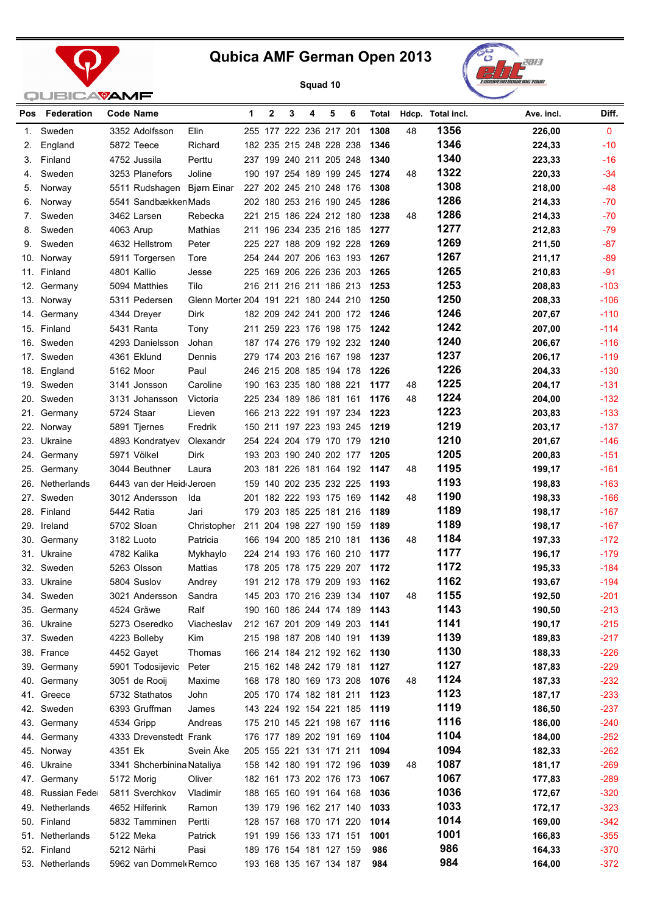# Qubica AMF German Open 2013

Squad 10

| Pos | Federation | Code | Name | | 1 | 2 | 3 | 4 | 5 | 6 | Total | Hdcp. | Total incl. | Ave. incl. | Diff. |
|---|---|---|---|---|---|---|---|---|---|---|---|---|---|---|---|
| 1. | Sweden | 3352 | Adolfsson | Elin | 255 | 177 | 222 | 236 | 217 | 201 | 1308 | 48 | 1356 | 226,00 | 0 |
| 2. | England | 5872 | Teece | Richard | 182 | 235 | 215 | 248 | 228 | 238 | 1346 | | 1346 | 224,33 | -10 |
| 3. | Finland | 4752 | Jussila | Perttu | 237 | 199 | 240 | 211 | 205 | 248 | 1340 | | 1340 | 223,33 | -16 |
| 4. | Sweden | 3253 | Planefors | Joline | 190 | 197 | 254 | 189 | 199 | 245 | 1274 | 48 | 1322 | 220,33 | -34 |
| 5. | Norway | 5511 | Rudshagen | Bjørn Einar | 227 | 202 | 245 | 210 | 248 | 176 | 1308 | | 1308 | 218,00 | -48 |
| 6. | Norway | 5541 | Sandbække | Mads | 202 | 180 | 253 | 216 | 190 | 245 | 1286 | | 1286 | 214,33 | -70 |
| 7. | Sweden | 3462 | Larsen | Rebecka | 221 | 215 | 186 | 224 | 212 | 180 | 1238 | 48 | 1286 | 214,33 | -70 |
| 8. | Sweden | 4063 | Arup | Mathias | 211 | 196 | 234 | 235 | 216 | 185 | 1277 | | 1277 | 212,83 | -79 |
| 9. | Sweden | 4632 | Hellstrom | Peter | 225 | 227 | 188 | 209 | 192 | 228 | 1269 | | 1269 | 211,50 | -87 |
| 10. | Norway | 5911 | Torgersen | Tore | 254 | 244 | 207 | 206 | 163 | 193 | 1267 | | 1267 | 211,17 | -89 |
| 11. | Finland | 4801 | Kallio | Jesse | 225 | 169 | 206 | 226 | 236 | 203 | 1265 | | 1265 | 210,83 | -91 |
| 12. | Germany | 5094 | Matthies | Tilo | 216 | 211 | 216 | 211 | 186 | 213 | 1253 | | 1253 | 208,83 | -103 |
| 13. | Norway | 5311 | Pedersen | Glenn Morter | 204 | 191 | 221 | 180 | 244 | 210 | 1250 | | 1250 | 208,33 | -106 |
| 14. | Germany | 4344 | Dreyer | Dirk | 182 | 209 | 242 | 241 | 200 | 172 | 1246 | | 1246 | 207,67 | -110 |
| 15. | Finland | 5431 | Ranta | Tony | 211 | 259 | 223 | 176 | 198 | 175 | 1242 | | 1242 | 207,00 | -114 |
| 16. | Sweden | 4293 | Danielsson | Johan | 187 | 174 | 276 | 179 | 192 | 232 | 1240 | | 1240 | 206,67 | -116 |
| 17. | Sweden | 4361 | Eklund | Dennis | 279 | 174 | 203 | 216 | 167 | 198 | 1237 | | 1237 | 206,17 | -119 |
| 18. | England | 5162 | Moor | Paul | 246 | 215 | 208 | 185 | 194 | 178 | 1226 | | 1226 | 204,33 | -130 |
| 19. | Sweden | 3141 | Jonsson | Caroline | 190 | 163 | 235 | 180 | 188 | 221 | 1177 | 48 | 1225 | 204,17 | -131 |
| 20. | Sweden | 3131 | Johansson | Victoria | 225 | 234 | 189 | 186 | 181 | 161 | 1176 | 48 | 1224 | 204,00 | -132 |
| 21. | Germany | 5724 | Staar | Lieven | 166 | 213 | 222 | 191 | 197 | 234 | 1223 | | 1223 | 203,83 | -133 |
| 22. | Norway | 5891 | Tjernes | Fredrik | 150 | 211 | 197 | 223 | 193 | 245 | 1219 | | 1219 | 203,17 | -137 |
| 23. | Ukraine | 4893 | Kondratyev | Olexandr | 254 | 224 | 204 | 179 | 170 | 179 | 1210 | | 1210 | 201,67 | -146 |
| 24. | Germany | 5971 | Völkel | Dirk | 193 | 203 | 190 | 240 | 202 | 177 | 1205 | | 1205 | 200,83 | -151 |
| 25. | Germany | 3044 | Beuthner | Laura | 203 | 181 | 226 | 181 | 164 | 192 | 1147 | 48 | 1195 | 199,17 | -161 |
| 26. | Netherlands | 6443 | van der Heid | Jeroen | 159 | 140 | 202 | 235 | 232 | 225 | 1193 | | 1193 | 198,83 | -163 |
| 27. | Sweden | 3012 | Andersson | Ida | 201 | 182 | 222 | 193 | 175 | 169 | 1142 | 48 | 1190 | 198,33 | -166 |
| 28. | Finland | 5442 | Ratia | Jari | 179 | 203 | 185 | 225 | 181 | 216 | 1189 | | 1189 | 198,17 | -167 |
| 29. | Ireland | 5702 | Sloan | Christopher | 211 | 204 | 198 | 227 | 190 | 159 | 1189 | | 1189 | 198,17 | -167 |
| 30. | Germany | 3182 | Luoto | Patricia | 166 | 194 | 200 | 185 | 210 | 181 | 1136 | 48 | 1184 | 197,33 | -172 |
| 31. | Ukraine | 4782 | Kalika | Mykhaylo | 224 | 214 | 193 | 176 | 160 | 210 | 1177 | | 1177 | 196,17 | -179 |
| 32. | Sweden | 5263 | Olsson | Mattias | 178 | 205 | 178 | 175 | 229 | 207 | 1172 | | 1172 | 195,33 | -184 |
| 33. | Ukraine | 5804 | Suslov | Andrey | 191 | 212 | 178 | 179 | 209 | 193 | 1162 | | 1162 | 193,67 | -194 |
| 34. | Sweden | 3021 | Andersson | Sandra | 145 | 203 | 170 | 216 | 239 | 134 | 1107 | 48 | 1155 | 192,50 | -201 |
| 35. | Germany | 4524 | Gräwe | Ralf | 190 | 160 | 186 | 244 | 174 | 189 | 1143 | | 1143 | 190,50 | -213 |
| 36. | Ukraine | 5273 | Oseredko | Viacheslav | 212 | 167 | 201 | 209 | 149 | 203 | 1141 | | 1141 | 190,17 | -215 |
| 37. | Sweden | 4223 | Bolleby | Kim | 215 | 198 | 187 | 208 | 140 | 191 | 1139 | | 1139 | 189,83 | -217 |
| 38. | France | 4452 | Gayet | Thomas | 166 | 214 | 184 | 212 | 192 | 162 | 1130 | | 1130 | 188,33 | -226 |
| 39. | Germany | 5901 | Todosijevic | Peter | 215 | 162 | 148 | 242 | 179 | 181 | 1127 | | 1127 | 187,83 | -229 |
| 40. | Germany | 3051 | de Rooij | Maxime | 168 | 178 | 180 | 169 | 173 | 208 | 1076 | 48 | 1124 | 187,33 | -232 |
| 41. | Greece | 5732 | Stathatos | John | 205 | 170 | 174 | 182 | 181 | 211 | 1123 | | 1123 | 187,17 | -233 |
| 42. | Sweden | 6393 | Gruffman | James | 143 | 224 | 192 | 154 | 221 | 185 | 1119 | | 1119 | 186,50 | -237 |
| 43. | Germany | 4534 | Gripp | Andreas | 175 | 210 | 145 | 221 | 198 | 167 | 1116 | | 1116 | 186,00 | -240 |
| 44. | Germany | 4333 | Drevenstedt | Frank | 176 | 177 | 189 | 202 | 191 | 169 | 1104 | | 1104 | 184,00 | -252 |
| 45. | Norway | 4351 | Ek | Svein Åke | 205 | 155 | 221 | 131 | 171 | 211 | 1094 | | 1094 | 182,33 | -262 |
| 46. | Ukraine | 3341 | Shcherbinina | Nataliya | 158 | 142 | 180 | 191 | 172 | 196 | 1039 | 48 | 1087 | 181,17 | -269 |
| 47. | Germany | 5172 | Morig | Oliver | 182 | 161 | 173 | 202 | 176 | 173 | 1067 | | 1067 | 177,83 | -289 |
| 48. | Russian Fede | 5811 | Sverchkov | Vladimir | 188 | 165 | 160 | 191 | 164 | 168 | 1036 | | 1036 | 172,67 | -320 |
| 49. | Netherlands | 4652 | Hilferink | Ramon | 139 | 179 | 196 | 162 | 217 | 140 | 1033 | | 1033 | 172,17 | -323 |
| 50. | Finland | 5832 | Tamminen | Pertti | 128 | 157 | 168 | 170 | 171 | 220 | 1014 | | 1014 | 169,00 | -342 |
| 51. | Netherlands | 5122 | Meka | Patrick | 191 | 199 | 156 | 133 | 171 | 151 | 1001 | | 1001 | 166,83 | -355 |
| 52. | Finland | 5212 | Närhi | Pasi | 189 | 176 | 154 | 181 | 127 | 159 | 986 | | 986 | 164,33 | -370 |
| 53. | Netherlands | 5962 | van Dommel | Remco | 193 | 168 | 135 | 167 | 134 | 187 | 984 | | 984 | 164,00 | -372 |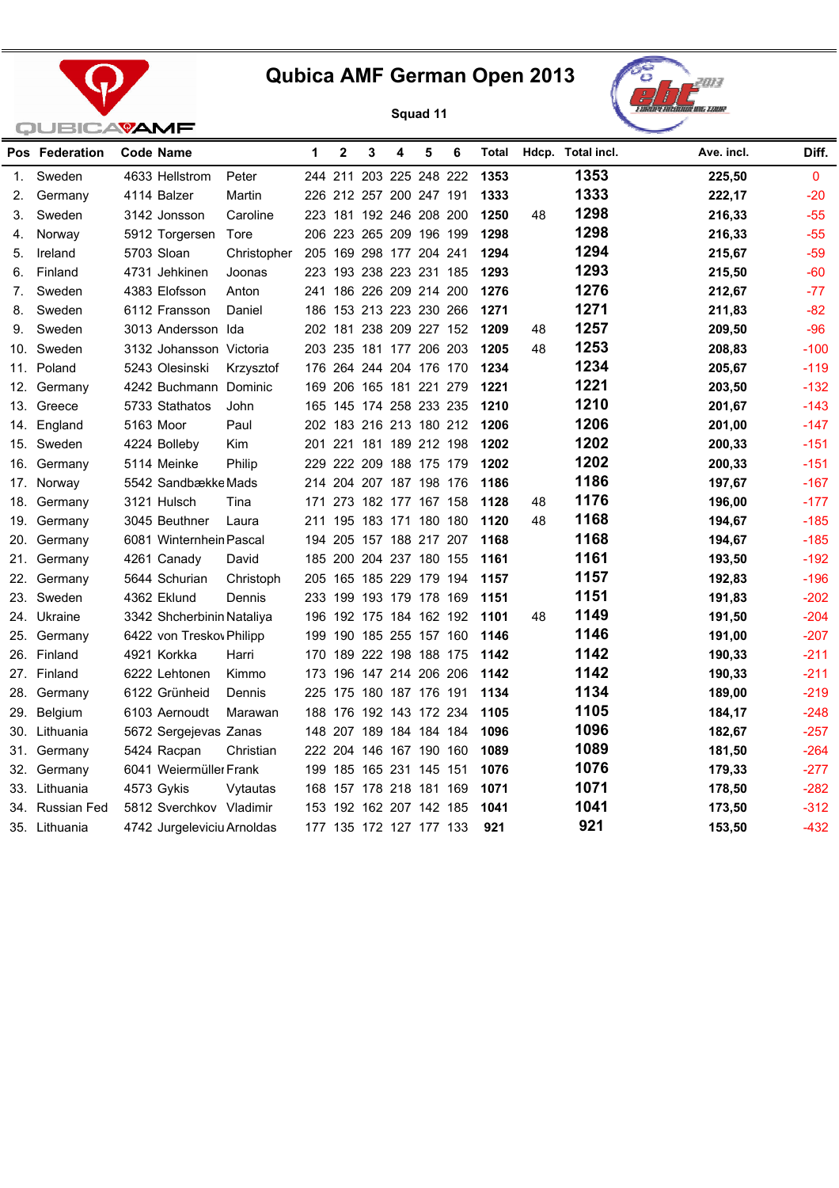# Qubica AMF German Open 2013

**Squad 11**

| Pos | Federation | Code | Name | | 1 | 2 | 3 | 4 | 5 | 6 | Total | Hdcp. | Total incl. | Ave. incl. | Diff. |
|---|---|---|---|---|---|---|---|---|---|---|---|---|---|---|---|
| 1. | Sweden | 4633 | Hellstrom | Peter | 244 | 211 | 203 | 225 | 248 | 222 | **1353** | | **1353** | **225,50** | 0 |
| 2. | Germany | 4114 | Balzer | Martin | 226 | 212 | 257 | 200 | 247 | 191 | **1333** | | **1333** | **222,17** | -20 |
| 3. | Sweden | 3142 | Jonsson | Caroline | 223 | 181 | 192 | 246 | 208 | 200 | **1250** | 48 | **1298** | **216,33** | -55 |
| 4. | Norway | 5912 | Torgersen | Tore | 206 | 223 | 265 | 209 | 196 | 199 | **1298** | | **1298** | **216,33** | -55 |
| 5. | Ireland | 5703 | Sloan | Christopher | 205 | 169 | 298 | 177 | 204 | 241 | **1294** | | **1294** | **215,67** | -59 |
| 6. | Finland | 4731 | Jehkinen | Joonas | 223 | 193 | 238 | 223 | 231 | 185 | **1293** | | **1293** | **215,50** | -60 |
| 7. | Sweden | 4383 | Elofsson | Anton | 241 | 186 | 226 | 209 | 214 | 200 | **1276** | | **1276** | **212,67** | -77 |
| 8. | Sweden | 6112 | Fransson | Daniel | 186 | 153 | 213 | 223 | 230 | 266 | **1271** | | **1271** | **211,83** | -82 |
| 9. | Sweden | 3013 | Andersson | Ida | 202 | 181 | 238 | 209 | 227 | 152 | **1209** | 48 | **1257** | **209,50** | -96 |
| 10. | Sweden | 3132 | Johansson | Victoria | 203 | 235 | 181 | 177 | 206 | 203 | **1205** | 48 | **1253** | **208,83** | -100 |
| 11. | Poland | 5243 | Olesinski | Krzysztof | 176 | 264 | 244 | 204 | 176 | 170 | **1234** | | **1234** | **205,67** | -119 |
| 12. | Germany | 4242 | Buchmann | Dominic | 169 | 206 | 165 | 181 | 221 | 279 | **1221** | | **1221** | **203,50** | -132 |
| 13. | Greece | 5733 | Stathatos | John | 165 | 145 | 174 | 258 | 233 | 235 | **1210** | | **1210** | **201,67** | -143 |
| 14. | England | 5163 | Moor | Paul | 202 | 183 | 216 | 213 | 180 | 212 | **1206** | | **1206** | **201,00** | -147 |
| 15. | Sweden | 4224 | Bolleby | Kim | 201 | 221 | 181 | 189 | 212 | 198 | **1202** | | **1202** | **200,33** | -151 |
| 16. | Germany | 5114 | Meinke | Philip | 229 | 222 | 209 | 188 | 175 | 179 | **1202** | | **1202** | **200,33** | -151 |
| 17. | Norway | 5542 | Sandbække | Mads | 214 | 204 | 207 | 187 | 198 | 176 | **1186** | | **1186** | **197,67** | -167 |
| 18. | Germany | 3121 | Hulsch | Tina | 171 | 273 | 182 | 177 | 167 | 158 | **1128** | 48 | **1176** | **196,00** | -177 |
| 19. | Germany | 3045 | Beuthner | Laura | 211 | 195 | 183 | 171 | 180 | 180 | **1120** | 48 | **1168** | **194,67** | -185 |
| 20. | Germany | 6081 | Winternhein | Pascal | 194 | 205 | 157 | 188 | 217 | 207 | **1168** | | **1168** | **194,67** | -185 |
| 21. | Germany | 4261 | Canady | David | 185 | 200 | 204 | 237 | 180 | 155 | **1161** | | **1161** | **193,50** | -192 |
| 22. | Germany | 5644 | Schurian | Christoph | 205 | 165 | 185 | 229 | 179 | 194 | **1157** | | **1157** | **192,83** | -196 |
| 23. | Sweden | 4362 | Eklund | Dennis | 233 | 199 | 193 | 179 | 178 | 169 | **1151** | | **1151** | **191,83** | -202 |
| 24. | Ukraine | 3342 | Shcherbinin | Nataliya | 196 | 192 | 175 | 184 | 162 | 192 | **1101** | 48 | **1149** | **191,50** | -204 |
| 25. | Germany | 6422 | von Treskov | Philipp | 199 | 190 | 185 | 255 | 157 | 160 | **1146** | | **1146** | **191,00** | -207 |
| 26. | Finland | 4921 | Korkka | Harri | 170 | 189 | 222 | 198 | 188 | 175 | **1142** | | **1142** | **190,33** | -211 |
| 27. | Finland | 6222 | Lehtonen | Kimmo | 173 | 196 | 147 | 214 | 206 | 206 | **1142** | | **1142** | **190,33** | -211 |
| 28. | Germany | 6122 | Grünheid | Dennis | 225 | 175 | 180 | 187 | 176 | 191 | **1134** | | **1134** | **189,00** | -219 |
| 29. | Belgium | 6103 | Aernoudt | Marawan | 188 | 176 | 192 | 143 | 172 | 234 | **1105** | | **1105** | **184,17** | -248 |
| 30. | Lithuania | 5672 | Sergejevas | Zanas | 148 | 207 | 189 | 184 | 184 | 184 | **1096** | | **1096** | **182,67** | -257 |
| 31. | Germany | 5424 | Racpan | Christian | 222 | 204 | 146 | 167 | 190 | 160 | **1089** | | **1089** | **181,50** | -264 |
| 32. | Germany | 6041 | Weiermüller | Frank | 199 | 185 | 165 | 231 | 145 | 151 | **1076** | | **1076** | **179,33** | -277 |
| 33. | Lithuania | 4573 | Gykis | Vytautas | 168 | 157 | 178 | 218 | 181 | 169 | **1071** | | **1071** | **178,50** | -282 |
| 34. | Russian Fed | 5812 | Sverchkov | Vladimir | 153 | 192 | 162 | 207 | 142 | 185 | **1041** | | **1041** | **173,50** | -312 |
| 35. | Lithuania | 4742 | Jurgeleviciu | Arnoldas | 177 | 135 | 172 | 127 | 177 | 133 | **921** | | **921** | **153,50** | -432 |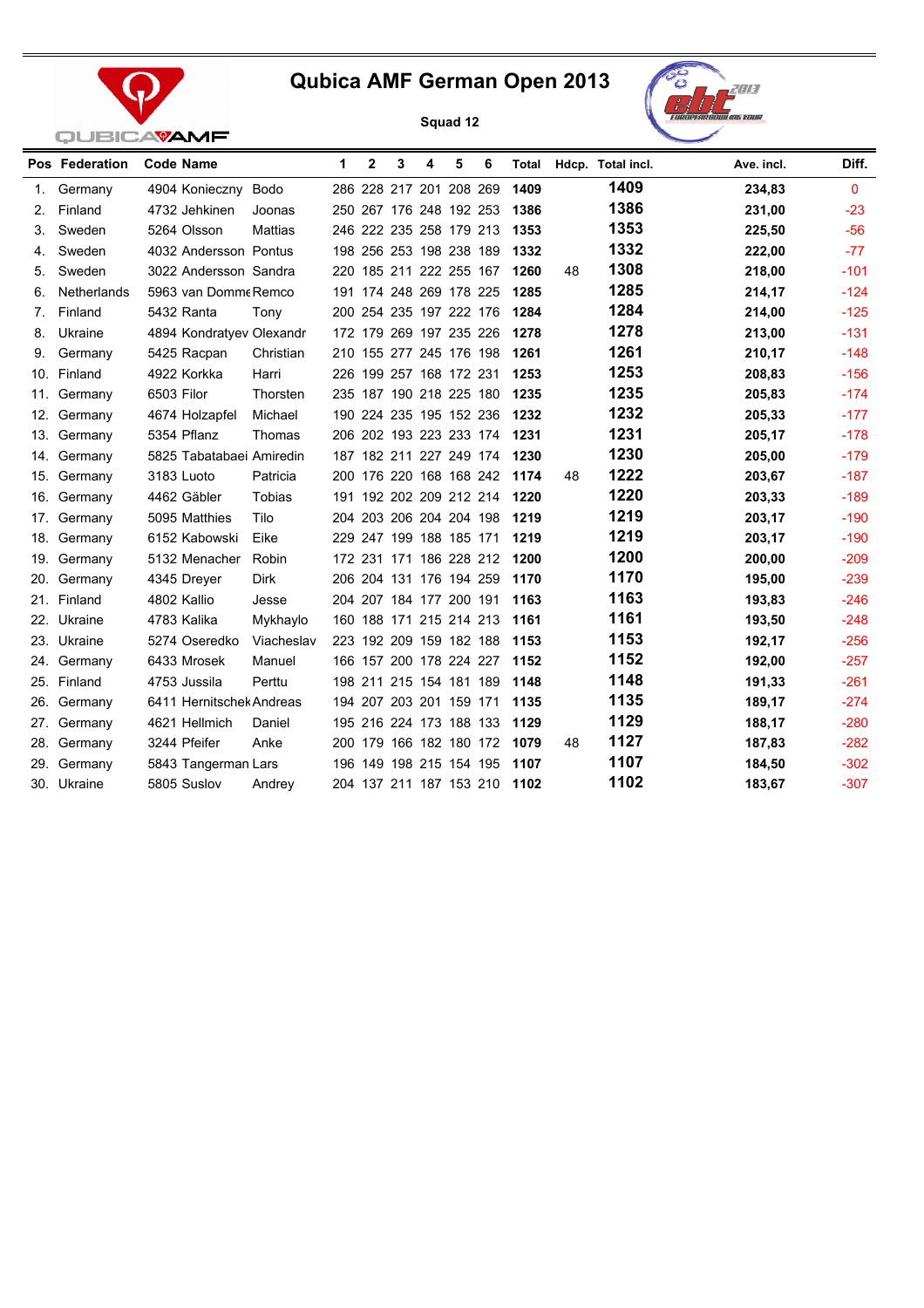# Qubica AMF German Open 2013

**Squad 12**

| Pos | Federation | Code | Name | | 1 | 2 | 3 | 4 | 5 | 6 | Total | Hdcp. | Total incl. | Ave. incl. | Diff. |
|---|---|---|---|---|---|---|---|---|---|---|---|---|---|---|---|
| 1. | Germany | 4904 | Konieczny | Bodo | 286 | 228 | 217 | 201 | 208 | 269 | **1409** | | **1409** | **234,83** | 0 |
| 2. | Finland | 4732 | Jehkinen | Joonas | 250 | 267 | 176 | 248 | 192 | 253 | **1386** | | **1386** | **231,00** | -23 |
| 3. | Sweden | 5264 | Olsson | Mattias | 246 | 222 | 235 | 258 | 179 | 213 | **1353** | | **1353** | **225,50** | -56 |
| 4. | Sweden | 4032 | Andersson | Pontus | 198 | 256 | 253 | 198 | 238 | 189 | **1332** | | **1332** | **222,00** | -77 |
| 5. | Sweden | 3022 | Andersson | Sandra | 220 | 185 | 211 | 222 | 255 | 167 | **1260** | 48 | **1308** | **218,00** | -101 |
| 6. | Netherlands | 5963 | van Domme | Remco | 191 | 174 | 248 | 269 | 178 | 225 | **1285** | | **1285** | **214,17** | -124 |
| 7. | Finland | 5432 | Ranta | Tony | 200 | 254 | 235 | 197 | 222 | 176 | **1284** | | **1284** | **214,00** | -125 |
| 8. | Ukraine | 4894 | Kondratyev | Olexandr | 172 | 179 | 269 | 197 | 235 | 226 | **1278** | | **1278** | **213,00** | -131 |
| 9. | Germany | 5425 | Racpan | Christian | 210 | 155 | 277 | 245 | 176 | 198 | **1261** | | **1261** | **210,17** | -148 |
| 10. | Finland | 4922 | Korkka | Harri | 226 | 199 | 257 | 168 | 172 | 231 | **1253** | | **1253** | **208,83** | -156 |
| 11. | Germany | 6503 | Filor | Thorsten | 235 | 187 | 190 | 218 | 225 | 180 | **1235** | | **1235** | **205,83** | -174 |
| 12. | Germany | 4674 | Holzapfel | Michael | 190 | 224 | 235 | 195 | 152 | 236 | **1232** | | **1232** | **205,33** | -177 |
| 13. | Germany | 5354 | Pflanz | Thomas | 206 | 202 | 193 | 223 | 233 | 174 | **1231** | | **1231** | **205,17** | -178 |
| 14. | Germany | 5825 | Tabatabaei | Amiredin | 187 | 182 | 211 | 227 | 249 | 174 | **1230** | | **1230** | **205,00** | -179 |
| 15. | Germany | 3183 | Luoto | Patricia | 200 | 176 | 220 | 168 | 168 | 242 | **1174** | 48 | **1222** | **203,67** | -187 |
| 16. | Germany | 4462 | Gäbler | Tobias | 191 | 192 | 202 | 209 | 212 | 214 | **1220** | | **1220** | **203,33** | -189 |
| 17. | Germany | 5095 | Matthies | Tilo | 204 | 203 | 206 | 204 | 204 | 198 | **1219** | | **1219** | **203,17** | -190 |
| 18. | Germany | 6152 | Kabowski | Eike | 229 | 247 | 199 | 188 | 185 | 171 | **1219** | | **1219** | **203,17** | -190 |
| 19. | Germany | 5132 | Menacher | Robin | 172 | 231 | 171 | 186 | 228 | 212 | **1200** | | **1200** | **200,00** | -209 |
| 20. | Germany | 4345 | Dreyer | Dirk | 206 | 204 | 131 | 176 | 194 | 259 | **1170** | | **1170** | **195,00** | -239 |
| 21. | Finland | 4802 | Kallio | Jesse | 204 | 207 | 184 | 177 | 200 | 191 | **1163** | | **1163** | **193,83** | -246 |
| 22. | Ukraine | 4783 | Kalika | Mykhaylo | 160 | 188 | 171 | 215 | 214 | 213 | **1161** | | **1161** | **193,50** | -248 |
| 23. | Ukraine | 5274 | Oseredko | Viacheslav | 223 | 192 | 209 | 159 | 182 | 188 | **1153** | | **1153** | **192,17** | -256 |
| 24. | Germany | 6433 | Mrosek | Manuel | 166 | 157 | 200 | 178 | 224 | 227 | **1152** | | **1152** | **192,00** | -257 |
| 25. | Finland | 4753 | Jussila | Perttu | 198 | 211 | 215 | 154 | 181 | 189 | **1148** | | **1148** | **191,33** | -261 |
| 26. | Germany | 6411 | Hernitschek | Andreas | 194 | 207 | 203 | 201 | 159 | 171 | **1135** | | **1135** | **189,17** | -274 |
| 27. | Germany | 4621 | Hellmich | Daniel | 195 | 216 | 224 | 173 | 188 | 133 | **1129** | | **1129** | **188,17** | -280 |
| 28. | Germany | 3244 | Pfeifer | Anke | 200 | 179 | 166 | 182 | 180 | 172 | **1079** | 48 | **1127** | **187,83** | -282 |
| 29. | Germany | 5843 | Tangerman | Lars | 196 | 149 | 198 | 215 | 154 | 195 | **1107** | | **1107** | **184,50** | -302 |
| 30. | Ukraine | 5805 | Suslov | Andrey | 204 | 137 | 211 | 187 | 153 | 210 | **1102** | | **1102** | **183,67** | -307 |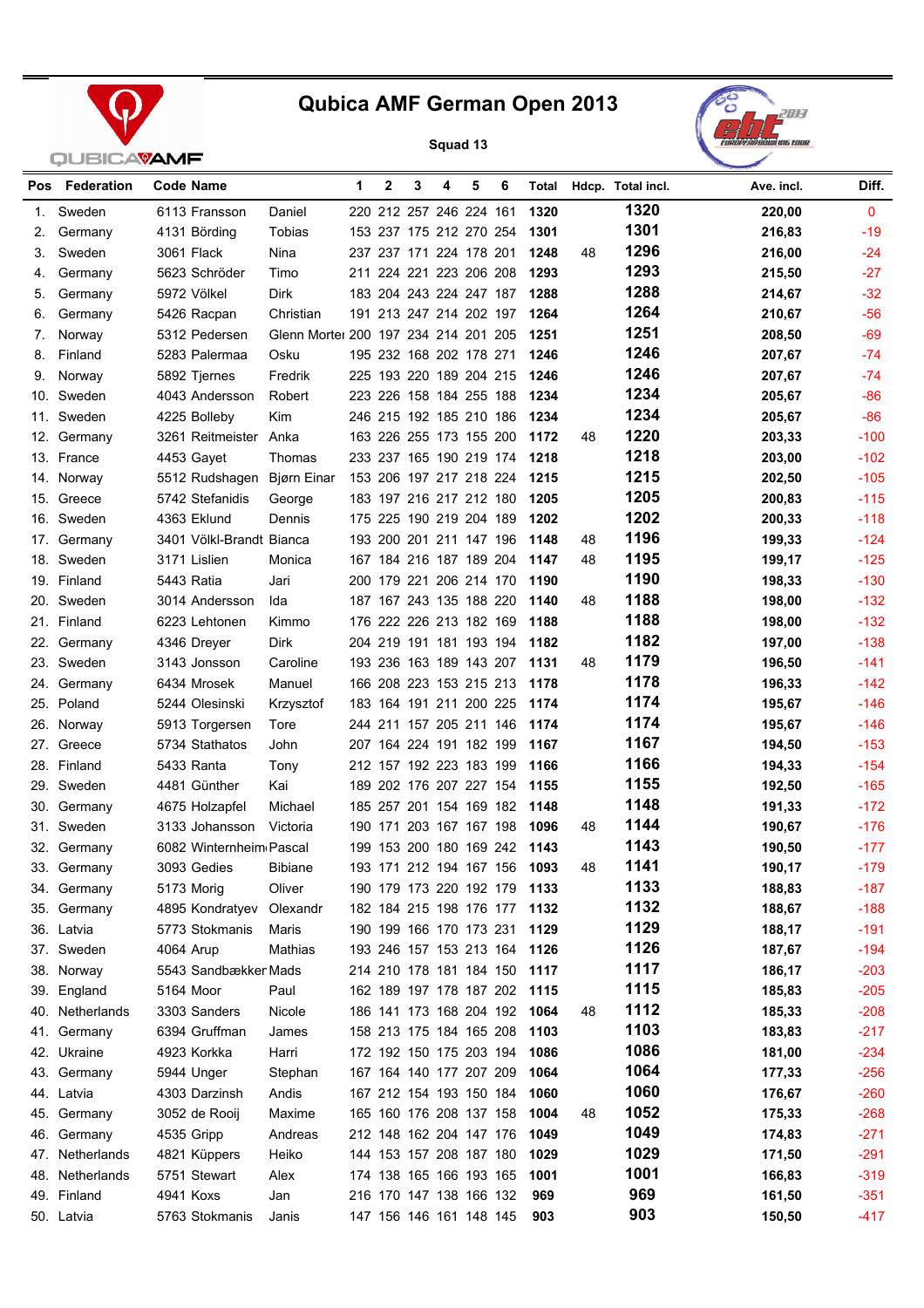# Qubica AMF German Open 2013

Squad 13

| Pos | Federation | Code | Name | | 1 | 2 | 3 | 4 | 5 | 6 | Total | Hdcp. | Total incl. | Ave. incl. | Diff. |
|---|---|---|---|---|---|---|---|---|---|---|---|---|---|---|---|
| 1. | Sweden | 6113 | Fransson | Daniel | 220 | 212 | 257 | 246 | 224 | 161 | 1320 | | 1320 | 220,00 | 0 |
| 2. | Germany | 4131 | Börding | Tobias | 153 | 237 | 175 | 212 | 270 | 254 | 1301 | | 1301 | 216,83 | -19 |
| 3. | Sweden | 3061 | Flack | Nina | 237 | 237 | 171 | 224 | 178 | 201 | 1248 | 48 | 1296 | 216,00 | -24 |
| 4. | Germany | 5623 | Schröder | Timo | 211 | 224 | 221 | 223 | 206 | 208 | 1293 | | 1293 | 215,50 | -27 |
| 5. | Germany | 5972 | Völkel | Dirk | 183 | 204 | 243 | 224 | 247 | 187 | 1288 | | 1288 | 214,67 | -32 |
| 6. | Germany | 5426 | Racpan | Christian | 191 | 213 | 247 | 214 | 202 | 197 | 1264 | | 1264 | 210,67 | -56 |
| 7. | Norway | 5312 | Pedersen | Glenn Morter | 200 | 197 | 234 | 214 | 201 | 205 | 1251 | | 1251 | 208,50 | -69 |
| 8. | Finland | 5283 | Palermaa | Osku | 195 | 232 | 168 | 202 | 178 | 271 | 1246 | | 1246 | 207,67 | -74 |
| 9. | Norway | 5892 | Tjernes | Fredrik | 225 | 193 | 220 | 189 | 204 | 215 | 1246 | | 1246 | 207,67 | -74 |
| 10. | Sweden | 4043 | Andersson | Robert | 223 | 226 | 158 | 184 | 255 | 188 | 1234 | | 1234 | 205,67 | -86 |
| 11. | Sweden | 4225 | Bolleby | Kim | 246 | 215 | 192 | 185 | 210 | 186 | 1234 | | 1234 | 205,67 | -86 |
| 12. | Germany | 3261 | Reitmeister | Anka | 163 | 226 | 255 | 173 | 155 | 200 | 1172 | 48 | 1220 | 203,33 | -100 |
| 13. | France | 4453 | Gayet | Thomas | 233 | 237 | 165 | 190 | 219 | 174 | 1218 | | 1218 | 203,00 | -102 |
| 14. | Norway | 5512 | Rudshagen | Bjørn Einar | 153 | 206 | 197 | 217 | 218 | 224 | 1215 | | 1215 | 202,50 | -105 |
| 15. | Greece | 5742 | Stefanidis | George | 183 | 197 | 216 | 217 | 212 | 180 | 1205 | | 1205 | 200,83 | -115 |
| 16. | Sweden | 4363 | Eklund | Dennis | 175 | 225 | 190 | 219 | 204 | 189 | 1202 | | 1202 | 200,33 | -118 |
| 17. | Germany | 3401 | Völkl-Brandt | Bianca | 193 | 200 | 201 | 211 | 147 | 196 | 1148 | 48 | 1196 | 199,33 | -124 |
| 18. | Sweden | 3171 | Lislien | Monica | 167 | 184 | 216 | 187 | 189 | 204 | 1147 | 48 | 1195 | 199,17 | -125 |
| 19. | Finland | 5443 | Ratia | Jari | 200 | 179 | 221 | 206 | 214 | 170 | 1190 | | 1190 | 198,33 | -130 |
| 20. | Sweden | 3014 | Andersson | Ida | 187 | 167 | 243 | 135 | 188 | 220 | 1140 | 48 | 1188 | 198,00 | -132 |
| 21. | Finland | 6223 | Lehtonen | Kimmo | 176 | 222 | 226 | 213 | 182 | 169 | 1188 | | 1188 | 198,00 | -132 |
| 22. | Germany | 4346 | Dreyer | Dirk | 204 | 219 | 191 | 181 | 193 | 194 | 1182 | | 1182 | 197,00 | -138 |
| 23. | Sweden | 3143 | Jonsson | Caroline | 193 | 236 | 163 | 189 | 143 | 207 | 1131 | 48 | 1179 | 196,50 | -141 |
| 24. | Germany | 6434 | Mrosek | Manuel | 166 | 208 | 223 | 153 | 215 | 213 | 1178 | | 1178 | 196,33 | -142 |
| 25. | Poland | 5244 | Olesinski | Krzysztof | 183 | 164 | 191 | 211 | 200 | 225 | 1174 | | 1174 | 195,67 | -146 |
| 26. | Norway | 5913 | Torgersen | Tore | 244 | 211 | 157 | 205 | 211 | 146 | 1174 | | 1174 | 195,67 | -146 |
| 27. | Greece | 5734 | Stathatos | John | 207 | 164 | 224 | 191 | 182 | 199 | 1167 | | 1167 | 194,50 | -153 |
| 28. | Finland | 5433 | Ranta | Tony | 212 | 157 | 192 | 223 | 183 | 199 | 1166 | | 1166 | 194,33 | -154 |
| 29. | Sweden | 4481 | Günther | Kai | 189 | 202 | 176 | 207 | 227 | 154 | 1155 | | 1155 | 192,50 | -165 |
| 30. | Germany | 4675 | Holzapfel | Michael | 185 | 257 | 201 | 154 | 169 | 182 | 1148 | | 1148 | 191,33 | -172 |
| 31. | Sweden | 3133 | Johansson | Victoria | 190 | 171 | 203 | 167 | 167 | 198 | 1096 | 48 | 1144 | 190,67 | -176 |
| 32. | Germany | 6082 | Winternheim | Pascal | 199 | 153 | 200 | 180 | 169 | 242 | 1143 | | 1143 | 190,50 | -177 |
| 33. | Germany | 3093 | Gedies | Bibiane | 193 | 171 | 212 | 194 | 167 | 156 | 1093 | 48 | 1141 | 190,17 | -179 |
| 34. | Germany | 5173 | Morig | Oliver | 190 | 179 | 173 | 220 | 192 | 179 | 1133 | | 1133 | 188,83 | -187 |
| 35. | Germany | 4895 | Kondratyev | Olexandr | 182 | 184 | 215 | 198 | 176 | 177 | 1132 | | 1132 | 188,67 | -188 |
| 36. | Latvia | 5773 | Stokmanis | Maris | 190 | 199 | 166 | 170 | 173 | 231 | 1129 | | 1129 | 188,17 | -191 |
| 37. | Sweden | 4064 | Arup | Mathias | 193 | 246 | 157 | 153 | 213 | 164 | 1126 | | 1126 | 187,67 | -194 |
| 38. | Norway | 5543 | Sandbækker | Mads | 214 | 210 | 178 | 181 | 184 | 150 | 1117 | | 1117 | 186,17 | -203 |
| 39. | England | 5164 | Moor | Paul | 162 | 189 | 197 | 178 | 187 | 202 | 1115 | | 1115 | 185,83 | -205 |
| 40. | Netherlands | 3303 | Sanders | Nicole | 186 | 141 | 173 | 168 | 204 | 192 | 1064 | 48 | 1112 | 185,33 | -208 |
| 41. | Germany | 6394 | Gruffman | James | 158 | 213 | 175 | 184 | 165 | 208 | 1103 | | 1103 | 183,83 | -217 |
| 42. | Ukraine | 4923 | Korkka | Harri | 172 | 192 | 150 | 175 | 203 | 194 | 1086 | | 1086 | 181,00 | -234 |
| 43. | Germany | 5944 | Unger | Stephan | 167 | 164 | 140 | 177 | 207 | 209 | 1064 | | 1064 | 177,33 | -256 |
| 44. | Latvia | 4303 | Darzinsh | Andis | 167 | 212 | 154 | 193 | 150 | 184 | 1060 | | 1060 | 176,67 | -260 |
| 45. | Germany | 3052 | de Rooij | Maxime | 165 | 160 | 176 | 208 | 137 | 158 | 1004 | 48 | 1052 | 175,33 | -268 |
| 46. | Germany | 4535 | Gripp | Andreas | 212 | 148 | 162 | 204 | 147 | 176 | 1049 | | 1049 | 174,83 | -271 |
| 47. | Netherlands | 4821 | Küppers | Heiko | 144 | 153 | 157 | 208 | 187 | 180 | 1029 | | 1029 | 171,50 | -291 |
| 48. | Netherlands | 5751 | Stewart | Alex | 174 | 138 | 165 | 166 | 193 | 165 | 1001 | | 1001 | 166,83 | -319 |
| 49. | Finland | 4941 | Koxs | Jan | 216 | 170 | 147 | 138 | 166 | 132 | 969 | | 969 | 161,50 | -351 |
| 50. | Latvia | 5763 | Stokmanis | Janis | 147 | 156 | 146 | 161 | 148 | 145 | 903 | | 903 | 150,50 | -417 |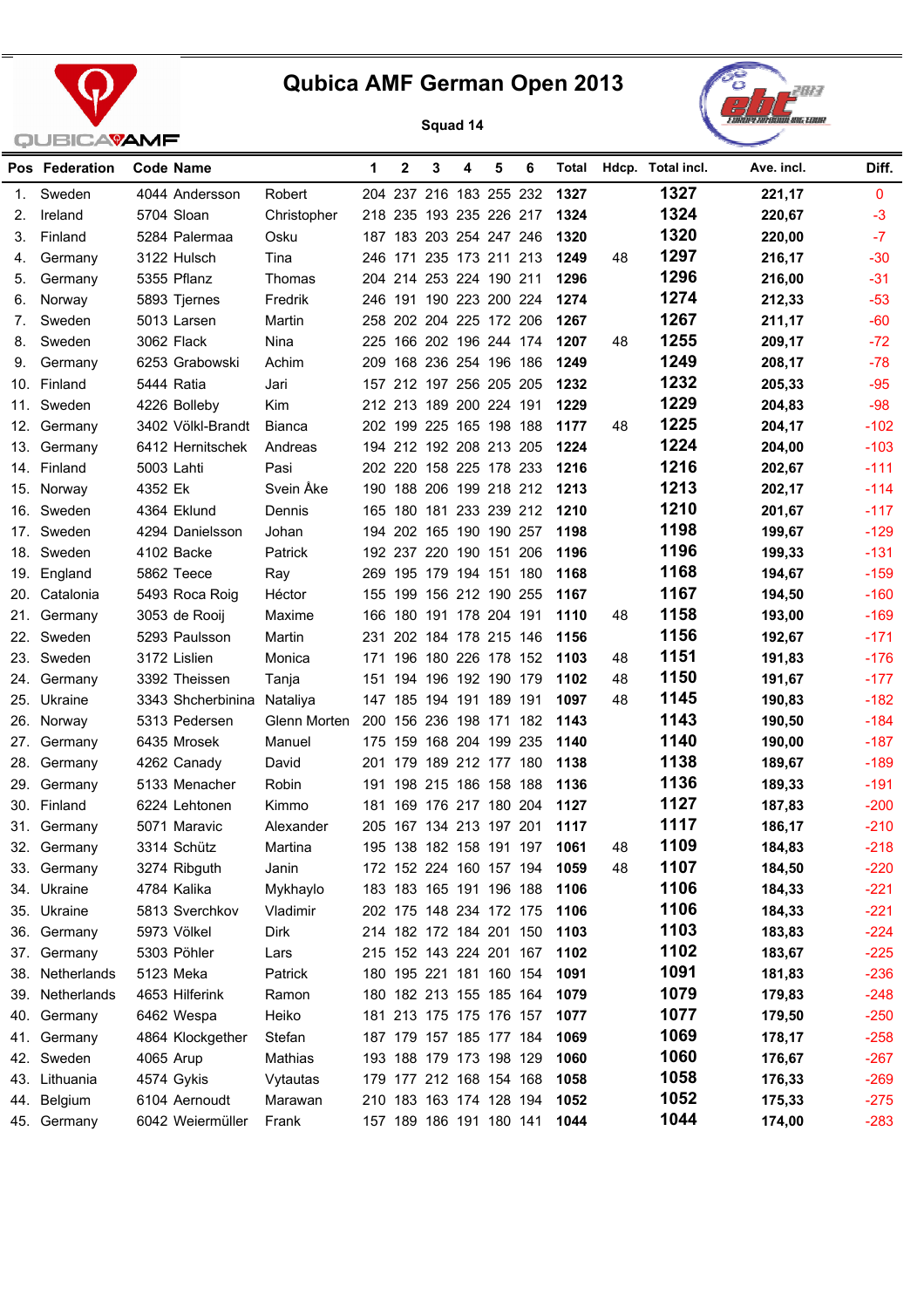# Qubica AMF German Open 2013

Squad 14

| Pos | Federation | Code | Name | | 1 | 2 | 3 | 4 | 5 | 6 | Total | Hdcp. | Total incl. | Ave. incl. | Diff. |
|---|---|---|---|---|---|---|---|---|---|---|---|---|---|---|---|
| 1. | Sweden | 4044 | Andersson | Robert | 204 | 237 | 216 | 183 | 255 | 232 | **1327** | | **1327** | **221,17** | 0 |
| 2. | Ireland | 5704 | Sloan | Christopher | 218 | 235 | 193 | 235 | 226 | 217 | **1324** | | **1324** | **220,67** | -3 |
| 3. | Finland | 5284 | Palermaa | Osku | 187 | 183 | 203 | 254 | 247 | 246 | **1320** | | **1320** | **220,00** | -7 |
| 4. | Germany | 3122 | Hulsch | Tina | 246 | 171 | 235 | 173 | 211 | 213 | **1249** | 48 | **1297** | **216,17** | -30 |
| 5. | Germany | 5355 | Pflanz | Thomas | 204 | 214 | 253 | 224 | 190 | 211 | **1296** | | **1296** | **216,00** | -31 |
| 6. | Norway | 5893 | Tjernes | Fredrik | 246 | 191 | 190 | 223 | 200 | 224 | **1274** | | **1274** | **212,33** | -53 |
| 7. | Sweden | 5013 | Larsen | Martin | 258 | 202 | 204 | 225 | 172 | 206 | **1267** | | **1267** | **211,17** | -60 |
| 8. | Sweden | 3062 | Flack | Nina | 225 | 166 | 202 | 196 | 244 | 174 | **1207** | 48 | **1255** | **209,17** | -72 |
| 9. | Germany | 6253 | Grabowski | Achim | 209 | 168 | 236 | 254 | 196 | 186 | **1249** | | **1249** | **208,17** | -78 |
| 10. | Finland | 5444 | Ratia | Jari | 157 | 212 | 197 | 256 | 205 | 205 | **1232** | | **1232** | **205,33** | -95 |
| 11. | Sweden | 4226 | Bolleby | Kim | 212 | 213 | 189 | 200 | 224 | 191 | **1229** | | **1229** | **204,83** | -98 |
| 12. | Germany | 3402 | Völkl-Brandt | Bianca | 202 | 199 | 225 | 165 | 198 | 188 | **1177** | 48 | **1225** | **204,17** | -102 |
| 13. | Germany | 6412 | Hernitschek | Andreas | 194 | 212 | 192 | 208 | 213 | 205 | **1224** | | **1224** | **204,00** | -103 |
| 14. | Finland | 5003 | Lahti | Pasi | 202 | 220 | 158 | 225 | 178 | 233 | **1216** | | **1216** | **202,67** | -111 |
| 15. | Norway | 4352 | Ek | Svein Åke | 190 | 188 | 206 | 199 | 218 | 212 | **1213** | | **1213** | **202,17** | -114 |
| 16. | Sweden | 4364 | Eklund | Dennis | 165 | 180 | 181 | 233 | 239 | 212 | **1210** | | **1210** | **201,67** | -117 |
| 17. | Sweden | 4294 | Danielsson | Johan | 194 | 202 | 165 | 190 | 190 | 257 | **1198** | | **1198** | **199,67** | -129 |
| 18. | Sweden | 4102 | Backe | Patrick | 192 | 237 | 220 | 190 | 151 | 206 | **1196** | | **1196** | **199,33** | -131 |
| 19. | England | 5862 | Teece | Ray | 269 | 195 | 179 | 194 | 151 | 180 | **1168** | | **1168** | **194,67** | -159 |
| 20. | Catalonia | 5493 | Roca Roig | Héctor | 155 | 199 | 156 | 212 | 190 | 255 | **1167** | | **1167** | **194,50** | -160 |
| 21. | Germany | 3053 | de Rooij | Maxime | 166 | 180 | 191 | 178 | 204 | 191 | **1110** | 48 | **1158** | **193,00** | -169 |
| 22. | Sweden | 5293 | Paulsson | Martin | 231 | 202 | 184 | 178 | 215 | 146 | **1156** | | **1156** | **192,67** | -171 |
| 23. | Sweden | 3172 | Lislien | Monica | 171 | 196 | 180 | 226 | 178 | 152 | **1103** | 48 | **1151** | **191,83** | -176 |
| 24. | Germany | 3392 | Theissen | Tanja | 151 | 194 | 196 | 192 | 190 | 179 | **1102** | 48 | **1150** | **191,67** | -177 |
| 25. | Ukraine | 3343 | Shcherbinina | Nataliya | 147 | 185 | 194 | 191 | 189 | 191 | **1097** | 48 | **1145** | **190,83** | -182 |
| 26. | Norway | 5313 | Pedersen | Glenn Morten | 200 | 156 | 236 | 198 | 171 | 182 | **1143** | | **1143** | **190,50** | -184 |
| 27. | Germany | 6435 | Mrosek | Manuel | 175 | 159 | 168 | 204 | 199 | 235 | **1140** | | **1140** | **190,00** | -187 |
| 28. | Germany | 4262 | Canady | David | 201 | 179 | 189 | 212 | 177 | 180 | **1138** | | **1138** | **189,67** | -189 |
| 29. | Germany | 5133 | Menacher | Robin | 191 | 198 | 215 | 186 | 158 | 188 | **1136** | | **1136** | **189,33** | -191 |
| 30. | Finland | 6224 | Lehtonen | Kimmo | 181 | 169 | 176 | 217 | 180 | 204 | **1127** | | **1127** | **187,83** | -200 |
| 31. | Germany | 5071 | Maravic | Alexander | 205 | 167 | 134 | 213 | 197 | 201 | **1117** | | **1117** | **186,17** | -210 |
| 32. | Germany | 3314 | Schütz | Martina | 195 | 138 | 182 | 158 | 191 | 197 | **1061** | 48 | **1109** | **184,83** | -218 |
| 33. | Germany | 3274 | Ribguth | Janin | 172 | 152 | 224 | 160 | 157 | 194 | **1059** | 48 | **1107** | **184,50** | -220 |
| 34. | Ukraine | 4784 | Kalika | Mykhaylo | 183 | 183 | 165 | 191 | 196 | 188 | **1106** | | **1106** | **184,33** | -221 |
| 35. | Ukraine | 5813 | Sverchkov | Vladimir | 202 | 175 | 148 | 234 | 172 | 175 | **1106** | | **1106** | **184,33** | -221 |
| 36. | Germany | 5973 | Völkel | Dirk | 214 | 182 | 172 | 184 | 201 | 150 | **1103** | | **1103** | **183,83** | -224 |
| 37. | Germany | 5303 | Pöhler | Lars | 215 | 152 | 143 | 224 | 201 | 167 | **1102** | | **1102** | **183,67** | -225 |
| 38. | Netherlands | 5123 | Meka | Patrick | 180 | 195 | 221 | 181 | 160 | 154 | **1091** | | **1091** | **181,83** | -236 |
| 39. | Netherlands | 4653 | Hilferink | Ramon | 180 | 182 | 213 | 155 | 185 | 164 | **1079** | | **1079** | **179,83** | -248 |
| 40. | Germany | 6462 | Wespa | Heiko | 181 | 213 | 175 | 175 | 176 | 157 | **1077** | | **1077** | **179,50** | -250 |
| 41. | Germany | 4864 | Klockgether | Stefan | 187 | 179 | 157 | 185 | 177 | 184 | **1069** | | **1069** | **178,17** | -258 |
| 42. | Sweden | 4065 | Arup | Mathias | 193 | 188 | 179 | 173 | 198 | 129 | **1060** | | **1060** | **176,67** | -267 |
| 43. | Lithuania | 4574 | Gykis | Vytautas | 179 | 177 | 212 | 168 | 154 | 168 | **1058** | | **1058** | **176,33** | -269 |
| 44. | Belgium | 6104 | Aernoudt | Marawan | 210 | 183 | 163 | 174 | 128 | 194 | **1052** | | **1052** | **175,33** | -275 |
| 45. | Germany | 6042 | Weiermüller | Frank | 157 | 189 | 186 | 191 | 180 | 141 | **1044** | | **1044** | **174,00** | -283 |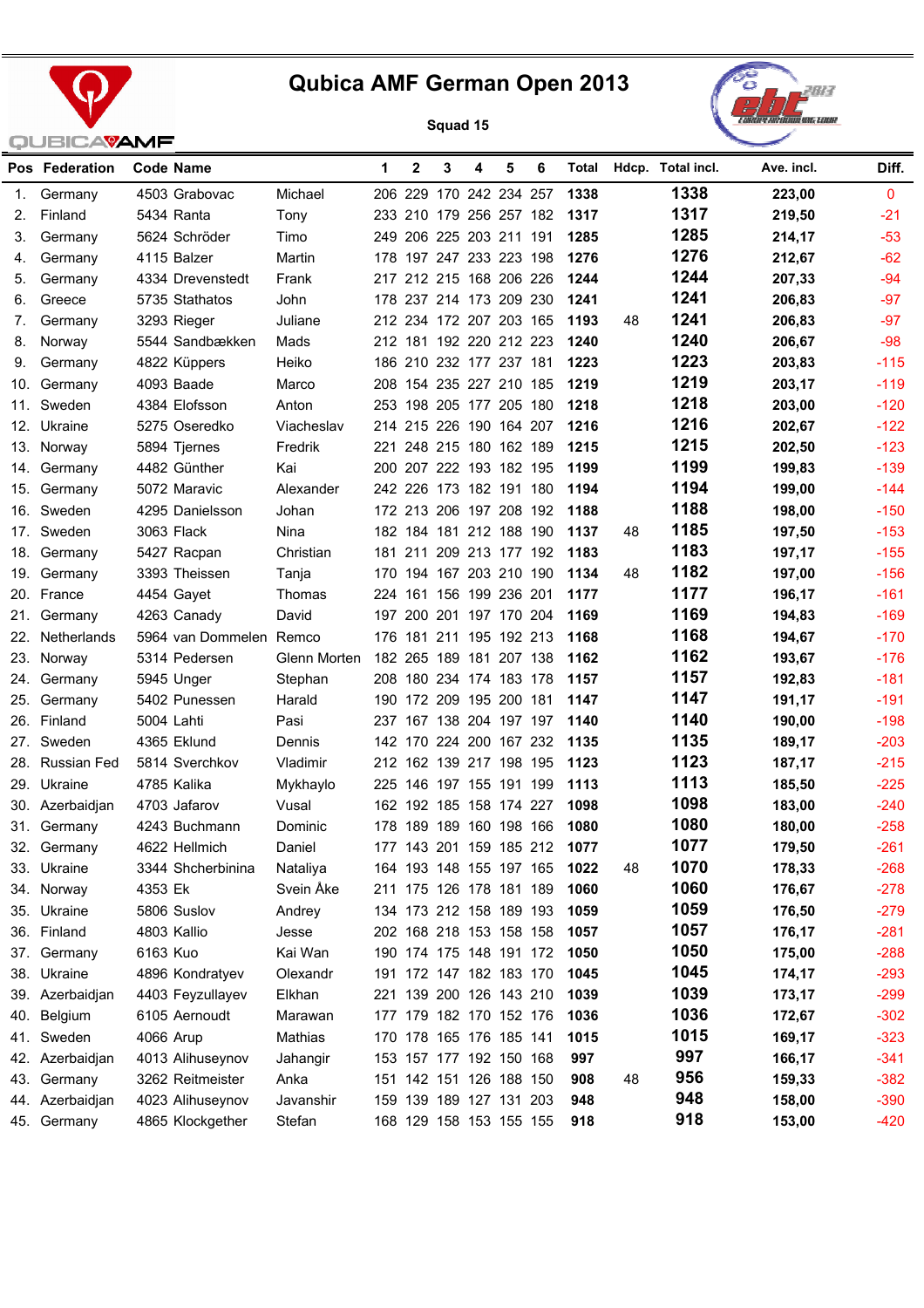# Qubica AMF German Open 2013

**Squad 15**

| Pos | Federation | Code | Name | | 1 | 2 | 3 | 4 | 5 | 6 | Total | Hdcp. | Total incl. | Ave. incl. | Diff. |
|---|---|---|---|---|---|---|---|---|---|---|---|---|---|---|---|
| 1. | Germany | 4503 | Grabovac | Michael | 206 | 229 | 170 | 242 | 234 | 257 | **1338** | | **1338** | **223,00** | 0 |
| 2. | Finland | 5434 | Ranta | Tony | 233 | 210 | 179 | 256 | 257 | 182 | **1317** | | **1317** | **219,50** | -21 |
| 3. | Germany | 5624 | Schröder | Timo | 249 | 206 | 225 | 203 | 211 | 191 | **1285** | | **1285** | **214,17** | -53 |
| 4. | Germany | 4115 | Balzer | Martin | 178 | 197 | 247 | 233 | 223 | 198 | **1276** | | **1276** | **212,67** | -62 |
| 5. | Germany | 4334 | Drevenstedt | Frank | 217 | 212 | 215 | 168 | 206 | 226 | **1244** | | **1244** | **207,33** | -94 |
| 6. | Greece | 5735 | Stathatos | John | 178 | 237 | 214 | 173 | 209 | 230 | **1241** | | **1241** | **206,83** | -97 |
| 7. | Germany | 3293 | Rieger | Juliane | 212 | 234 | 172 | 207 | 203 | 165 | **1193** | 48 | **1241** | **206,83** | -97 |
| 8. | Norway | 5544 | Sandbækken | Mads | 212 | 181 | 192 | 220 | 212 | 223 | **1240** | | **1240** | **206,67** | -98 |
| 9. | Germany | 4822 | Küppers | Heiko | 186 | 210 | 232 | 177 | 237 | 181 | **1223** | | **1223** | **203,83** | -115 |
| 10. | Germany | 4093 | Baade | Marco | 208 | 154 | 235 | 227 | 210 | 185 | **1219** | | **1219** | **203,17** | -119 |
| 11. | Sweden | 4384 | Elofsson | Anton | 253 | 198 | 205 | 177 | 205 | 180 | **1218** | | **1218** | **203,00** | -120 |
| 12. | Ukraine | 5275 | Oseredko | Viacheslav | 214 | 215 | 226 | 190 | 164 | 207 | **1216** | | **1216** | **202,67** | -122 |
| 13. | Norway | 5894 | Tjernes | Fredrik | 221 | 248 | 215 | 180 | 162 | 189 | **1215** | | **1215** | **202,50** | -123 |
| 14. | Germany | 4482 | Günther | Kai | 200 | 207 | 222 | 193 | 182 | 195 | **1199** | | **1199** | **199,83** | -139 |
| 15. | Germany | 5072 | Maravic | Alexander | 242 | 226 | 173 | 182 | 191 | 180 | **1194** | | **1194** | **199,00** | -144 |
| 16. | Sweden | 4295 | Danielsson | Johan | 172 | 213 | 206 | 197 | 208 | 192 | **1188** | | **1188** | **198,00** | -150 |
| 17. | Sweden | 3063 | Flack | Nina | 182 | 184 | 181 | 212 | 188 | 190 | **1137** | 48 | **1185** | **197,50** | -153 |
| 18. | Germany | 5427 | Racpan | Christian | 181 | 211 | 209 | 213 | 177 | 192 | **1183** | | **1183** | **197,17** | -155 |
| 19. | Germany | 3393 | Theissen | Tanja | 170 | 194 | 167 | 203 | 210 | 190 | **1134** | 48 | **1182** | **197,00** | -156 |
| 20. | France | 4454 | Gayet | Thomas | 224 | 161 | 156 | 199 | 236 | 201 | **1177** | | **1177** | **196,17** | -161 |
| 21. | Germany | 4263 | Canady | David | 197 | 200 | 201 | 197 | 170 | 204 | **1169** | | **1169** | **194,83** | -169 |
| 22. | Netherlands | 5964 | van Dommelen | Remco | 176 | 181 | 211 | 195 | 192 | 213 | **1168** | | **1168** | **194,67** | -170 |
| 23. | Norway | 5314 | Pedersen | Glenn Morten | 182 | 265 | 189 | 181 | 207 | 138 | **1162** | | **1162** | **193,67** | -176 |
| 24. | Germany | 5945 | Unger | Stephan | 208 | 180 | 234 | 174 | 183 | 178 | **1157** | | **1157** | **192,83** | -181 |
| 25. | Germany | 5402 | Punessen | Harald | 190 | 172 | 209 | 195 | 200 | 181 | **1147** | | **1147** | **191,17** | -191 |
| 26. | Finland | 5004 | Lahti | Pasi | 237 | 167 | 138 | 204 | 197 | 197 | **1140** | | **1140** | **190,00** | -198 |
| 27. | Sweden | 4365 | Eklund | Dennis | 142 | 170 | 224 | 200 | 167 | 232 | **1135** | | **1135** | **189,17** | -203 |
| 28. | Russian Fed | 5814 | Sverchkov | Vladimir | 212 | 162 | 139 | 217 | 198 | 195 | **1123** | | **1123** | **187,17** | -215 |
| 29. | Ukraine | 4785 | Kalika | Mykhaylo | 225 | 146 | 197 | 155 | 191 | 199 | **1113** | | **1113** | **185,50** | -225 |
| 30. | Azerbaidjan | 4703 | Jafarov | Vusal | 162 | 192 | 185 | 158 | 174 | 227 | **1098** | | **1098** | **183,00** | -240 |
| 31. | Germany | 4243 | Buchmann | Dominic | 178 | 189 | 189 | 160 | 198 | 166 | **1080** | | **1080** | **180,00** | -258 |
| 32. | Germany | 4622 | Hellmich | Daniel | 177 | 143 | 201 | 159 | 185 | 212 | **1077** | | **1077** | **179,50** | -261 |
| 33. | Ukraine | 3344 | Shcherbinina | Nataliya | 164 | 193 | 148 | 155 | 197 | 165 | **1022** | 48 | **1070** | **178,33** | -268 |
| 34. | Norway | 4353 | Ek | Svein Åke | 211 | 175 | 126 | 178 | 181 | 189 | **1060** | | **1060** | **176,67** | -278 |
| 35. | Ukraine | 5806 | Suslov | Andrey | 134 | 173 | 212 | 158 | 189 | 193 | **1059** | | **1059** | **176,50** | -279 |
| 36. | Finland | 4803 | Kallio | Jesse | 202 | 168 | 218 | 153 | 158 | 158 | **1057** | | **1057** | **176,17** | -281 |
| 37. | Germany | 6163 | Kuo | Kai Wan | 190 | 174 | 175 | 148 | 191 | 172 | **1050** | | **1050** | **175,00** | -288 |
| 38. | Ukraine | 4896 | Kondratyev | Olexandr | 191 | 172 | 147 | 182 | 183 | 170 | **1045** | | **1045** | **174,17** | -293 |
| 39. | Azerbaidjan | 4403 | Feyzullayev | Elkhan | 221 | 139 | 200 | 126 | 143 | 210 | **1039** | | **1039** | **173,17** | -299 |
| 40. | Belgium | 6105 | Aernoudt | Marawan | 177 | 179 | 182 | 170 | 152 | 176 | **1036** | | **1036** | **172,67** | -302 |
| 41. | Sweden | 4066 | Arup | Mathias | 170 | 178 | 165 | 176 | 185 | 141 | **1015** | | **1015** | **169,17** | -323 |
| 42. | Azerbaidjan | 4013 | Alihuseynov | Jahangir | 153 | 157 | 177 | 192 | 150 | 168 | **997** | | **997** | **166,17** | -341 |
| 43. | Germany | 3262 | Reitmeister | Anka | 151 | 142 | 151 | 126 | 188 | 150 | **908** | 48 | **956** | **159,33** | -382 |
| 44. | Azerbaidjan | 4023 | Alihuseynov | Javanshir | 159 | 139 | 189 | 127 | 131 | 203 | **948** | | **948** | **158,00** | -390 |
| 45. | Germany | 4865 | Klockgether | Stefan | 168 | 129 | 158 | 153 | 155 | 155 | **918** | | **918** | **153,00** | -420 |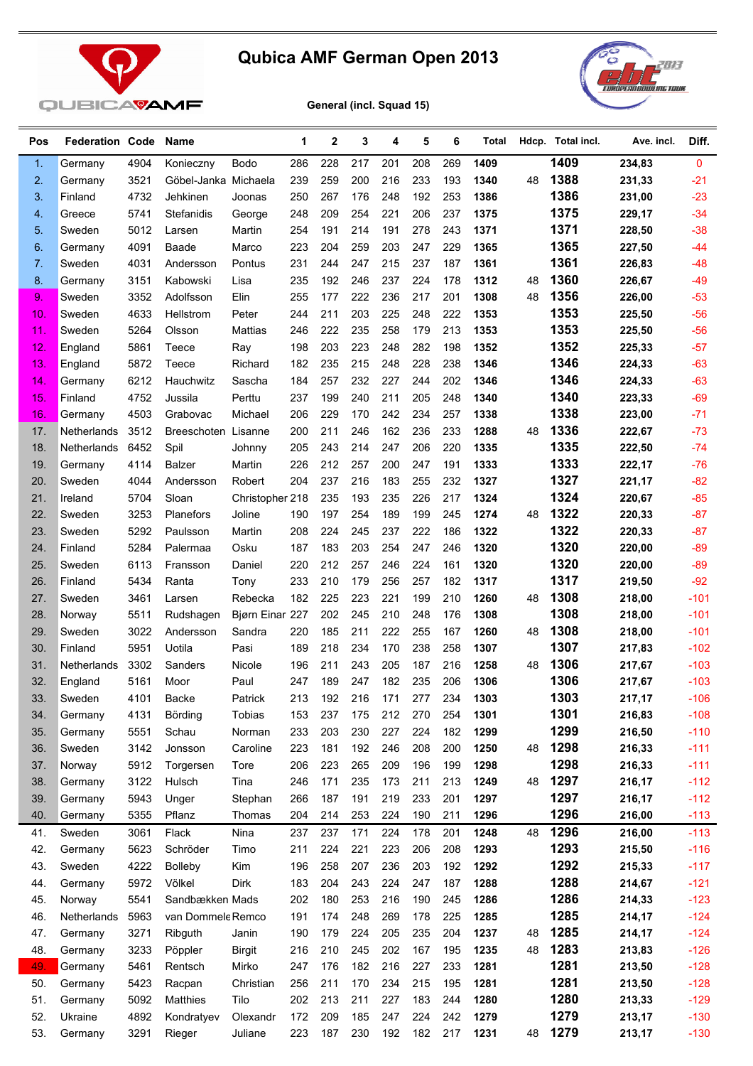# Qubica AMF German Open 2013

**General (incl. Squad 15)**

| Pos | Federation | Code | Name | | 1 | 2 | 3 | 4 | 5 | 6 | Total | Hdcp. | Total incl. | Ave. incl. | Diff. |
|---|---|---|---|---|---|---|---|---|---|---|---|---|---|---|---|
| 1. | Germany | 4904 | Konieczny | Bodo | 286 | 228 | 217 | 201 | 208 | 269 | 1409 | | 1409 | 234,83 | 0 |
| 2. | Germany | 3521 | Göbel-Janka | Michaela | 239 | 259 | 200 | 216 | 233 | 193 | 1340 | 48 | 1388 | 231,33 | -21 |
| 3. | Finland | 4732 | Jehkinen | Joonas | 250 | 267 | 176 | 248 | 192 | 253 | 1386 | | 1386 | 231,00 | -23 |
| 4. | Greece | 5741 | Stefanidis | George | 248 | 209 | 254 | 221 | 206 | 237 | 1375 | | 1375 | 229,17 | -34 |
| 5. | Sweden | 5012 | Larsen | Martin | 254 | 191 | 214 | 191 | 278 | 243 | 1371 | | 1371 | 228,50 | -38 |
| 6. | Germany | 4091 | Baade | Marco | 223 | 204 | 259 | 203 | 247 | 229 | 1365 | | 1365 | 227,50 | -44 |
| 7. | Sweden | 4031 | Andersson | Pontus | 231 | 244 | 247 | 215 | 237 | 187 | 1361 | | 1361 | 226,83 | -48 |
| 8. | Germany | 3151 | Kabowski | Lisa | 235 | 192 | 246 | 237 | 224 | 178 | 1312 | 48 | 1360 | 226,67 | -49 |
| 9. | Sweden | 3352 | Adolfsson | Elin | 255 | 177 | 222 | 236 | 217 | 201 | 1308 | 48 | 1356 | 226,00 | -53 |
| 10. | Sweden | 4633 | Hellstrom | Peter | 244 | 211 | 203 | 225 | 248 | 222 | 1353 | | 1353 | 225,50 | -56 |
| 11. | Sweden | 5264 | Olsson | Mattias | 246 | 222 | 235 | 258 | 179 | 213 | 1353 | | 1353 | 225,50 | -56 |
| 12. | England | 5861 | Teece | Ray | 198 | 203 | 223 | 248 | 282 | 198 | 1352 | | 1352 | 225,33 | -57 |
| 13. | England | 5872 | Teece | Richard | 182 | 235 | 215 | 248 | 228 | 238 | 1346 | | 1346 | 224,33 | -63 |
| 14. | Germany | 6212 | Hauchwitz | Sascha | 184 | 257 | 232 | 227 | 244 | 202 | 1346 | | 1346 | 224,33 | -63 |
| 15. | Finland | 4752 | Jussila | Perttu | 237 | 199 | 240 | 211 | 205 | 248 | 1340 | | 1340 | 223,33 | -69 |
| 16. | Germany | 4503 | Grabovac | Michael | 206 | 229 | 170 | 242 | 234 | 257 | 1338 | | 1338 | 223,00 | -71 |
| 17. | Netherlands | 3512 | Breeschoten | Lisanne | 200 | 211 | 246 | 162 | 236 | 233 | 1288 | 48 | 1336 | 222,67 | -73 |
| 18. | Netherlands | 6452 | Spil | Johnny | 205 | 243 | 214 | 247 | 206 | 220 | 1335 | | 1335 | 222,50 | -74 |
| 19. | Germany | 4114 | Balzer | Martin | 226 | 212 | 257 | 200 | 247 | 191 | 1333 | | 1333 | 222,17 | -76 |
| 20. | Sweden | 4044 | Andersson | Robert | 204 | 237 | 216 | 183 | 255 | 232 | 1327 | | 1327 | 221,17 | -82 |
| 21. | Ireland | 5704 | Sloan | Christopher | 218 | 235 | 193 | 235 | 226 | 217 | 1324 | | 1324 | 220,67 | -85 |
| 22. | Sweden | 3253 | Planefors | Joline | 190 | 197 | 254 | 189 | 199 | 245 | 1274 | 48 | 1322 | 220,33 | -87 |
| 23. | Sweden | 5292 | Paulsson | Martin | 208 | 224 | 245 | 237 | 222 | 186 | 1322 | | 1322 | 220,33 | -87 |
| 24. | Finland | 5284 | Palermaa | Osku | 187 | 183 | 203 | 254 | 247 | 246 | 1320 | | 1320 | 220,00 | -89 |
| 25. | Sweden | 6113 | Fransson | Daniel | 220 | 212 | 257 | 246 | 224 | 161 | 1320 | | 1320 | 220,00 | -89 |
| 26. | Finland | 5434 | Ranta | Tony | 233 | 210 | 179 | 256 | 257 | 182 | 1317 | | 1317 | 219,50 | -92 |
| 27. | Sweden | 3461 | Larsen | Rebecka | 182 | 225 | 223 | 221 | 199 | 210 | 1260 | 48 | 1308 | 218,00 | -101 |
| 28. | Norway | 5511 | Rudshagen | Bjørn Einar | 227 | 202 | 245 | 210 | 248 | 176 | 1308 | | 1308 | 218,00 | -101 |
| 29. | Sweden | 3022 | Andersson | Sandra | 220 | 185 | 211 | 222 | 255 | 167 | 1260 | 48 | 1308 | 218,00 | -101 |
| 30. | Finland | 5951 | Uotila | Pasi | 189 | 218 | 234 | 170 | 238 | 258 | 1307 | | 1307 | 217,83 | -102 |
| 31. | Netherlands | 3302 | Sanders | Nicole | 196 | 211 | 243 | 205 | 187 | 216 | 1258 | 48 | 1306 | 217,67 | -103 |
| 32. | England | 5161 | Moor | Paul | 247 | 189 | 247 | 182 | 235 | 206 | 1306 | | 1306 | 217,67 | -103 |
| 33. | Sweden | 4101 | Backe | Patrick | 213 | 192 | 216 | 171 | 277 | 234 | 1303 | | 1303 | 217,17 | -106 |
| 34. | Germany | 4131 | Börding | Tobias | 153 | 237 | 175 | 212 | 270 | 254 | 1301 | | 1301 | 216,83 | -108 |
| 35. | Germany | 5551 | Schau | Norman | 233 | 203 | 230 | 227 | 224 | 182 | 1299 | | 1299 | 216,50 | -110 |
| 36. | Sweden | 3142 | Jonsson | Caroline | 223 | 181 | 192 | 246 | 208 | 200 | 1250 | 48 | 1298 | 216,33 | -111 |
| 37. | Norway | 5912 | Torgersen | Tore | 206 | 223 | 265 | 209 | 196 | 199 | 1298 | | 1298 | 216,33 | -111 |
| 38. | Germany | 3122 | Hulsch | Tina | 246 | 171 | 235 | 173 | 211 | 213 | 1249 | 48 | 1297 | 216,17 | -112 |
| 39. | Germany | 5943 | Unger | Stephan | 266 | 187 | 191 | 219 | 233 | 201 | 1297 | | 1297 | 216,17 | -112 |
| 40. | Germany | 5355 | Pflanz | Thomas | 204 | 214 | 253 | 224 | 190 | 211 | 1296 | | 1296 | 216,00 | -113 |
| 41. | Sweden | 3061 | Flack | Nina | 237 | 237 | 171 | 224 | 178 | 201 | 1248 | 48 | 1296 | 216,00 | -113 |
| 42. | Germany | 5623 | Schröder | Timo | 211 | 224 | 221 | 223 | 206 | 208 | 1293 | | 1293 | 215,50 | -116 |
| 43. | Sweden | 4222 | Bolleby | Kim | 196 | 258 | 207 | 236 | 203 | 192 | 1292 | | 1292 | 215,33 | -117 |
| 44. | Germany | 5972 | Völkel | Dirk | 183 | 204 | 243 | 224 | 247 | 187 | 1288 | | 1288 | 214,67 | -121 |
| 45. | Norway | 5541 | Sandbækken | Mads | 202 | 180 | 253 | 216 | 190 | 245 | 1286 | | 1286 | 214,33 | -123 |
| 46. | Netherlands | 5963 | van Dommele | Remco | 191 | 174 | 248 | 269 | 178 | 225 | 1285 | | 1285 | 214,17 | -124 |
| 47. | Germany | 3271 | Ribguth | Janin | 190 | 179 | 224 | 205 | 235 | 204 | 1237 | 48 | 1285 | 214,17 | -124 |
| 48. | Germany | 3233 | Pöppler | Birgit | 216 | 210 | 245 | 202 | 167 | 195 | 1235 | 48 | 1283 | 213,83 | -126 |
| 49. | Germany | 5461 | Rentsch | Mirko | 247 | 176 | 182 | 216 | 227 | 233 | 1281 | | 1281 | 213,50 | -128 |
| 50. | Germany | 5423 | Racpan | Christian | 256 | 211 | 170 | 234 | 215 | 195 | 1281 | | 1281 | 213,50 | -128 |
| 51. | Germany | 5092 | Matthies | Tilo | 202 | 213 | 211 | 227 | 183 | 244 | 1280 | | 1280 | 213,33 | -129 |
| 52. | Ukraine | 4892 | Kondratyev | Olexandr | 172 | 209 | 185 | 247 | 224 | 242 | 1279 | | 1279 | 213,17 | -130 |
| 53. | Germany | 3291 | Rieger | Juliane | 223 | 187 | 230 | 192 | 182 | 217 | 1231 | 48 | 1279 | 213,17 | -130 |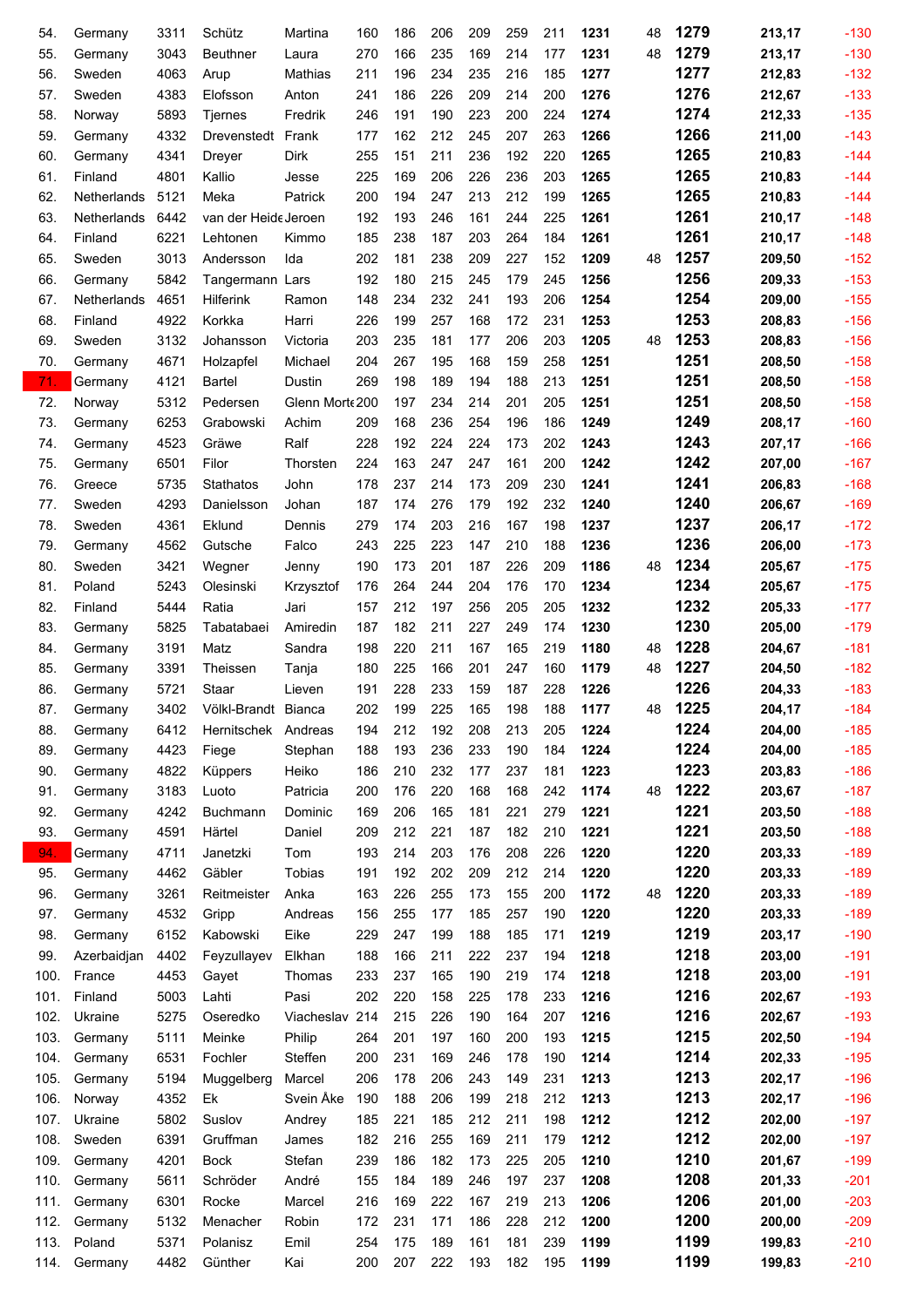| | | | | | | | | | | | | | | | | |
|---|---|---|---|---|---|---|---|---|---|---|---|---|---|---|---|---|
| 54. | Germany | 3311 | Schütz | Martina | 160 | 186 | 206 | 209 | 259 | 211 | 1231 | 48 | 1279 | 213,17 | -130 |
| 55. | Germany | 3043 | Beuthner | Laura | 270 | 166 | 235 | 169 | 214 | 177 | 1231 | 48 | 1279 | 213,17 | -130 |
| 56. | Sweden | 4063 | Arup | Mathias | 211 | 196 | 234 | 235 | 216 | 185 | 1277 | | 1277 | 212,83 | -132 |
| 57. | Sweden | 4383 | Elofsson | Anton | 241 | 186 | 226 | 209 | 214 | 200 | 1276 | | 1276 | 212,67 | -133 |
| 58. | Norway | 5893 | Tjernes | Fredrik | 246 | 191 | 190 | 223 | 200 | 224 | 1274 | | 1274 | 212,33 | -135 |
| 59. | Germany | 4332 | Drevenstedt | Frank | 177 | 162 | 212 | 245 | 207 | 263 | 1266 | | 1266 | 211,00 | -143 |
| 60. | Germany | 4341 | Dreyer | Dirk | 255 | 151 | 211 | 236 | 192 | 220 | 1265 | | 1265 | 210,83 | -144 |
| 61. | Finland | 4801 | Kallio | Jesse | 225 | 169 | 206 | 226 | 236 | 203 | 1265 | | 1265 | 210,83 | -144 |
| 62. | Netherlands | 5121 | Meka | Patrick | 200 | 194 | 247 | 213 | 212 | 199 | 1265 | | 1265 | 210,83 | -144 |
| 63. | Netherlands | 6442 | van der Heide | Jeroen | 192 | 193 | 246 | 161 | 244 | 225 | 1261 | | 1261 | 210,17 | -148 |
| 64. | Finland | 6221 | Lehtonen | Kimmo | 185 | 238 | 187 | 203 | 264 | 184 | 1261 | | 1261 | 210,17 | -148 |
| 65. | Sweden | 3013 | Andersson | Ida | 202 | 181 | 238 | 209 | 227 | 152 | 1209 | 48 | 1257 | 209,50 | -152 |
| 66. | Germany | 5842 | Tangermann | Lars | 192 | 180 | 215 | 245 | 179 | 245 | 1256 | | 1256 | 209,33 | -153 |
| 67. | Netherlands | 4651 | Hilferink | Ramon | 148 | 234 | 232 | 241 | 193 | 206 | 1254 | | 1254 | 209,00 | -155 |
| 68. | Finland | 4922 | Korkka | Harri | 226 | 199 | 257 | 168 | 172 | 231 | 1253 | | 1253 | 208,83 | -156 |
| 69. | Sweden | 3132 | Johansson | Victoria | 203 | 235 | 181 | 177 | 206 | 203 | 1205 | 48 | 1253 | 208,83 | -156 |
| 70. | Germany | 4671 | Holzapfel | Michael | 204 | 267 | 195 | 168 | 159 | 258 | 1251 | | 1251 | 208,50 | -158 |
| 71. | Germany | 4121 | Bartel | Dustin | 269 | 198 | 189 | 194 | 188 | 213 | 1251 | | 1251 | 208,50 | -158 |
| 72. | Norway | 5312 | Pedersen | Glenn Morte | 200 | 197 | 234 | 214 | 201 | 205 | 1251 | | 1251 | 208,50 | -158 |
| 73. | Germany | 6253 | Grabowski | Achim | 209 | 168 | 236 | 254 | 196 | 186 | 1249 | | 1249 | 208,17 | -160 |
| 74. | Germany | 4523 | Gräwe | Ralf | 228 | 192 | 224 | 224 | 173 | 202 | 1243 | | 1243 | 207,17 | -166 |
| 75. | Germany | 6501 | Filor | Thorsten | 224 | 163 | 247 | 247 | 161 | 200 | 1242 | | 1242 | 207,00 | -167 |
| 76. | Greece | 5735 | Stathatos | John | 178 | 237 | 214 | 173 | 209 | 230 | 1241 | | 1241 | 206,83 | -168 |
| 77. | Sweden | 4293 | Danielsson | Johan | 187 | 174 | 276 | 179 | 192 | 232 | 1240 | | 1240 | 206,67 | -169 |
| 78. | Sweden | 4361 | Eklund | Dennis | 279 | 174 | 203 | 216 | 167 | 198 | 1237 | | 1237 | 206,17 | -172 |
| 79. | Germany | 4562 | Gutsche | Falco | 243 | 225 | 223 | 147 | 210 | 188 | 1236 | | 1236 | 206,00 | -173 |
| 80. | Sweden | 3421 | Wegner | Jenny | 190 | 173 | 201 | 187 | 226 | 209 | 1186 | 48 | 1234 | 205,67 | -175 |
| 81. | Poland | 5243 | Olesinski | Krzysztof | 176 | 264 | 244 | 204 | 176 | 170 | 1234 | | 1234 | 205,67 | -175 |
| 82. | Finland | 5444 | Ratia | Jari | 157 | 212 | 197 | 256 | 205 | 205 | 1232 | | 1232 | 205,33 | -177 |
| 83. | Germany | 5825 | Tabatabaei | Amiredin | 187 | 182 | 211 | 227 | 249 | 174 | 1230 | | 1230 | 205,00 | -179 |
| 84. | Germany | 3191 | Matz | Sandra | 198 | 220 | 211 | 167 | 165 | 219 | 1180 | 48 | 1228 | 204,67 | -181 |
| 85. | Germany | 3391 | Theissen | Tanja | 180 | 225 | 166 | 201 | 247 | 160 | 1179 | 48 | 1227 | 204,50 | -182 |
| 86. | Germany | 5721 | Staar | Lieven | 191 | 228 | 233 | 159 | 187 | 228 | 1226 | | 1226 | 204,33 | -183 |
| 87. | Germany | 3402 | Völkl-Brandt | Bianca | 202 | 199 | 225 | 165 | 198 | 188 | 1177 | 48 | 1225 | 204,17 | -184 |
| 88. | Germany | 6412 | Hernitschek | Andreas | 194 | 212 | 192 | 208 | 213 | 205 | 1224 | | 1224 | 204,00 | -185 |
| 89. | Germany | 4423 | Fiege | Stephan | 188 | 193 | 236 | 233 | 190 | 184 | 1224 | | 1224 | 204,00 | -185 |
| 90. | Germany | 4822 | Küppers | Heiko | 186 | 210 | 232 | 177 | 237 | 181 | 1223 | | 1223 | 203,83 | -186 |
| 91. | Germany | 3183 | Luoto | Patricia | 200 | 176 | 220 | 168 | 168 | 242 | 1174 | 48 | 1222 | 203,67 | -187 |
| 92. | Germany | 4242 | Buchmann | Dominic | 169 | 206 | 165 | 181 | 221 | 279 | 1221 | | 1221 | 203,50 | -188 |
| 93. | Germany | 4591 | Härtel | Daniel | 209 | 212 | 221 | 187 | 182 | 210 | 1221 | | 1221 | 203,50 | -188 |
| 94. | Germany | 4711 | Janetzki | Tom | 193 | 214 | 203 | 176 | 208 | 226 | 1220 | | 1220 | 203,33 | -189 |
| 95. | Germany | 4462 | Gäbler | Tobias | 191 | 192 | 202 | 209 | 212 | 214 | 1220 | | 1220 | 203,33 | -189 |
| 96. | Germany | 3261 | Reitmeister | Anka | 163 | 226 | 255 | 173 | 155 | 200 | 1172 | 48 | 1220 | 203,33 | -189 |
| 97. | Germany | 4532 | Gripp | Andreas | 156 | 255 | 177 | 185 | 257 | 190 | 1220 | | 1220 | 203,33 | -189 |
| 98. | Germany | 6152 | Kabowski | Eike | 229 | 247 | 199 | 188 | 185 | 171 | 1219 | | 1219 | 203,17 | -190 |
| 99. | Azerbaidjan | 4402 | Feyzullayev | Elkhan | 188 | 166 | 211 | 222 | 237 | 194 | 1218 | | 1218 | 203,00 | -191 |
| 100. | France | 4453 | Gayet | Thomas | 233 | 237 | 165 | 190 | 219 | 174 | 1218 | | 1218 | 203,00 | -191 |
| 101. | Finland | 5003 | Lahti | Pasi | 202 | 220 | 158 | 225 | 178 | 233 | 1216 | | 1216 | 202,67 | -193 |
| 102. | Ukraine | 5275 | Oseredko | Viacheslav | 214 | 215 | 226 | 190 | 164 | 207 | 1216 | | 1216 | 202,67 | -193 |
| 103. | Germany | 5111 | Meinke | Philip | 264 | 201 | 197 | 160 | 200 | 193 | 1215 | | 1215 | 202,50 | -194 |
| 104. | Germany | 6531 | Fochler | Steffen | 200 | 231 | 169 | 246 | 178 | 190 | 1214 | | 1214 | 202,33 | -195 |
| 105. | Germany | 5194 | Muggelberg | Marcel | 206 | 178 | 206 | 243 | 149 | 231 | 1213 | | 1213 | 202,17 | -196 |
| 106. | Norway | 4352 | Ek | Svein Åke | 190 | 188 | 206 | 199 | 218 | 212 | 1213 | | 1213 | 202,17 | -196 |
| 107. | Ukraine | 5802 | Suslov | Andrey | 185 | 221 | 185 | 212 | 211 | 198 | 1212 | | 1212 | 202,00 | -197 |
| 108. | Sweden | 6391 | Gruffman | James | 182 | 216 | 255 | 169 | 211 | 179 | 1212 | | 1212 | 202,00 | -197 |
| 109. | Germany | 4201 | Bock | Stefan | 239 | 186 | 182 | 173 | 225 | 205 | 1210 | | 1210 | 201,67 | -199 |
| 110. | Germany | 5611 | Schröder | André | 155 | 184 | 189 | 246 | 197 | 237 | 1208 | | 1208 | 201,33 | -201 |
| 111. | Germany | 6301 | Rocke | Marcel | 216 | 169 | 222 | 167 | 219 | 213 | 1206 | | 1206 | 201,00 | -203 |
| 112. | Germany | 5132 | Menacher | Robin | 172 | 231 | 171 | 186 | 228 | 212 | 1200 | | 1200 | 200,00 | -209 |
| 113. | Poland | 5371 | Polanisz | Emil | 254 | 175 | 189 | 161 | 181 | 239 | 1199 | | 1199 | 199,83 | -210 |
| 114. | Germany | 4482 | Günther | Kai | 200 | 207 | 222 | 193 | 182 | 195 | 1199 | | 1199 | 199,83 | -210 |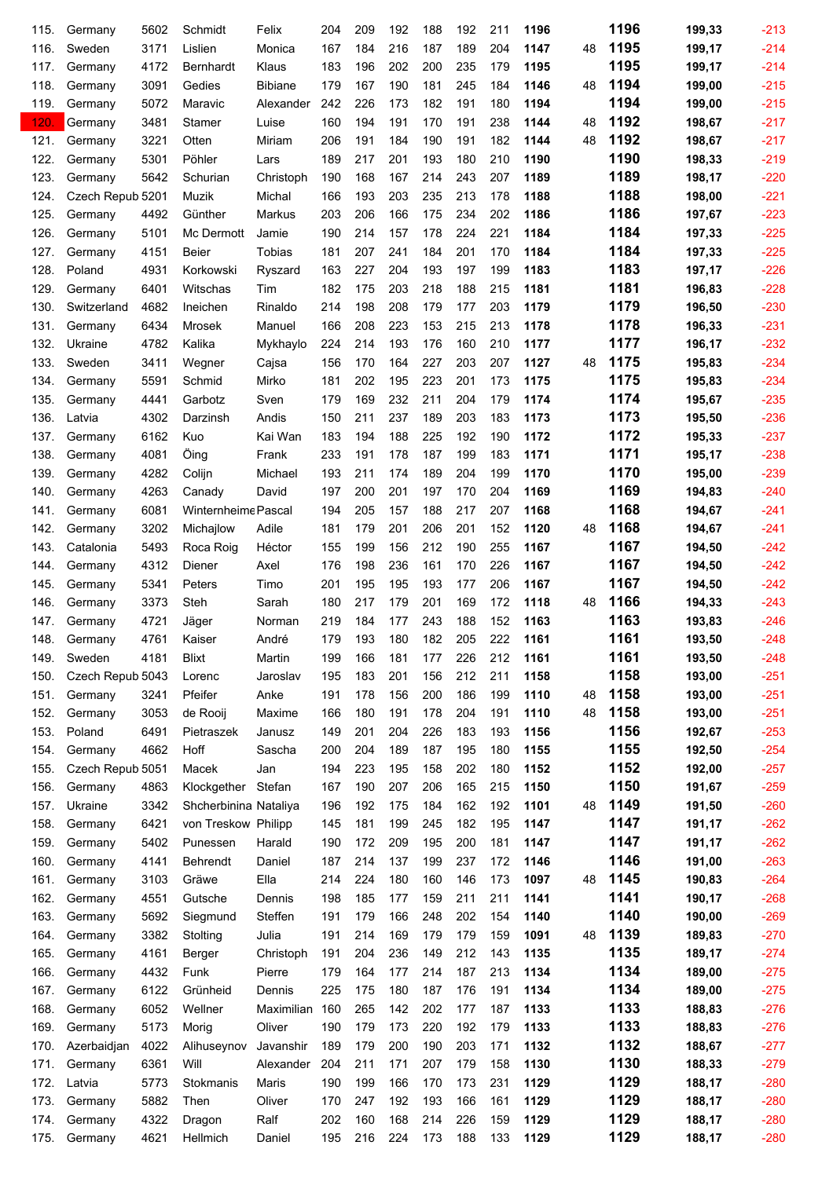| | | | | | | | | | | | | | | | |
|---|---|---|---|---|---|---|---|---|---|---|---|---|---|---|---|
| 115. | Germany | 5602 | Schmidt | Felix | 204 | 209 | 192 | 188 | 192 | 211 | **1196** | | **1196** | **199,33** | -213 |
| 116. | Sweden | 3171 | Lislien | Monica | 167 | 184 | 216 | 187 | 189 | 204 | **1147** | 48 | **1195** | **199,17** | -214 |
| 117. | Germany | 4172 | Bernhardt | Klaus | 183 | 196 | 202 | 200 | 235 | 179 | **1195** | | **1195** | **199,17** | -214 |
| 118. | Germany | 3091 | Gedies | Bibiane | 179 | 167 | 190 | 181 | 245 | 184 | **1146** | 48 | **1194** | **199,00** | -215 |
| 119. | Germany | 5072 | Maravic | Alexander | 242 | 226 | 173 | 182 | 191 | 180 | **1194** | | **1194** | **199,00** | -215 |
| 120. | Germany | 3481 | Stamer | Luise | 160 | 194 | 191 | 170 | 191 | 238 | **1144** | 48 | **1192** | **198,67** | -217 |
| 121. | Germany | 3221 | Otten | Miriam | 206 | 191 | 184 | 190 | 191 | 182 | **1144** | 48 | **1192** | **198,67** | -217 |
| 122. | Germany | 5301 | Pöhler | Lars | 189 | 217 | 201 | 193 | 180 | 210 | **1190** | | **1190** | **198,33** | -219 |
| 123. | Germany | 5642 | Schurian | Christoph | 190 | 168 | 167 | 214 | 243 | 207 | **1189** | | **1189** | **198,17** | -220 |
| 124. | Czech Repub | 5201 | Muzik | Michal | 166 | 193 | 203 | 235 | 213 | 178 | **1188** | | **1188** | **198,00** | -221 |
| 125. | Germany | 4492 | Günther | Markus | 203 | 206 | 166 | 175 | 234 | 202 | **1186** | | **1186** | **197,67** | -223 |
| 126. | Germany | 5101 | Mc Dermott | Jamie | 190 | 214 | 157 | 178 | 224 | 221 | **1184** | | **1184** | **197,33** | -225 |
| 127. | Germany | 4151 | Beier | Tobias | 181 | 207 | 241 | 184 | 201 | 170 | **1184** | | **1184** | **197,33** | -225 |
| 128. | Poland | 4931 | Korkowski | Ryszard | 163 | 227 | 204 | 193 | 197 | 199 | **1183** | | **1183** | **197,17** | -226 |
| 129. | Germany | 6401 | Witschas | Tim | 182 | 175 | 203 | 218 | 188 | 215 | **1181** | | **1181** | **196,83** | -228 |
| 130. | Switzerland | 4682 | Ineichen | Rinaldo | 214 | 198 | 208 | 179 | 177 | 203 | **1179** | | **1179** | **196,50** | -230 |
| 131. | Germany | 6434 | Mrosek | Manuel | 166 | 208 | 223 | 153 | 215 | 213 | **1178** | | **1178** | **196,33** | -231 |
| 132. | Ukraine | 4782 | Kalika | Mykhaylo | 224 | 214 | 193 | 176 | 160 | 210 | **1177** | | **1177** | **196,17** | -232 |
| 133. | Sweden | 3411 | Wegner | Cajsa | 156 | 170 | 164 | 227 | 203 | 207 | **1127** | 48 | **1175** | **195,83** | -234 |
| 134. | Germany | 5591 | Schmid | Mirko | 181 | 202 | 195 | 223 | 201 | 173 | **1175** | | **1175** | **195,83** | -234 |
| 135. | Germany | 4441 | Garbotz | Sven | 179 | 169 | 232 | 211 | 204 | 179 | **1174** | | **1174** | **195,67** | -235 |
| 136. | Latvia | 4302 | Darzinsh | Andis | 150 | 211 | 237 | 189 | 203 | 183 | **1173** | | **1173** | **195,50** | -236 |
| 137. | Germany | 6162 | Kuo | Kai Wan | 183 | 194 | 188 | 225 | 192 | 190 | **1172** | | **1172** | **195,33** | -237 |
| 138. | Germany | 4081 | Öing | Frank | 233 | 191 | 178 | 187 | 199 | 183 | **1171** | | **1171** | **195,17** | -238 |
| 139. | Germany | 4282 | Colijn | Michael | 193 | 211 | 174 | 189 | 204 | 199 | **1170** | | **1170** | **195,00** | -239 |
| 140. | Germany | 4263 | Canady | David | 197 | 200 | 201 | 197 | 170 | 204 | **1169** | | **1169** | **194,83** | -240 |
| 141. | Germany | 6081 | Winternheime | Pascal | 194 | 205 | 157 | 188 | 217 | 207 | **1168** | | **1168** | **194,67** | -241 |
| 142. | Germany | 3202 | Michajlow | Adile | 181 | 179 | 201 | 206 | 201 | 152 | **1120** | 48 | **1168** | **194,67** | -241 |
| 143. | Catalonia | 5493 | Roca Roig | Héctor | 155 | 199 | 156 | 212 | 190 | 255 | **1167** | | **1167** | **194,50** | -242 |
| 144. | Germany | 4312 | Diener | Axel | 176 | 198 | 236 | 161 | 170 | 226 | **1167** | | **1167** | **194,50** | -242 |
| 145. | Germany | 5341 | Peters | Timo | 201 | 195 | 195 | 193 | 177 | 206 | **1167** | | **1167** | **194,50** | -242 |
| 146. | Germany | 3373 | Steh | Sarah | 180 | 217 | 179 | 201 | 169 | 172 | **1118** | 48 | **1166** | **194,33** | -243 |
| 147. | Germany | 4721 | Jäger | Norman | 219 | 184 | 177 | 243 | 188 | 152 | **1163** | | **1163** | **193,83** | -246 |
| 148. | Germany | 4761 | Kaiser | André | 179 | 193 | 180 | 182 | 205 | 222 | **1161** | | **1161** | **193,50** | -248 |
| 149. | Sweden | 4181 | Blixt | Martin | 199 | 166 | 181 | 177 | 226 | 212 | **1161** | | **1161** | **193,50** | -248 |
| 150. | Czech Repub | 5043 | Lorenc | Jaroslav | 195 | 183 | 201 | 156 | 212 | 211 | **1158** | | **1158** | **193,00** | -251 |
| 151. | Germany | 3241 | Pfeifer | Anke | 191 | 178 | 156 | 200 | 186 | 199 | **1110** | 48 | **1158** | **193,00** | -251 |
| 152. | Germany | 3053 | de Rooij | Maxime | 166 | 180 | 191 | 178 | 204 | 191 | **1110** | 48 | **1158** | **193,00** | -251 |
| 153. | Poland | 6491 | Pietraszek | Janusz | 149 | 201 | 204 | 226 | 183 | 193 | **1156** | | **1156** | **192,67** | -253 |
| 154. | Germany | 4662 | Hoff | Sascha | 200 | 204 | 189 | 187 | 195 | 180 | **1155** | | **1155** | **192,50** | -254 |
| 155. | Czech Repub | 5051 | Macek | Jan | 194 | 223 | 195 | 158 | 202 | 180 | **1152** | | **1152** | **192,00** | -257 |
| 156. | Germany | 4863 | Klockgether | Stefan | 167 | 190 | 207 | 206 | 165 | 215 | **1150** | | **1150** | **191,67** | -259 |
| 157. | Ukraine | 3342 | Shcherbinina | Nataliya | 196 | 192 | 175 | 184 | 162 | 192 | **1101** | 48 | **1149** | **191,50** | -260 |
| 158. | Germany | 6421 | von Treskow | Philipp | 145 | 181 | 199 | 245 | 182 | 195 | **1147** | | **1147** | **191,17** | -262 |
| 159. | Germany | 5402 | Punessen | Harald | 190 | 172 | 209 | 195 | 200 | 181 | **1147** | | **1147** | **191,17** | -262 |
| 160. | Germany | 4141 | Behrendt | Daniel | 187 | 214 | 137 | 199 | 237 | 172 | **1146** | | **1146** | **191,00** | -263 |
| 161. | Germany | 3103 | Gräwe | Ella | 214 | 224 | 180 | 160 | 146 | 173 | **1097** | 48 | **1145** | **190,83** | -264 |
| 162. | Germany | 4551 | Gutsche | Dennis | 198 | 185 | 177 | 159 | 211 | 211 | **1141** | | **1141** | **190,17** | -268 |
| 163. | Germany | 5692 | Siegmund | Steffen | 191 | 179 | 166 | 248 | 202 | 154 | **1140** | | **1140** | **190,00** | -269 |
| 164. | Germany | 3382 | Stolting | Julia | 191 | 214 | 169 | 179 | 179 | 159 | **1091** | 48 | **1139** | **189,83** | -270 |
| 165. | Germany | 4161 | Berger | Christoph | 191 | 204 | 236 | 149 | 212 | 143 | **1135** | | **1135** | **189,17** | -274 |
| 166. | Germany | 4432 | Funk | Pierre | 179 | 164 | 177 | 214 | 187 | 213 | **1134** | | **1134** | **189,00** | -275 |
| 167. | Germany | 6122 | Grünheid | Dennis | 225 | 175 | 180 | 187 | 176 | 191 | **1134** | | **1134** | **189,00** | -275 |
| 168. | Germany | 6052 | Wellner | Maximilian | 160 | 265 | 142 | 202 | 177 | 187 | **1133** | | **1133** | **188,83** | -276 |
| 169. | Germany | 5173 | Morig | Oliver | 190 | 179 | 173 | 220 | 192 | 179 | **1133** | | **1133** | **188,83** | -276 |
| 170. | Azerbaidjan | 4022 | Alihuseynov | Javanshir | 189 | 179 | 200 | 190 | 203 | 171 | **1132** | | **1132** | **188,67** | -277 |
| 171. | Germany | 6361 | Will | Alexander | 204 | 211 | 171 | 207 | 179 | 158 | **1130** | | **1130** | **188,33** | -279 |
| 172. | Latvia | 5773 | Stokmanis | Maris | 190 | 199 | 166 | 170 | 173 | 231 | **1129** | | **1129** | **188,17** | -280 |
| 173. | Germany | 5882 | Then | Oliver | 170 | 247 | 192 | 193 | 166 | 161 | **1129** | | **1129** | **188,17** | -280 |
| 174. | Germany | 4322 | Dragon | Ralf | 202 | 160 | 168 | 214 | 226 | 159 | **1129** | | **1129** | **188,17** | -280 |
| 175. | Germany | 4621 | Hellmich | Daniel | 195 | 216 | 224 | 173 | 188 | 133 | **1129** | | **1129** | **188,17** | -280 |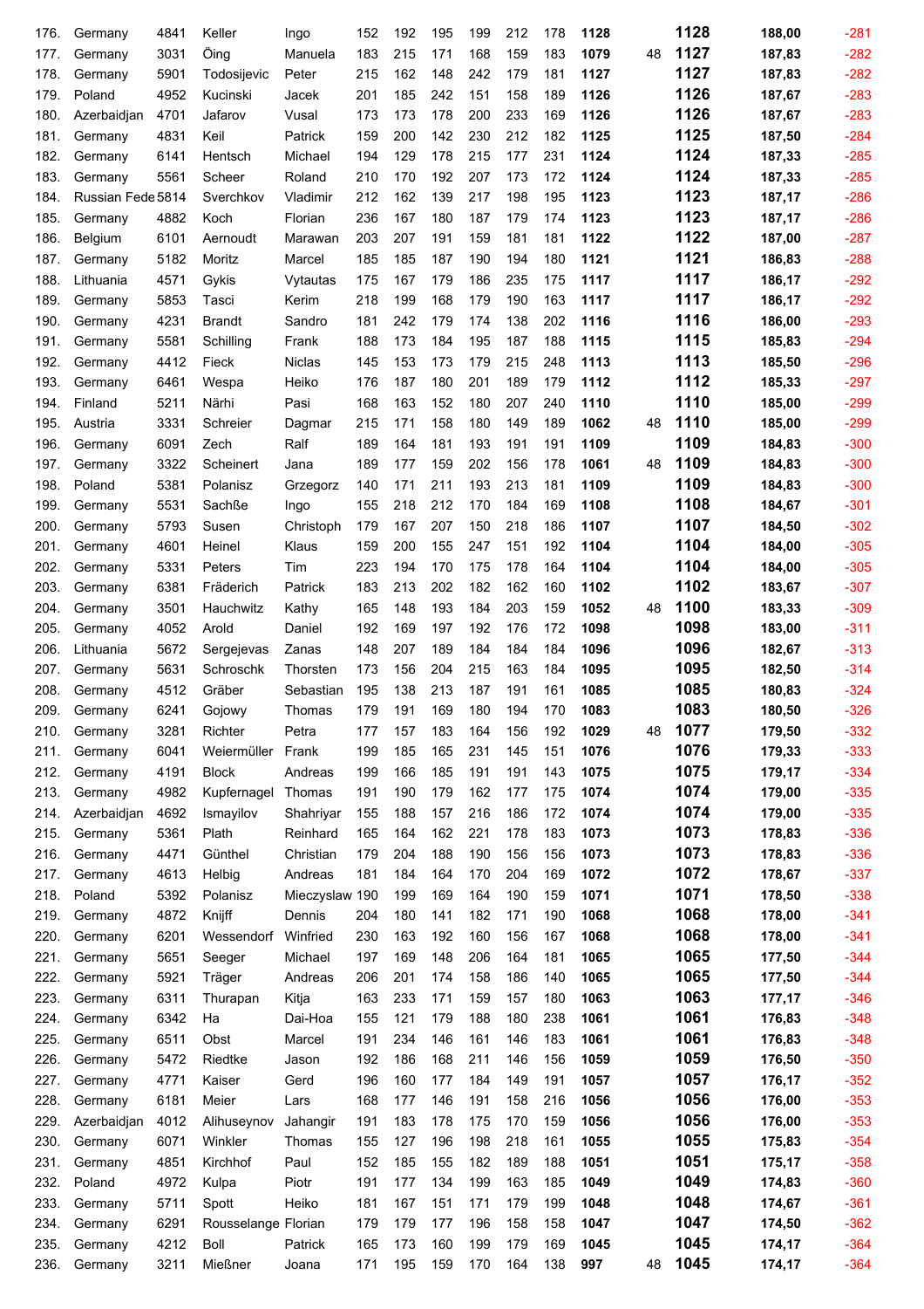| | | | | | | | | | | | | | | | | |
|---|---|---|---|---|---|---|---|---|---|---|---|---|---|---|---|---|
| 176. | Germany | 4841 | Keller | Ingo | 152 | 192 | 195 | 199 | 212 | 178 | **1128** | | **1128** | **188,00** | -281 |
| 177. | Germany | 3031 | Öing | Manuela | 183 | 215 | 171 | 168 | 159 | 183 | **1079** | 48 | **1127** | **187,83** | -282 |
| 178. | Germany | 5901 | Todosijevic | Peter | 215 | 162 | 148 | 242 | 179 | 181 | **1127** | | **1127** | **187,83** | -282 |
| 179. | Poland | 4952 | Kucinski | Jacek | 201 | 185 | 242 | 151 | 158 | 189 | **1126** | | **1126** | **187,67** | -283 |
| 180. | Azerbaidjan | 4701 | Jafarov | Vusal | 173 | 173 | 178 | 200 | 233 | 169 | **1126** | | **1126** | **187,67** | -283 |
| 181. | Germany | 4831 | Keil | Patrick | 159 | 200 | 142 | 230 | 212 | 182 | **1125** | | **1125** | **187,50** | -284 |
| 182. | Germany | 6141 | Hentsch | Michael | 194 | 129 | 178 | 215 | 177 | 231 | **1124** | | **1124** | **187,33** | -285 |
| 183. | Germany | 5561 | Scheer | Roland | 210 | 170 | 192 | 207 | 173 | 172 | **1124** | | **1124** | **187,33** | -285 |
| 184. | Russian Fede | 5814 | Sverchkov | Vladimir | 212 | 162 | 139 | 217 | 198 | 195 | **1123** | | **1123** | **187,17** | -286 |
| 185. | Germany | 4882 | Koch | Florian | 236 | 167 | 180 | 187 | 179 | 174 | **1123** | | **1123** | **187,17** | -286 |
| 186. | Belgium | 6101 | Aernoudt | Marawan | 203 | 207 | 191 | 159 | 181 | 181 | **1122** | | **1122** | **187,00** | -287 |
| 187. | Germany | 5182 | Moritz | Marcel | 185 | 185 | 187 | 190 | 194 | 180 | **1121** | | **1121** | **186,83** | -288 |
| 188. | Lithuania | 4571 | Gykis | Vytautas | 175 | 167 | 179 | 186 | 235 | 175 | **1117** | | **1117** | **186,17** | -292 |
| 189. | Germany | 5853 | Tasci | Kerim | 218 | 199 | 168 | 179 | 190 | 163 | **1117** | | **1117** | **186,17** | -292 |
| 190. | Germany | 4231 | Brandt | Sandro | 181 | 242 | 179 | 174 | 138 | 202 | **1116** | | **1116** | **186,00** | -293 |
| 191. | Germany | 5581 | Schilling | Frank | 188 | 173 | 184 | 195 | 187 | 188 | **1115** | | **1115** | **185,83** | -294 |
| 192. | Germany | 4412 | Fieck | Niclas | 145 | 153 | 173 | 179 | 215 | 248 | **1113** | | **1113** | **185,50** | -296 |
| 193. | Germany | 6461 | Wespa | Heiko | 176 | 187 | 180 | 201 | 189 | 179 | **1112** | | **1112** | **185,33** | -297 |
| 194. | Finland | 5211 | Närhi | Pasi | 168 | 163 | 152 | 180 | 207 | 240 | **1110** | | **1110** | **185,00** | -299 |
| 195. | Austria | 3331 | Schreier | Dagmar | 215 | 171 | 158 | 180 | 149 | 189 | **1062** | 48 | **1110** | **185,00** | -299 |
| 196. | Germany | 6091 | Zech | Ralf | 189 | 164 | 181 | 193 | 191 | 191 | **1109** | | **1109** | **184,83** | -300 |
| 197. | Germany | 3322 | Scheinert | Jana | 189 | 177 | 159 | 202 | 156 | 178 | **1061** | 48 | **1109** | **184,83** | -300 |
| 198. | Poland | 5381 | Polanisz | Grzegorz | 140 | 171 | 211 | 193 | 213 | 181 | **1109** | | **1109** | **184,83** | -300 |
| 199. | Germany | 5531 | Sachße | Ingo | 155 | 218 | 212 | 170 | 184 | 169 | **1108** | | **1108** | **184,67** | -301 |
| 200. | Germany | 5793 | Susen | Christoph | 179 | 167 | 207 | 150 | 218 | 186 | **1107** | | **1107** | **184,50** | -302 |
| 201. | Germany | 4601 | Heinel | Klaus | 159 | 200 | 155 | 247 | 151 | 192 | **1104** | | **1104** | **184,00** | -305 |
| 202. | Germany | 5331 | Peters | Tim | 223 | 194 | 170 | 175 | 178 | 164 | **1104** | | **1104** | **184,00** | -305 |
| 203. | Germany | 6381 | Fräderich | Patrick | 183 | 213 | 202 | 182 | 162 | 160 | **1102** | | **1102** | **183,67** | -307 |
| 204. | Germany | 3501 | Hauchwitz | Kathy | 165 | 148 | 193 | 184 | 203 | 159 | **1052** | 48 | **1100** | **183,33** | -309 |
| 205. | Germany | 4052 | Arold | Daniel | 192 | 169 | 197 | 192 | 176 | 172 | **1098** | | **1098** | **183,00** | -311 |
| 206. | Lithuania | 5672 | Sergejevas | Zanas | 148 | 207 | 189 | 184 | 184 | 184 | **1096** | | **1096** | **182,67** | -313 |
| 207. | Germany | 5631 | Schroschk | Thorsten | 173 | 156 | 204 | 215 | 163 | 184 | **1095** | | **1095** | **182,50** | -314 |
| 208. | Germany | 4512 | Gräber | Sebastian | 195 | 138 | 213 | 187 | 191 | 161 | **1085** | | **1085** | **180,83** | -324 |
| 209. | Germany | 6241 | Gojowy | Thomas | 179 | 191 | 169 | 180 | 194 | 170 | **1083** | | **1083** | **180,50** | -326 |
| 210. | Germany | 3281 | Richter | Petra | 177 | 157 | 183 | 164 | 156 | 192 | **1029** | 48 | **1077** | **179,50** | -332 |
| 211. | Germany | 6041 | Weiermüller | Frank | 199 | 185 | 165 | 231 | 145 | 151 | **1076** | | **1076** | **179,33** | -333 |
| 212. | Germany | 4191 | Block | Andreas | 199 | 166 | 185 | 191 | 191 | 143 | **1075** | | **1075** | **179,17** | -334 |
| 213. | Germany | 4982 | Kupfernagel | Thomas | 191 | 190 | 179 | 162 | 177 | 175 | **1074** | | **1074** | **179,00** | -335 |
| 214. | Azerbaidjan | 4692 | Ismayilov | Shahriyar | 155 | 188 | 157 | 216 | 186 | 172 | **1074** | | **1074** | **179,00** | -335 |
| 215. | Germany | 5361 | Plath | Reinhard | 165 | 164 | 162 | 221 | 178 | 183 | **1073** | | **1073** | **178,83** | -336 |
| 216. | Germany | 4471 | Günthel | Christian | 179 | 204 | 188 | 190 | 156 | 156 | **1073** | | **1073** | **178,83** | -336 |
| 217. | Germany | 4613 | Helbig | Andreas | 181 | 184 | 164 | 170 | 204 | 169 | **1072** | | **1072** | **178,67** | -337 |
| 218. | Poland | 5392 | Polanisz | Mieczyslaw | 190 | 199 | 169 | 164 | 190 | 159 | **1071** | | **1071** | **178,50** | -338 |
| 219. | Germany | 4872 | Knijff | Dennis | 204 | 180 | 141 | 182 | 171 | 190 | **1068** | | **1068** | **178,00** | -341 |
| 220. | Germany | 6201 | Wessendorf | Winfried | 230 | 163 | 192 | 160 | 156 | 167 | **1068** | | **1068** | **178,00** | -341 |
| 221. | Germany | 5651 | Seeger | Michael | 197 | 169 | 148 | 206 | 164 | 181 | **1065** | | **1065** | **177,50** | -344 |
| 222. | Germany | 5921 | Träger | Andreas | 206 | 201 | 174 | 158 | 186 | 140 | **1065** | | **1065** | **177,50** | -344 |
| 223. | Germany | 6311 | Thurapan | Kitja | 163 | 233 | 171 | 159 | 157 | 180 | **1063** | | **1063** | **177,17** | -346 |
| 224. | Germany | 6342 | Ha | Dai-Hoa | 155 | 121 | 179 | 188 | 180 | 238 | **1061** | | **1061** | **176,83** | -348 |
| 225. | Germany | 6511 | Obst | Marcel | 191 | 234 | 146 | 161 | 146 | 183 | **1061** | | **1061** | **176,83** | -348 |
| 226. | Germany | 5472 | Riedtke | Jason | 192 | 186 | 168 | 211 | 146 | 156 | **1059** | | **1059** | **176,50** | -350 |
| 227. | Germany | 4771 | Kaiser | Gerd | 196 | 160 | 177 | 184 | 149 | 191 | **1057** | | **1057** | **176,17** | -352 |
| 228. | Germany | 6181 | Meier | Lars | 168 | 177 | 146 | 191 | 158 | 216 | **1056** | | **1056** | **176,00** | -353 |
| 229. | Azerbaidjan | 4012 | Alihuseynov | Jahangir | 191 | 183 | 178 | 175 | 170 | 159 | **1056** | | **1056** | **176,00** | -353 |
| 230. | Germany | 6071 | Winkler | Thomas | 155 | 127 | 196 | 198 | 218 | 161 | **1055** | | **1055** | **175,83** | -354 |
| 231. | Germany | 4851 | Kirchhof | Paul | 152 | 185 | 155 | 182 | 189 | 188 | **1051** | | **1051** | **175,17** | -358 |
| 232. | Poland | 4972 | Kulpa | Piotr | 191 | 177 | 134 | 199 | 163 | 185 | **1049** | | **1049** | **174,83** | -360 |
| 233. | Germany | 5711 | Spott | Heiko | 181 | 167 | 151 | 171 | 179 | 199 | **1048** | | **1048** | **174,67** | -361 |
| 234. | Germany | 6291 | Rousselange | Florian | 179 | 179 | 177 | 196 | 158 | 158 | **1047** | | **1047** | **174,50** | -362 |
| 235. | Germany | 4212 | Boll | Patrick | 165 | 173 | 160 | 199 | 179 | 169 | **1045** | | **1045** | **174,17** | -364 |
| 236. | Germany | 3211 | Mießner | Joana | 171 | 195 | 159 | 170 | 164 | 138 | **997** | 48 | **1045** | **174,17** | -364 |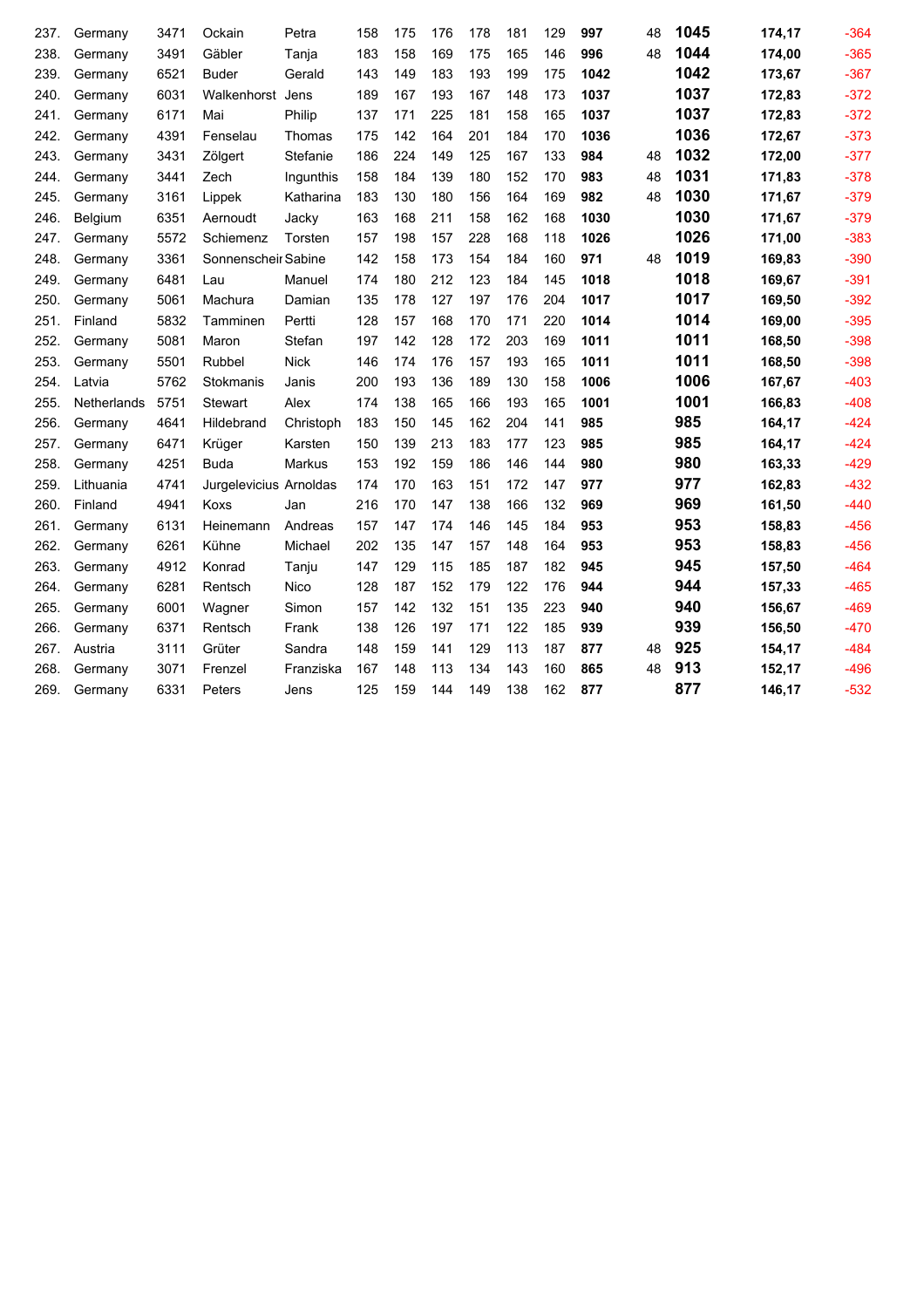| | | | | | | | | | | | | | | | |
|---|---|---|---|---|---|---|---|---|---|---|---|---|---|---|---|
| 237. | Germany | 3471 | Ockain | Petra | 158 | 175 | 176 | 178 | 181 | 129 | **997** | 48 | **1045** | **174,17** | -364 |
| 238. | Germany | 3491 | Gäbler | Tanja | 183 | 158 | 169 | 175 | 165 | 146 | **996** | 48 | **1044** | **174,00** | -365 |
| 239. | Germany | 6521 | Buder | Gerald | 143 | 149 | 183 | 193 | 199 | 175 | **1042** | | **1042** | **173,67** | -367 |
| 240. | Germany | 6031 | Walkenhorst | Jens | 189 | 167 | 193 | 167 | 148 | 173 | **1037** | | **1037** | **172,83** | -372 |
| 241. | Germany | 6171 | Mai | Philip | 137 | 171 | 225 | 181 | 158 | 165 | **1037** | | **1037** | **172,83** | -372 |
| 242. | Germany | 4391 | Fenselau | Thomas | 175 | 142 | 164 | 201 | 184 | 170 | **1036** | | **1036** | **172,67** | -373 |
| 243. | Germany | 3431 | Zölgert | Stefanie | 186 | 224 | 149 | 125 | 167 | 133 | **984** | 48 | **1032** | **172,00** | -377 |
| 244. | Germany | 3441 | Zech | Ingunthis | 158 | 184 | 139 | 180 | 152 | 170 | **983** | 48 | **1031** | **171,83** | -378 |
| 245. | Germany | 3161 | Lippek | Katharina | 183 | 130 | 180 | 156 | 164 | 169 | **982** | 48 | **1030** | **171,67** | -379 |
| 246. | Belgium | 6351 | Aernoudt | Jacky | 163 | 168 | 211 | 158 | 162 | 168 | **1030** | | **1030** | **171,67** | -379 |
| 247. | Germany | 5572 | Schiemenz | Torsten | 157 | 198 | 157 | 228 | 168 | 118 | **1026** | | **1026** | **171,00** | -383 |
| 248. | Germany | 3361 | Sonnenschein | Sabine | 142 | 158 | 173 | 154 | 184 | 160 | **971** | 48 | **1019** | **169,83** | -390 |
| 249. | Germany | 6481 | Lau | Manuel | 174 | 180 | 212 | 123 | 184 | 145 | **1018** | | **1018** | **169,67** | -391 |
| 250. | Germany | 5061 | Machura | Damian | 135 | 178 | 127 | 197 | 176 | 204 | **1017** | | **1017** | **169,50** | -392 |
| 251. | Finland | 5832 | Tamminen | Pertti | 128 | 157 | 168 | 170 | 171 | 220 | **1014** | | **1014** | **169,00** | -395 |
| 252. | Germany | 5081 | Maron | Stefan | 197 | 142 | 128 | 172 | 203 | 169 | **1011** | | **1011** | **168,50** | -398 |
| 253. | Germany | 5501 | Rubbel | Nick | 146 | 174 | 176 | 157 | 193 | 165 | **1011** | | **1011** | **168,50** | -398 |
| 254. | Latvia | 5762 | Stokmanis | Janis | 200 | 193 | 136 | 189 | 130 | 158 | **1006** | | **1006** | **167,67** | -403 |
| 255. | Netherlands | 5751 | Stewart | Alex | 174 | 138 | 165 | 166 | 193 | 165 | **1001** | | **1001** | **166,83** | -408 |
| 256. | Germany | 4641 | Hildebrand | Christoph | 183 | 150 | 145 | 162 | 204 | 141 | **985** | | **985** | **164,17** | -424 |
| 257. | Germany | 6471 | Krüger | Karsten | 150 | 139 | 213 | 183 | 177 | 123 | **985** | | **985** | **164,17** | -424 |
| 258. | Germany | 4251 | Buda | Markus | 153 | 192 | 159 | 186 | 146 | 144 | **980** | | **980** | **163,33** | -429 |
| 259. | Lithuania | 4741 | Jurgelevicius | Arnoldas | 174 | 170 | 163 | 151 | 172 | 147 | **977** | | **977** | **162,83** | -432 |
| 260. | Finland | 4941 | Koxs | Jan | 216 | 170 | 147 | 138 | 166 | 132 | **969** | | **969** | **161,50** | -440 |
| 261. | Germany | 6131 | Heinemann | Andreas | 157 | 147 | 174 | 146 | 145 | 184 | **953** | | **953** | **158,83** | -456 |
| 262. | Germany | 6261 | Kühne | Michael | 202 | 135 | 147 | 157 | 148 | 164 | **953** | | **953** | **158,83** | -456 |
| 263. | Germany | 4912 | Konrad | Tanju | 147 | 129 | 115 | 185 | 187 | 182 | **945** | | **945** | **157,50** | -464 |
| 264. | Germany | 6281 | Rentsch | Nico | 128 | 187 | 152 | 179 | 122 | 176 | **944** | | **944** | **157,33** | -465 |
| 265. | Germany | 6001 | Wagner | Simon | 157 | 142 | 132 | 151 | 135 | 223 | **940** | | **940** | **156,67** | -469 |
| 266. | Germany | 6371 | Rentsch | Frank | 138 | 126 | 197 | 171 | 122 | 185 | **939** | | **939** | **156,50** | -470 |
| 267. | Austria | 3111 | Grüter | Sandra | 148 | 159 | 141 | 129 | 113 | 187 | **877** | 48 | **925** | **154,17** | -484 |
| 268. | Germany | 3071 | Frenzel | Franziska | 167 | 148 | 113 | 134 | 143 | 160 | **865** | 48 | **913** | **152,17** | -496 |
| 269. | Germany | 6331 | Peters | Jens | 125 | 159 | 144 | 149 | 138 | 162 | **877** | | **877** | **146,17** | -532 |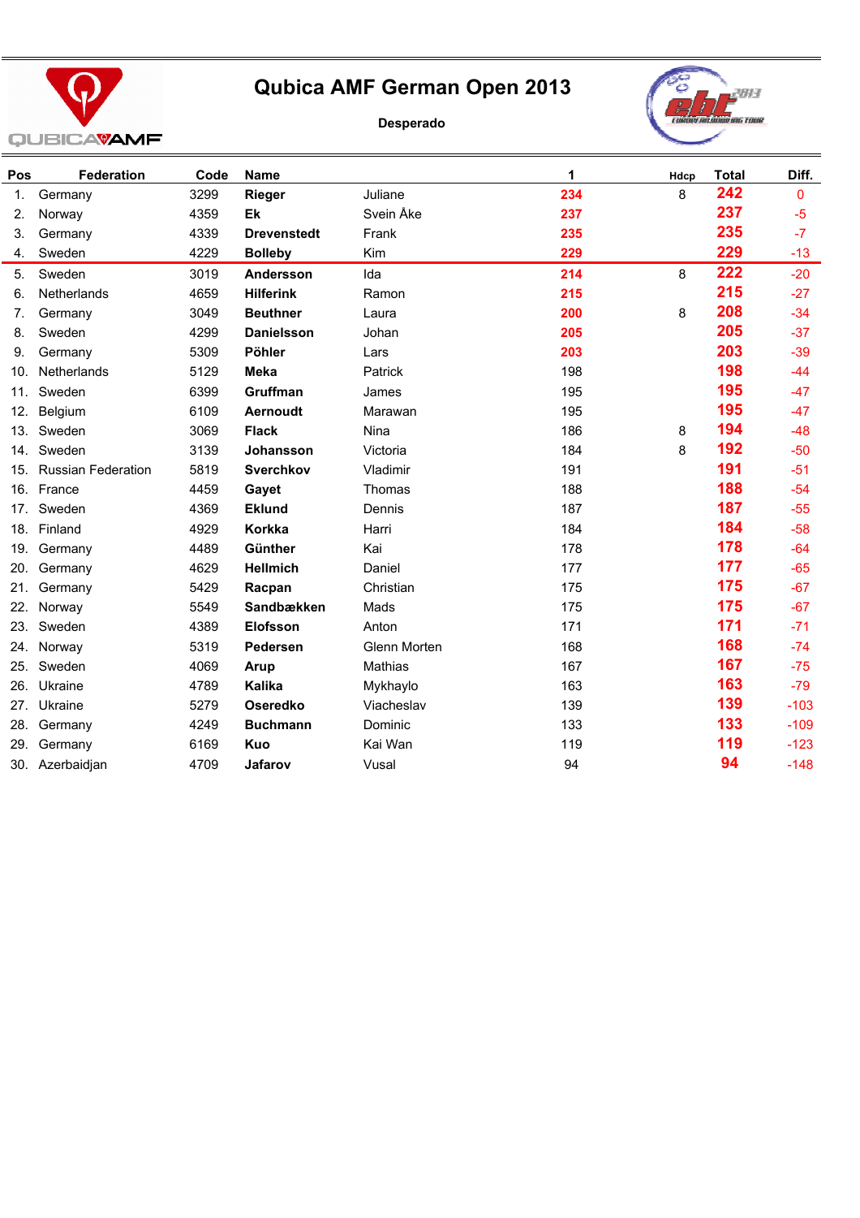# Qubica AMF German Open 2013

**Desperado**

| Pos | Federation | Code | Name | | 1 | Hdcp | Total | Diff. |
|---|---|---|---|---|---|---|---|---|
| 1. | Germany | 3299 | **Rieger** | Juliane | 234 | 8 | 242 | 0 |
| 2. | Norway | 4359 | **Ek** | Svein Åke | 237 | | 237 | -5 |
| 3. | Germany | 4339 | **Drevenstedt** | Frank | 235 | | 235 | -7 |
| 4. | Sweden | 4229 | **Bolleby** | Kim | 229 | | 229 | -13 |
| 5. | Sweden | 3019 | **Andersson** | Ida | 214 | 8 | 222 | -20 |
| 6. | Netherlands | 4659 | **Hilferink** | Ramon | 215 | | 215 | -27 |
| 7. | Germany | 3049 | **Beuthner** | Laura | 200 | 8 | 208 | -34 |
| 8. | Sweden | 4299 | **Danielsson** | Johan | 205 | | 205 | -37 |
| 9. | Germany | 5309 | **Pöhler** | Lars | 203 | | 203 | -39 |
| 10. | Netherlands | 5129 | **Meka** | Patrick | 198 | | 198 | -44 |
| 11. | Sweden | 6399 | **Gruffman** | James | 195 | | 195 | -47 |
| 12. | Belgium | 6109 | **Aernoudt** | Marawan | 195 | | 195 | -47 |
| 13. | Sweden | 3069 | **Flack** | Nina | 186 | 8 | 194 | -48 |
| 14. | Sweden | 3139 | **Johansson** | Victoria | 184 | 8 | 192 | -50 |
| 15. | Russian Federation | 5819 | **Sverchkov** | Vladimir | 191 | | 191 | -51 |
| 16. | France | 4459 | **Gayet** | Thomas | 188 | | 188 | -54 |
| 17. | Sweden | 4369 | **Eklund** | Dennis | 187 | | 187 | -55 |
| 18. | Finland | 4929 | **Korkka** | Harri | 184 | | 184 | -58 |
| 19. | Germany | 4489 | **Günther** | Kai | 178 | | 178 | -64 |
| 20. | Germany | 4629 | **Hellmich** | Daniel | 177 | | 177 | -65 |
| 21. | Germany | 5429 | **Racpan** | Christian | 175 | | 175 | -67 |
| 22. | Norway | 5549 | **Sandbækken** | Mads | 175 | | 175 | -67 |
| 23. | Sweden | 4389 | **Elofsson** | Anton | 171 | | 171 | -71 |
| 24. | Norway | 5319 | **Pedersen** | Glenn Morten | 168 | | 168 | -74 |
| 25. | Sweden | 4069 | **Arup** | Mathias | 167 | | 167 | -75 |
| 26. | Ukraine | 4789 | **Kalika** | Mykhaylo | 163 | | 163 | -79 |
| 27. | Ukraine | 5279 | **Oseredko** | Viacheslav | 139 | | 139 | -103 |
| 28. | Germany | 4249 | **Buchmann** | Dominic | 133 | | 133 | -109 |
| 29. | Germany | 6169 | **Kuo** | Kai Wan | 119 | | 119 | -123 |
| 30. | Azerbaidjan | 4709 | **Jafarov** | Vusal | 94 | | 94 | -148 |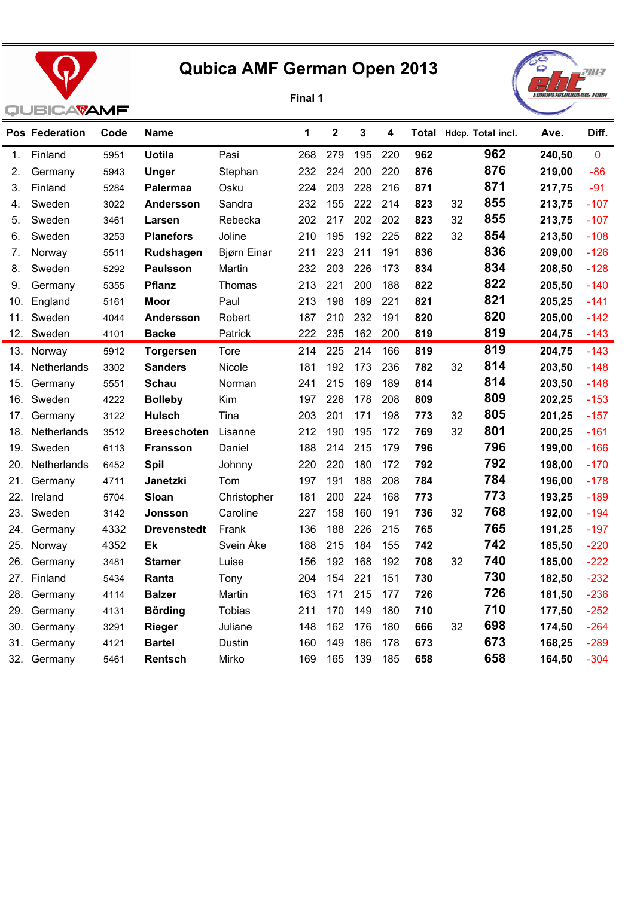# Qubica AMF German Open 2013

Final 1

| Pos | Federation | Code | Name | | 1 | 2 | 3 | 4 | Total | Hdcp. | Total incl. | Ave. | Diff. |
|---|---|---|---|---|---|---|---|---|---|---|---|---|---|
| 1. | Finland | 5951 | **Uotila** | Pasi | 268 | 279 | 195 | 220 | **962** | | **962** | **240,50** | 0 |
| 2. | Germany | 5943 | **Unger** | Stephan | 232 | 224 | 200 | 220 | **876** | | **876** | **219,00** | -86 |
| 3. | Finland | 5284 | **Palermaa** | Osku | 224 | 203 | 228 | 216 | **871** | | **871** | **217,75** | -91 |
| 4. | Sweden | 3022 | **Andersson** | Sandra | 232 | 155 | 222 | 214 | **823** | 32 | **855** | **213,75** | -107 |
| 5. | Sweden | 3461 | **Larsen** | Rebecka | 202 | 217 | 202 | 202 | **823** | 32 | **855** | **213,75** | -107 |
| 6. | Sweden | 3253 | **Planefors** | Joline | 210 | 195 | 192 | 225 | **822** | 32 | **854** | **213,50** | -108 |
| 7. | Norway | 5511 | **Rudshagen** | Bjørn Einar | 211 | 223 | 211 | 191 | **836** | | **836** | **209,00** | -126 |
| 8. | Sweden | 5292 | **Paulsson** | Martin | 232 | 203 | 226 | 173 | **834** | | **834** | **208,50** | -128 |
| 9. | Germany | 5355 | **Pflanz** | Thomas | 213 | 221 | 200 | 188 | **822** | | **822** | **205,50** | -140 |
| 10. | England | 5161 | **Moor** | Paul | 213 | 198 | 189 | 221 | **821** | | **821** | **205,25** | -141 |
| 11. | Sweden | 4044 | **Andersson** | Robert | 187 | 210 | 232 | 191 | **820** | | **820** | **205,00** | -142 |
| 12. | Sweden | 4101 | **Backe** | Patrick | 222 | 235 | 162 | 200 | **819** | | **819** | **204,75** | -143 |
| 13. | Norway | 5912 | **Torgersen** | Tore | 214 | 225 | 214 | 166 | **819** | | **819** | **204,75** | -143 |
| 14. | Netherlands | 3302 | **Sanders** | Nicole | 181 | 192 | 173 | 236 | **782** | 32 | **814** | **203,50** | -148 |
| 15. | Germany | 5551 | **Schau** | Norman | 241 | 215 | 169 | 189 | **814** | | **814** | **203,50** | -148 |
| 16. | Sweden | 4222 | **Bolleby** | Kim | 197 | 226 | 178 | 208 | **809** | | **809** | **202,25** | -153 |
| 17. | Germany | 3122 | **Hulsch** | Tina | 203 | 201 | 171 | 198 | **773** | 32 | **805** | **201,25** | -157 |
| 18. | Netherlands | 3512 | **Breeschoten** | Lisanne | 212 | 190 | 195 | 172 | **769** | 32 | **801** | **200,25** | -161 |
| 19. | Sweden | 6113 | **Fransson** | Daniel | 188 | 214 | 215 | 179 | **796** | | **796** | **199,00** | -166 |
| 20. | Netherlands | 6452 | **Spil** | Johnny | 220 | 220 | 180 | 172 | **792** | | **792** | **198,00** | -170 |
| 21. | Germany | 4711 | **Janetzki** | Tom | 197 | 191 | 188 | 208 | **784** | | **784** | **196,00** | -178 |
| 22. | Ireland | 5704 | **Sloan** | Christopher | 181 | 200 | 224 | 168 | **773** | | **773** | **193,25** | -189 |
| 23. | Sweden | 3142 | **Jonsson** | Caroline | 227 | 158 | 160 | 191 | **736** | 32 | **768** | **192,00** | -194 |
| 24. | Germany | 4332 | **Drevenstedt** | Frank | 136 | 188 | 226 | 215 | **765** | | **765** | **191,25** | -197 |
| 25. | Norway | 4352 | **Ek** | Svein Åke | 188 | 215 | 184 | 155 | **742** | | **742** | **185,50** | -220 |
| 26. | Germany | 3481 | **Stamer** | Luise | 156 | 192 | 168 | 192 | **708** | 32 | **740** | **185,00** | -222 |
| 27. | Finland | 5434 | **Ranta** | Tony | 204 | 154 | 221 | 151 | **730** | | **730** | **182,50** | -232 |
| 28. | Germany | 4114 | **Balzer** | Martin | 163 | 171 | 215 | 177 | **726** | | **726** | **181,50** | -236 |
| 29. | Germany | 4131 | **Börding** | Tobias | 211 | 170 | 149 | 180 | **710** | | **710** | **177,50** | -252 |
| 30. | Germany | 3291 | **Rieger** | Juliane | 148 | 162 | 176 | 180 | **666** | 32 | **698** | **174,50** | -264 |
| 31. | Germany | 4121 | **Bartel** | Dustin | 160 | 149 | 186 | 178 | **673** | | **673** | **168,25** | -289 |
| 32. | Germany | 5461 | **Rentsch** | Mirko | 169 | 165 | 139 | 185 | **658** | | **658** | **164,50** | -304 |